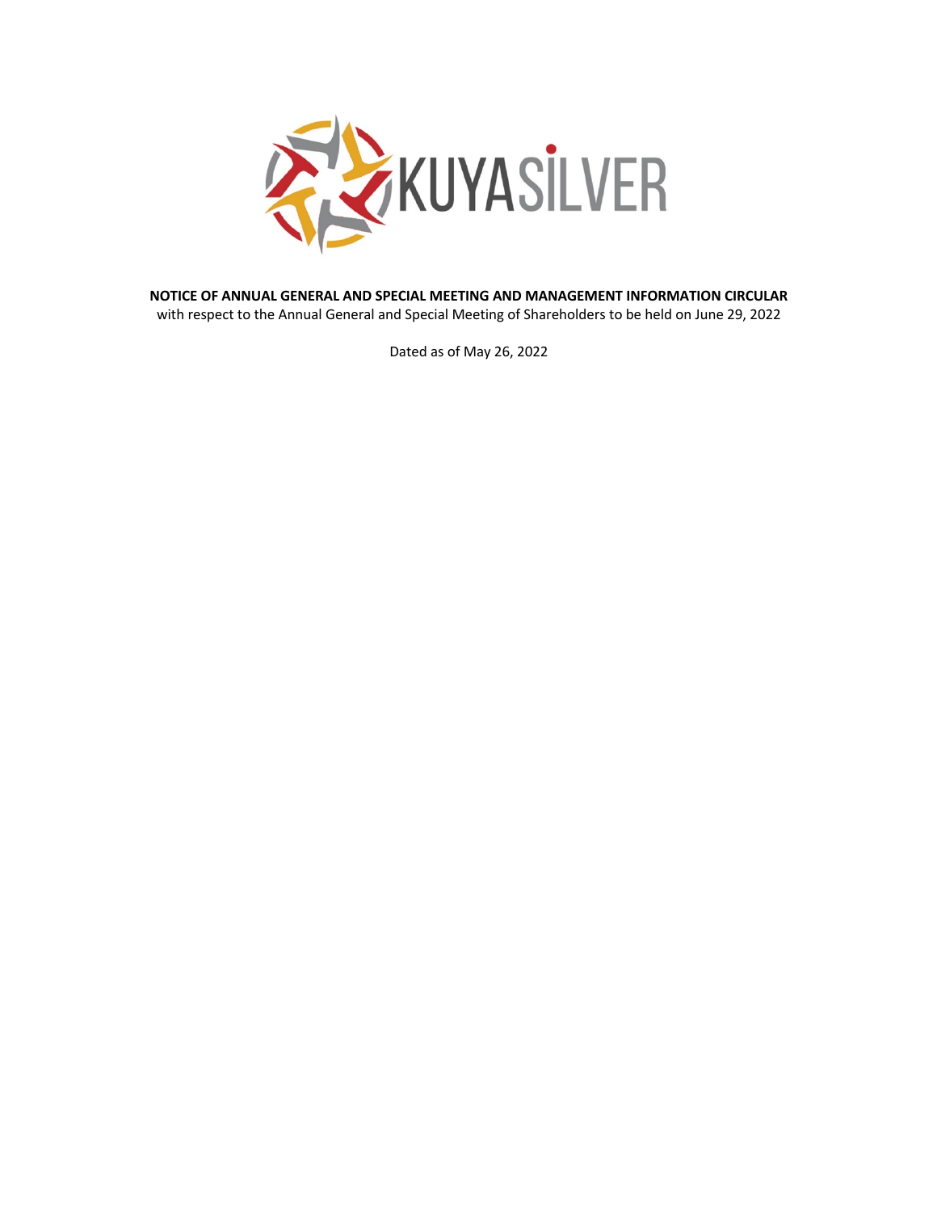KUYASILVER

**NOTICE OF ANNUAL GENERAL AND SPECIAL MEETING AND MANAGEMENT INFORMATION CIRCULAR**

with respect to the Annual General and Special Meeting of Shareholders to be held on June 29, 2022

Dated as of May 26, 2022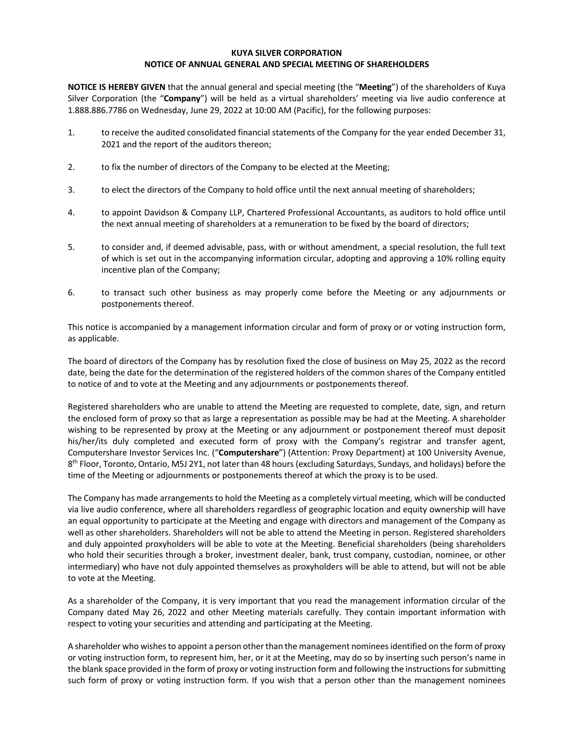**KUYA SILVER CORPORATION**
**NOTICE OF ANNUAL GENERAL AND SPECIAL MEETING OF SHAREHOLDERS**

**NOTICE IS HEREBY GIVEN** that the annual general and special meeting (the "**Meeting**") of the shareholders of Kuya Silver Corporation (the "**Company**") will be held as a virtual shareholders' meeting via live audio conference at 1.888.886.7786 on Wednesday, June 29, 2022 at 10:00 AM (Pacific), for the following purposes:

1. to receive the audited consolidated financial statements of the Company for the year ended December 31, 2021 and the report of the auditors thereon;

2. to fix the number of directors of the Company to be elected at the Meeting;

3. to elect the directors of the Company to hold office until the next annual meeting of shareholders;

4. to appoint Davidson & Company LLP, Chartered Professional Accountants, as auditors to hold office until the next annual meeting of shareholders at a remuneration to be fixed by the board of directors;

5. to consider and, if deemed advisable, pass, with or without amendment, a special resolution, the full text of which is set out in the accompanying information circular, adopting and approving a 10% rolling equity incentive plan of the Company;

6. to transact such other business as may properly come before the Meeting or any adjournments or postponements thereof.

This notice is accompanied by a management information circular and form of proxy or or voting instruction form, as applicable.

The board of directors of the Company has by resolution fixed the close of business on May 25, 2022 as the record date, being the date for the determination of the registered holders of the common shares of the Company entitled to notice of and to vote at the Meeting and any adjournments or postponements thereof.

Registered shareholders who are unable to attend the Meeting are requested to complete, date, sign, and return the enclosed form of proxy so that as large a representation as possible may be had at the Meeting. A shareholder wishing to be represented by proxy at the Meeting or any adjournment or postponement thereof must deposit his/her/its duly completed and executed form of proxy with the Company's registrar and transfer agent, Computershare Investor Services Inc. ("**Computershare**") (Attention: Proxy Department) at 100 University Avenue, 8th Floor, Toronto, Ontario, M5J 2Y1, not later than 48 hours (excluding Saturdays, Sundays, and holidays) before the time of the Meeting or adjournments or postponements thereof at which the proxy is to be used.

The Company has made arrangements to hold the Meeting as a completely virtual meeting, which will be conducted via live audio conference, where all shareholders regardless of geographic location and equity ownership will have an equal opportunity to participate at the Meeting and engage with directors and management of the Company as well as other shareholders. Shareholders will not be able to attend the Meeting in person. Registered shareholders and duly appointed proxyholders will be able to vote at the Meeting. Beneficial shareholders (being shareholders who hold their securities through a broker, investment dealer, bank, trust company, custodian, nominee, or other intermediary) who have not duly appointed themselves as proxyholders will be able to attend, but will not be able to vote at the Meeting.

As a shareholder of the Company, it is very important that you read the management information circular of the Company dated May 26, 2022 and other Meeting materials carefully. They contain important information with respect to voting your securities and attending and participating at the Meeting.

A shareholder who wishes to appoint a person other than the management nominees identified on the form of proxy or voting instruction form, to represent him, her, or it at the Meeting, may do so by inserting such person's name in the blank space provided in the form of proxy or voting instruction form and following the instructions for submitting such form of proxy or voting instruction form. If you wish that a person other than the management nominees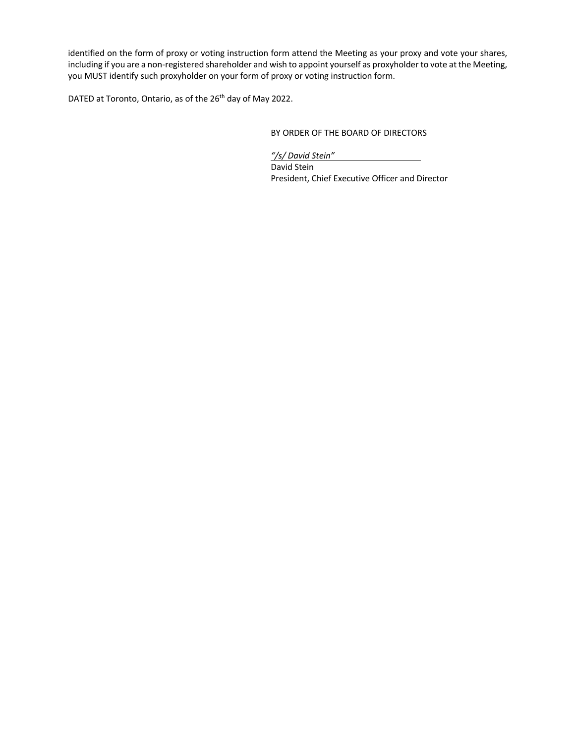identified on the form of proxy or voting instruction form attend the Meeting as your proxy and vote your shares, including if you are a non-registered shareholder and wish to appoint yourself as proxyholder to vote at the Meeting, you MUST identify such proxyholder on your form of proxy or voting instruction form.

DATED at Toronto, Ontario, as of the 26th day of May 2022.

BY ORDER OF THE BOARD OF DIRECTORS

*"/s/ David Stein"*
David Stein
President, Chief Executive Officer and Director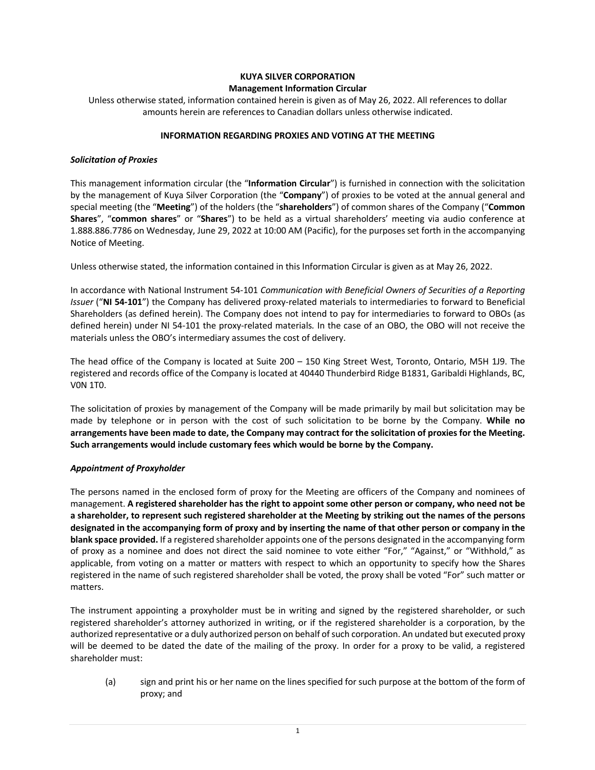**KUYA SILVER CORPORATION**
**Management Information Circular**

Unless otherwise stated, information contained herein is given as of May 26, 2022. All references to dollar amounts herein are references to Canadian dollars unless otherwise indicated.

## INFORMATION REGARDING PROXIES AND VOTING AT THE MEETING

***Solicitation of Proxies***

This management information circular (the "**Information Circular**") is furnished in connection with the solicitation by the management of Kuya Silver Corporation (the "**Company**") of proxies to be voted at the annual general and special meeting (the "**Meeting**") of the holders (the "**shareholders**") of common shares of the Company ("**Common Shares**", "**common shares**" or "**Shares**") to be held as a virtual shareholders' meeting via audio conference at 1.888.886.7786 on Wednesday, June 29, 2022 at 10:00 AM (Pacific), for the purposes set forth in the accompanying Notice of Meeting.

Unless otherwise stated, the information contained in this Information Circular is given as at May 26, 2022.

In accordance with National Instrument 54-101 *Communication with Beneficial Owners of Securities of a Reporting Issuer* ("**NI 54-101**") the Company has delivered proxy-related materials to intermediaries to forward to Beneficial Shareholders (as defined herein). The Company does not intend to pay for intermediaries to forward to OBOs (as defined herein) under NI 54-101 the proxy-related materials. In the case of an OBO, the OBO will not receive the materials unless the OBO's intermediary assumes the cost of delivery.

The head office of the Company is located at Suite 200 – 150 King Street West, Toronto, Ontario, M5H 1J9. The registered and records office of the Company is located at 40440 Thunderbird Ridge B1831, Garibaldi Highlands, BC, V0N 1T0.

The solicitation of proxies by management of the Company will be made primarily by mail but solicitation may be made by telephone or in person with the cost of such solicitation to be borne by the Company. **While no arrangements have been made to date, the Company may contract for the solicitation of proxies for the Meeting. Such arrangements would include customary fees which would be borne by the Company.**

***Appointment of Proxyholder***

The persons named in the enclosed form of proxy for the Meeting are officers of the Company and nominees of management. **A registered shareholder has the right to appoint some other person or company, who need not be a shareholder, to represent such registered shareholder at the Meeting by striking out the names of the persons designated in the accompanying form of proxy and by inserting the name of that other person or company in the blank space provided.** If a registered shareholder appoints one of the persons designated in the accompanying form of proxy as a nominee and does not direct the said nominee to vote either "For," "Against," or "Withhold," as applicable, from voting on a matter or matters with respect to which an opportunity to specify how the Shares registered in the name of such registered shareholder shall be voted, the proxy shall be voted "For" such matter or matters.

The instrument appointing a proxyholder must be in writing and signed by the registered shareholder, or such registered shareholder's attorney authorized in writing, or if the registered shareholder is a corporation, by the authorized representative or a duly authorized person on behalf of such corporation. An undated but executed proxy will be deemed to be dated the date of the mailing of the proxy. In order for a proxy to be valid, a registered shareholder must:

(a) sign and print his or her name on the lines specified for such purpose at the bottom of the form of proxy; and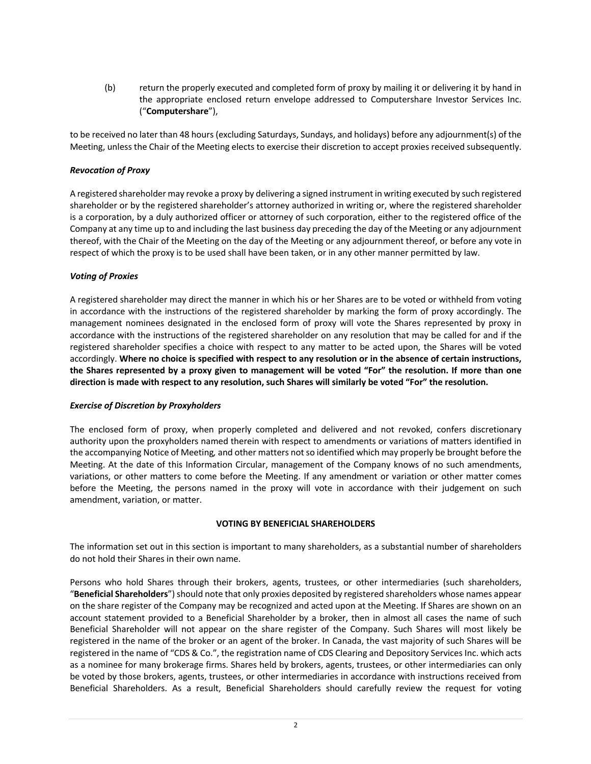(b) return the properly executed and completed form of proxy by mailing it or delivering it by hand in the appropriate enclosed return envelope addressed to Computershare Investor Services Inc. ("**Computershare**"),

to be received no later than 48 hours (excluding Saturdays, Sundays, and holidays) before any adjournment(s) of the Meeting, unless the Chair of the Meeting elects to exercise their discretion to accept proxies received subsequently.

***Revocation of Proxy***

A registered shareholder may revoke a proxy by delivering a signed instrument in writing executed by such registered shareholder or by the registered shareholder's attorney authorized in writing or, where the registered shareholder is a corporation, by a duly authorized officer or attorney of such corporation, either to the registered office of the Company at any time up to and including the last business day preceding the day of the Meeting or any adjournment thereof, with the Chair of the Meeting on the day of the Meeting or any adjournment thereof, or before any vote in respect of which the proxy is to be used shall have been taken, or in any other manner permitted by law.

***Voting of Proxies***

A registered shareholder may direct the manner in which his or her Shares are to be voted or withheld from voting in accordance with the instructions of the registered shareholder by marking the form of proxy accordingly. The management nominees designated in the enclosed form of proxy will vote the Shares represented by proxy in accordance with the instructions of the registered shareholder on any resolution that may be called for and if the registered shareholder specifies a choice with respect to any matter to be acted upon, the Shares will be voted accordingly. **Where no choice is specified with respect to any resolution or in the absence of certain instructions, the Shares represented by a proxy given to management will be voted "For" the resolution. If more than one direction is made with respect to any resolution, such Shares will similarly be voted "For" the resolution.**

***Exercise of Discretion by Proxyholders***

The enclosed form of proxy, when properly completed and delivered and not revoked, confers discretionary authority upon the proxyholders named therein with respect to amendments or variations of matters identified in the accompanying Notice of Meeting, and other matters not so identified which may properly be brought before the Meeting. At the date of this Information Circular, management of the Company knows of no such amendments, variations, or other matters to come before the Meeting. If any amendment or variation or other matter comes before the Meeting, the persons named in the proxy will vote in accordance with their judgement on such amendment, variation, or matter.

## VOTING BY BENEFICIAL SHAREHOLDERS

The information set out in this section is important to many shareholders, as a substantial number of shareholders do not hold their Shares in their own name.

Persons who hold Shares through their brokers, agents, trustees, or other intermediaries (such shareholders, "**Beneficial Shareholders**") should note that only proxies deposited by registered shareholders whose names appear on the share register of the Company may be recognized and acted upon at the Meeting. If Shares are shown on an account statement provided to a Beneficial Shareholder by a broker, then in almost all cases the name of such Beneficial Shareholder will not appear on the share register of the Company. Such Shares will most likely be registered in the name of the broker or an agent of the broker. In Canada, the vast majority of such Shares will be registered in the name of "CDS & Co.", the registration name of CDS Clearing and Depository Services Inc. which acts as a nominee for many brokerage firms. Shares held by brokers, agents, trustees, or other intermediaries can only be voted by those brokers, agents, trustees, or other intermediaries in accordance with instructions received from Beneficial Shareholders. As a result, Beneficial Shareholders should carefully review the request for voting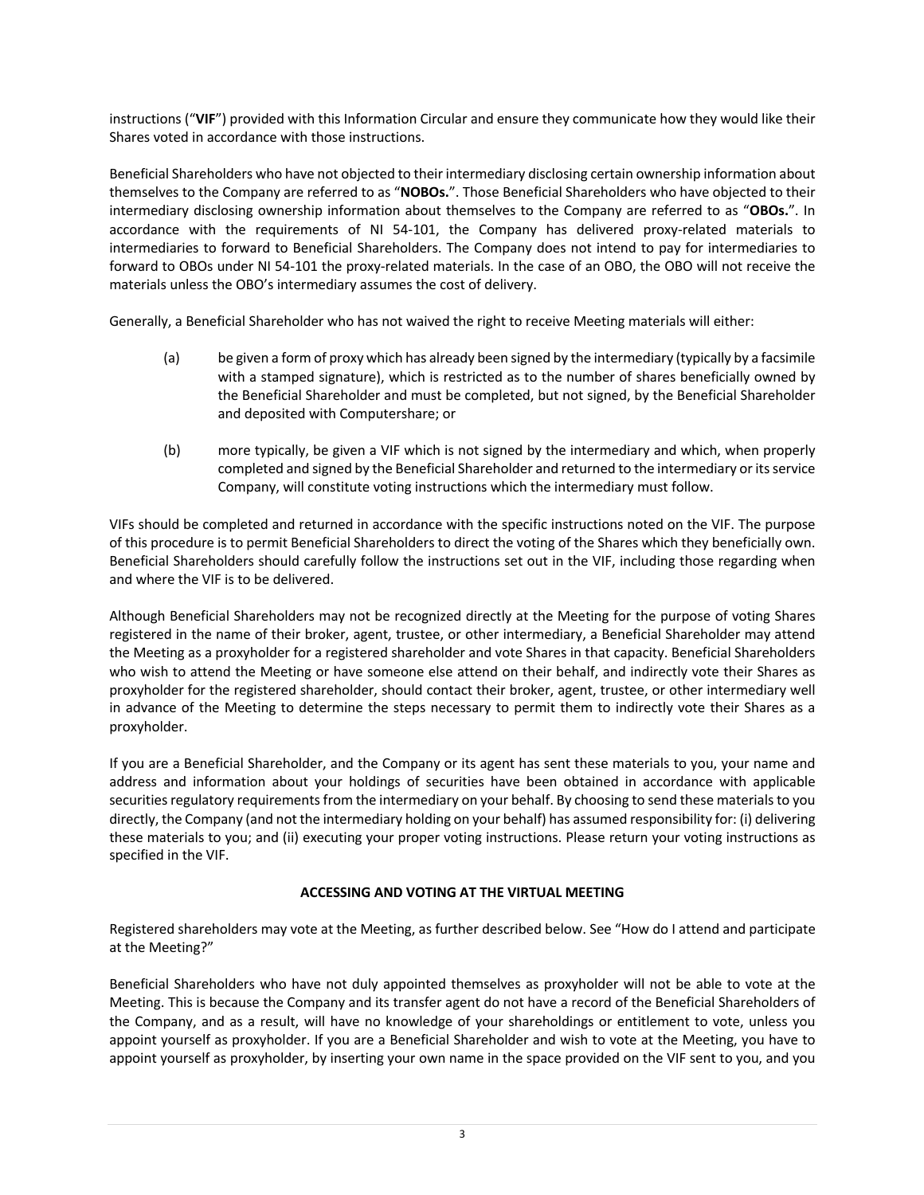instructions ("**VIF**") provided with this Information Circular and ensure they communicate how they would like their Shares voted in accordance with those instructions.

Beneficial Shareholders who have not objected to their intermediary disclosing certain ownership information about themselves to the Company are referred to as "**NOBOs.**". Those Beneficial Shareholders who have objected to their intermediary disclosing ownership information about themselves to the Company are referred to as "**OBOs.**". In accordance with the requirements of NI 54-101, the Company has delivered proxy-related materials to intermediaries to forward to Beneficial Shareholders. The Company does not intend to pay for intermediaries to forward to OBOs under NI 54-101 the proxy-related materials. In the case of an OBO, the OBO will not receive the materials unless the OBO's intermediary assumes the cost of delivery.

Generally, a Beneficial Shareholder who has not waived the right to receive Meeting materials will either:

(a) be given a form of proxy which has already been signed by the intermediary (typically by a facsimile with a stamped signature), which is restricted as to the number of shares beneficially owned by the Beneficial Shareholder and must be completed, but not signed, by the Beneficial Shareholder and deposited with Computershare; or

(b) more typically, be given a VIF which is not signed by the intermediary and which, when properly completed and signed by the Beneficial Shareholder and returned to the intermediary or its service Company, will constitute voting instructions which the intermediary must follow.

VIFs should be completed and returned in accordance with the specific instructions noted on the VIF. The purpose of this procedure is to permit Beneficial Shareholders to direct the voting of the Shares which they beneficially own. Beneficial Shareholders should carefully follow the instructions set out in the VIF, including those regarding when and where the VIF is to be delivered.

Although Beneficial Shareholders may not be recognized directly at the Meeting for the purpose of voting Shares registered in the name of their broker, agent, trustee, or other intermediary, a Beneficial Shareholder may attend the Meeting as a proxyholder for a registered shareholder and vote Shares in that capacity. Beneficial Shareholders who wish to attend the Meeting or have someone else attend on their behalf, and indirectly vote their Shares as proxyholder for the registered shareholder, should contact their broker, agent, trustee, or other intermediary well in advance of the Meeting to determine the steps necessary to permit them to indirectly vote their Shares as a proxyholder.

If you are a Beneficial Shareholder, and the Company or its agent has sent these materials to you, your name and address and information about your holdings of securities have been obtained in accordance with applicable securities regulatory requirements from the intermediary on your behalf. By choosing to send these materials to you directly, the Company (and not the intermediary holding on your behalf) has assumed responsibility for: (i) delivering these materials to you; and (ii) executing your proper voting instructions. Please return your voting instructions as specified in the VIF.

## ACCESSING AND VOTING AT THE VIRTUAL MEETING

Registered shareholders may vote at the Meeting, as further described below. See "How do I attend and participate at the Meeting?"

Beneficial Shareholders who have not duly appointed themselves as proxyholder will not be able to vote at the Meeting. This is because the Company and its transfer agent do not have a record of the Beneficial Shareholders of the Company, and as a result, will have no knowledge of your shareholdings or entitlement to vote, unless you appoint yourself as proxyholder. If you are a Beneficial Shareholder and wish to vote at the Meeting, you have to appoint yourself as proxyholder, by inserting your own name in the space provided on the VIF sent to you, and you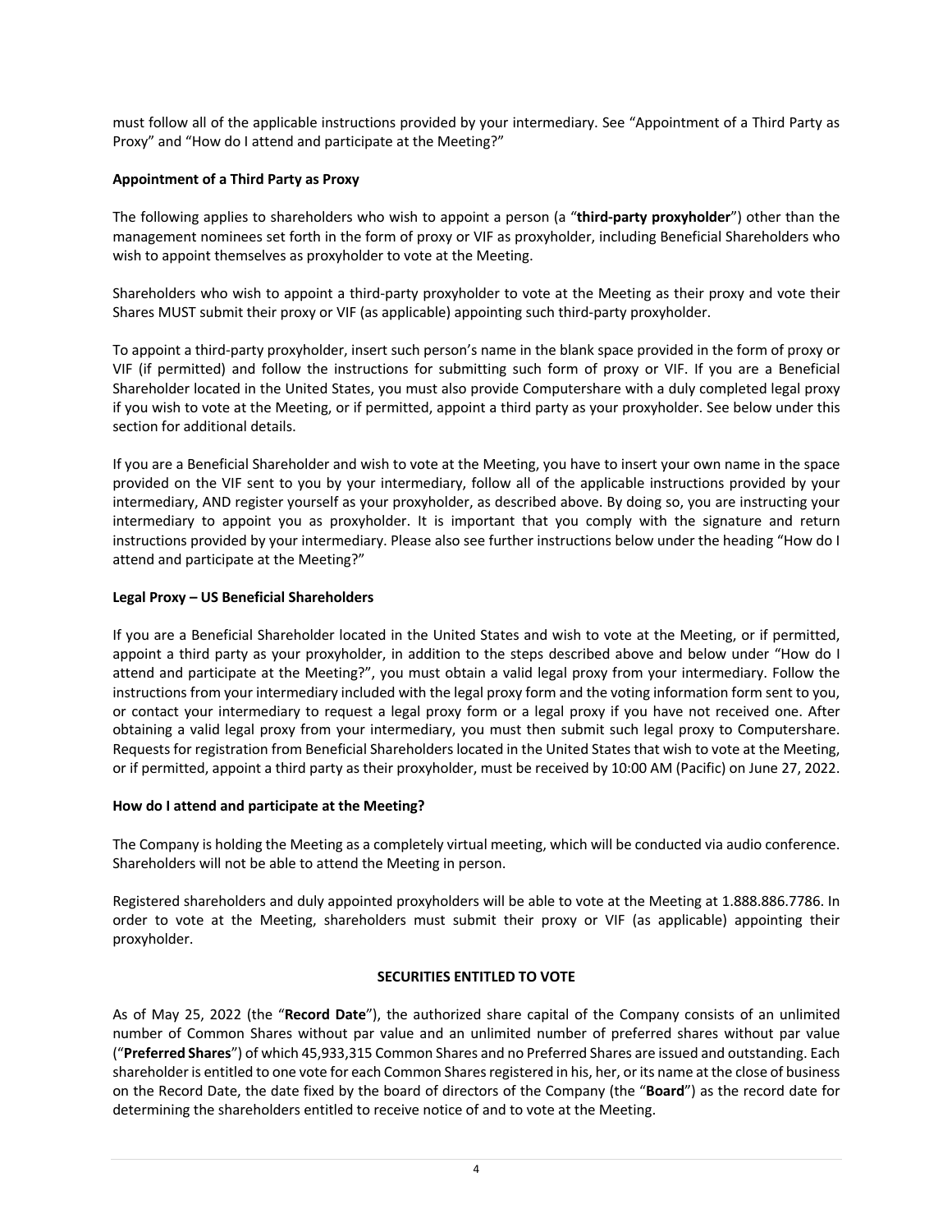must follow all of the applicable instructions provided by your intermediary. See "Appointment of a Third Party as Proxy" and "How do I attend and participate at the Meeting?"

**Appointment of a Third Party as Proxy**

The following applies to shareholders who wish to appoint a person (a "**third-party proxyholder**") other than the management nominees set forth in the form of proxy or VIF as proxyholder, including Beneficial Shareholders who wish to appoint themselves as proxyholder to vote at the Meeting.

Shareholders who wish to appoint a third-party proxyholder to vote at the Meeting as their proxy and vote their Shares MUST submit their proxy or VIF (as applicable) appointing such third-party proxyholder.

To appoint a third-party proxyholder, insert such person's name in the blank space provided in the form of proxy or VIF (if permitted) and follow the instructions for submitting such form of proxy or VIF. If you are a Beneficial Shareholder located in the United States, you must also provide Computershare with a duly completed legal proxy if you wish to vote at the Meeting, or if permitted, appoint a third party as your proxyholder. See below under this section for additional details.

If you are a Beneficial Shareholder and wish to vote at the Meeting, you have to insert your own name in the space provided on the VIF sent to you by your intermediary, follow all of the applicable instructions provided by your intermediary, AND register yourself as your proxyholder, as described above. By doing so, you are instructing your intermediary to appoint you as proxyholder. It is important that you comply with the signature and return instructions provided by your intermediary. Please also see further instructions below under the heading "How do I attend and participate at the Meeting?"

**Legal Proxy – US Beneficial Shareholders**

If you are a Beneficial Shareholder located in the United States and wish to vote at the Meeting, or if permitted, appoint a third party as your proxyholder, in addition to the steps described above and below under "How do I attend and participate at the Meeting?", you must obtain a valid legal proxy from your intermediary. Follow the instructions from your intermediary included with the legal proxy form and the voting information form sent to you, or contact your intermediary to request a legal proxy form or a legal proxy if you have not received one. After obtaining a valid legal proxy from your intermediary, you must then submit such legal proxy to Computershare. Requests for registration from Beneficial Shareholders located in the United States that wish to vote at the Meeting, or if permitted, appoint a third party as their proxyholder, must be received by 10:00 AM (Pacific) on June 27, 2022.

**How do I attend and participate at the Meeting?**

The Company is holding the Meeting as a completely virtual meeting, which will be conducted via audio conference. Shareholders will not be able to attend the Meeting in person.

Registered shareholders and duly appointed proxyholders will be able to vote at the Meeting at 1.888.886.7786. In order to vote at the Meeting, shareholders must submit their proxy or VIF (as applicable) appointing their proxyholder.

## SECURITIES ENTITLED TO VOTE

As of May 25, 2022 (the "**Record Date**"), the authorized share capital of the Company consists of an unlimited number of Common Shares without par value and an unlimited number of preferred shares without par value ("**Preferred Shares**") of which 45,933,315 Common Shares and no Preferred Shares are issued and outstanding. Each shareholder is entitled to one vote for each Common Shares registered in his, her, or its name at the close of business on the Record Date, the date fixed by the board of directors of the Company (the "**Board**") as the record date for determining the shareholders entitled to receive notice of and to vote at the Meeting.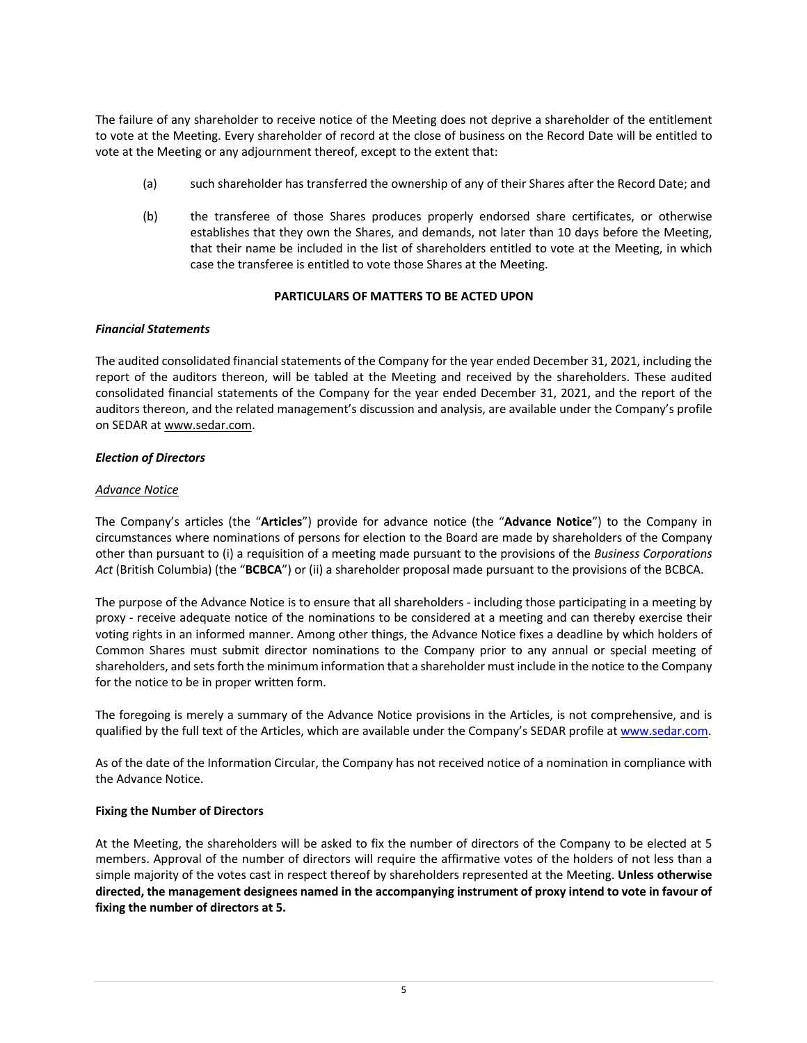The failure of any shareholder to receive notice of the Meeting does not deprive a shareholder of the entitlement to vote at the Meeting. Every shareholder of record at the close of business on the Record Date will be entitled to vote at the Meeting or any adjournment thereof, except to the extent that:

(a) such shareholder has transferred the ownership of any of their Shares after the Record Date; and

(b) the transferee of those Shares produces properly endorsed share certificates, or otherwise establishes that they own the Shares, and demands, not later than 10 days before the Meeting, that their name be included in the list of shareholders entitled to vote at the Meeting, in which case the transferee is entitled to vote those Shares at the Meeting.

## PARTICULARS OF MATTERS TO BE ACTED UPON

### *Financial Statements*

The audited consolidated financial statements of the Company for the year ended December 31, 2021, including the report of the auditors thereon, will be tabled at the Meeting and received by the shareholders. These audited consolidated financial statements of the Company for the year ended December 31, 2021, and the report of the auditors thereon, and the related management's discussion and analysis, are available under the Company's profile on SEDAR at www.sedar.com.

### *Election of Directors*

#### *Advance Notice*

The Company's articles (the "**Articles**") provide for advance notice (the "**Advance Notice**") to the Company in circumstances where nominations of persons for election to the Board are made by shareholders of the Company other than pursuant to (i) a requisition of a meeting made pursuant to the provisions of the *Business Corporations Act* (British Columbia) (the "**BCBCA**") or (ii) a shareholder proposal made pursuant to the provisions of the BCBCA.

The purpose of the Advance Notice is to ensure that all shareholders - including those participating in a meeting by proxy - receive adequate notice of the nominations to be considered at a meeting and can thereby exercise their voting rights in an informed manner. Among other things, the Advance Notice fixes a deadline by which holders of Common Shares must submit director nominations to the Company prior to any annual or special meeting of shareholders, and sets forth the minimum information that a shareholder must include in the notice to the Company for the notice to be in proper written form.

The foregoing is merely a summary of the Advance Notice provisions in the Articles, is not comprehensive, and is qualified by the full text of the Articles, which are available under the Company's SEDAR profile at www.sedar.com.

As of the date of the Information Circular, the Company has not received notice of a nomination in compliance with the Advance Notice.

### Fixing the Number of Directors

At the Meeting, the shareholders will be asked to fix the number of directors of the Company to be elected at 5 members. Approval of the number of directors will require the affirmative votes of the holders of not less than a simple majority of the votes cast in respect thereof by shareholders represented at the Meeting. **Unless otherwise directed, the management designees named in the accompanying instrument of proxy intend to vote in favour of fixing the number of directors at 5.**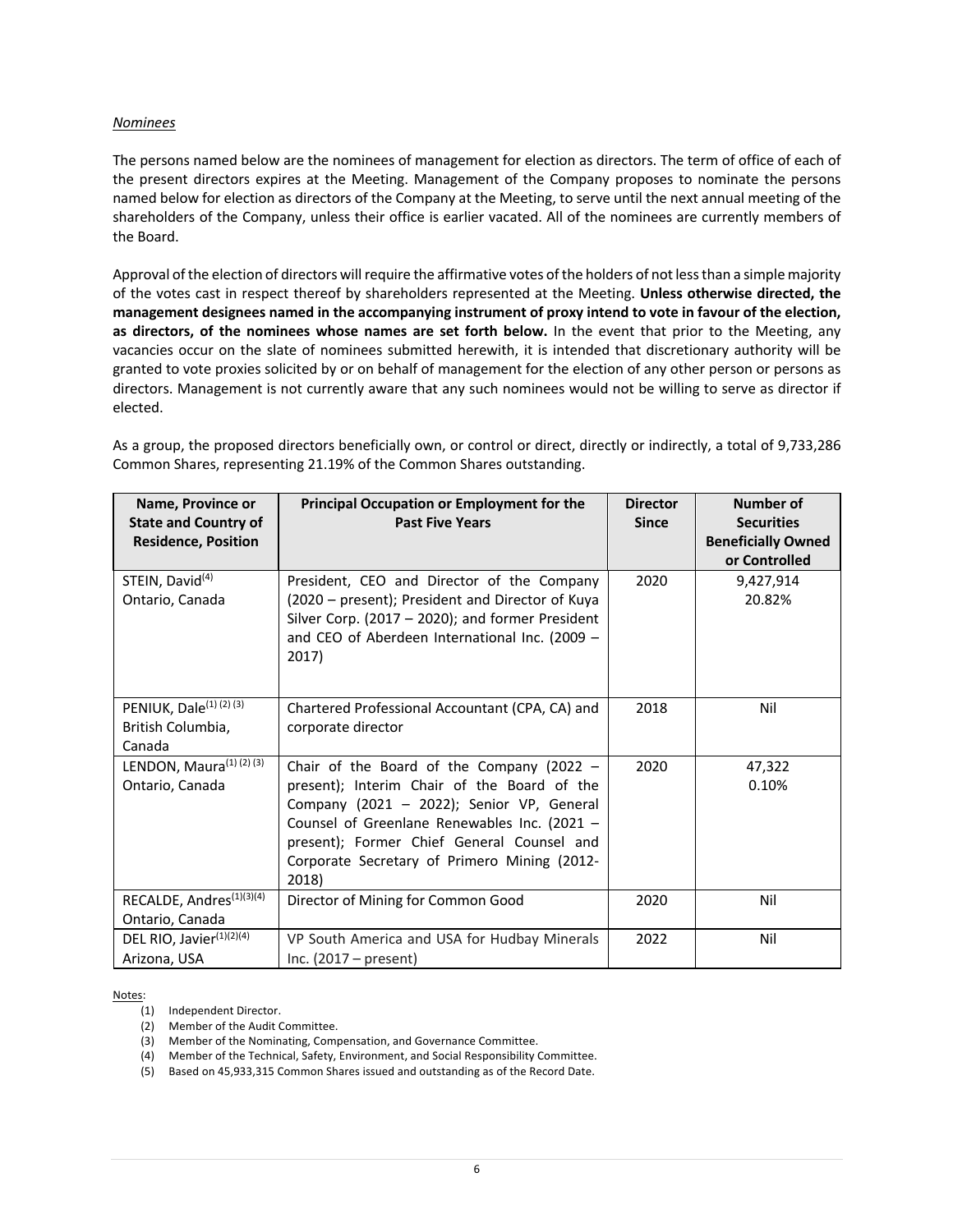*Nominees*

The persons named below are the nominees of management for election as directors. The term of office of each of the present directors expires at the Meeting. Management of the Company proposes to nominate the persons named below for election as directors of the Company at the Meeting, to serve until the next annual meeting of the shareholders of the Company, unless their office is earlier vacated. All of the nominees are currently members of the Board.

Approval of the election of directors will require the affirmative votes of the holders of not less than a simple majority of the votes cast in respect thereof by shareholders represented at the Meeting. **Unless otherwise directed, the management designees named in the accompanying instrument of proxy intend to vote in favour of the election, as directors, of the nominees whose names are set forth below.** In the event that prior to the Meeting, any vacancies occur on the slate of nominees submitted herewith, it is intended that discretionary authority will be granted to vote proxies solicited by or on behalf of management for the election of any other person or persons as directors. Management is not currently aware that any such nominees would not be willing to serve as director if elected.

As a group, the proposed directors beneficially own, or control or direct, directly or indirectly, a total of 9,733,286 Common Shares, representing 21.19% of the Common Shares outstanding.

| Name, Province or State and Country of Residence, Position | Principal Occupation or Employment for the Past Five Years | Director Since | Number of Securities Beneficially Owned or Controlled |
|---|---|---|---|
| STEIN, David[4]<br>Ontario, Canada | President, CEO and Director of the Company (2020 – present); President and Director of Kuya Silver Corp. (2017 – 2020); and former President and CEO of Aberdeen International Inc. (2009 – 2017) | 2020 | 9,427,914<br>20.82% |
| PENIUK, Dale[1] [2] [3]<br>British Columbia, Canada | Chartered Professional Accountant (CPA, CA) and corporate director | 2018 | Nil |
| LENDON, Maura[1] [2] [3]<br>Ontario, Canada | Chair of the Board of the Company (2022 – present); Interim Chair of the Board of the Company (2021 – 2022); Senior VP, General Counsel of Greenlane Renewables Inc. (2021 – present); Former Chief General Counsel and Corporate Secretary of Primero Mining (2012-2018) | 2020 | 47,322<br>0.10% |
| RECALDE, Andres[1][3][4]<br>Ontario, Canada | Director of Mining for Common Good | 2020 | Nil |
| DEL RIO, Javier[1][2][4]<br>Arizona, USA | VP South America and USA for Hudbay Minerals Inc. (2017 – present) | 2022 | Nil |

Notes:

(1) Independent Director.
(2) Member of the Audit Committee.
(3) Member of the Nominating, Compensation, and Governance Committee.
(4) Member of the Technical, Safety, Environment, and Social Responsibility Committee.
(5) Based on 45,933,315 Common Shares issued and outstanding as of the Record Date.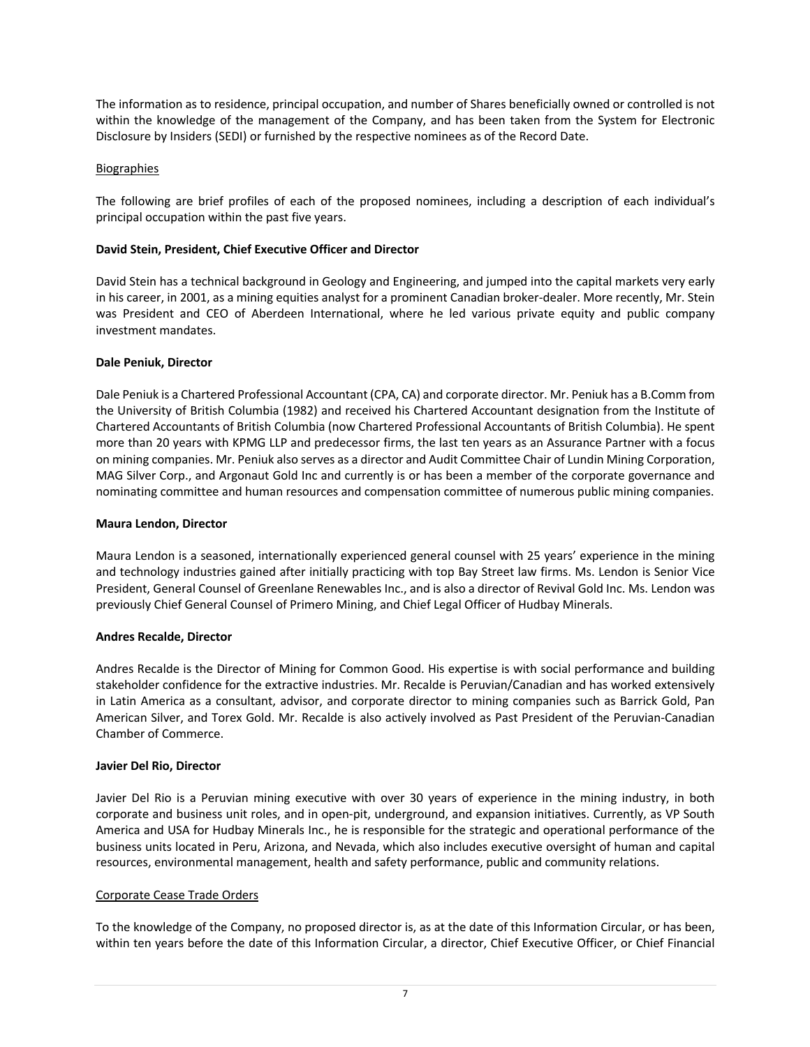The information as to residence, principal occupation, and number of Shares beneficially owned or controlled is not within the knowledge of the management of the Company, and has been taken from the System for Electronic Disclosure by Insiders (SEDI) or furnished by the respective nominees as of the Record Date.

Biographies

The following are brief profiles of each of the proposed nominees, including a description of each individual's principal occupation within the past five years.

**David Stein, President, Chief Executive Officer and Director**

David Stein has a technical background in Geology and Engineering, and jumped into the capital markets very early in his career, in 2001, as a mining equities analyst for a prominent Canadian broker-dealer. More recently, Mr. Stein was President and CEO of Aberdeen International, where he led various private equity and public company investment mandates.

**Dale Peniuk, Director**

Dale Peniuk is a Chartered Professional Accountant (CPA, CA) and corporate director. Mr. Peniuk has a B.Comm from the University of British Columbia (1982) and received his Chartered Accountant designation from the Institute of Chartered Accountants of British Columbia (now Chartered Professional Accountants of British Columbia). He spent more than 20 years with KPMG LLP and predecessor firms, the last ten years as an Assurance Partner with a focus on mining companies. Mr. Peniuk also serves as a director and Audit Committee Chair of Lundin Mining Corporation, MAG Silver Corp., and Argonaut Gold Inc and currently is or has been a member of the corporate governance and nominating committee and human resources and compensation committee of numerous public mining companies.

**Maura Lendon, Director**

Maura Lendon is a seasoned, internationally experienced general counsel with 25 years' experience in the mining and technology industries gained after initially practicing with top Bay Street law firms. Ms. Lendon is Senior Vice President, General Counsel of Greenlane Renewables Inc., and is also a director of Revival Gold Inc. Ms. Lendon was previously Chief General Counsel of Primero Mining, and Chief Legal Officer of Hudbay Minerals.

**Andres Recalde, Director**

Andres Recalde is the Director of Mining for Common Good. His expertise is with social performance and building stakeholder confidence for the extractive industries. Mr. Recalde is Peruvian/Canadian and has worked extensively in Latin America as a consultant, advisor, and corporate director to mining companies such as Barrick Gold, Pan American Silver, and Torex Gold. Mr. Recalde is also actively involved as Past President of the Peruvian-Canadian Chamber of Commerce.

**Javier Del Rio, Director**

Javier Del Rio is a Peruvian mining executive with over 30 years of experience in the mining industry, in both corporate and business unit roles, and in open-pit, underground, and expansion initiatives. Currently, as VP South America and USA for Hudbay Minerals Inc., he is responsible for the strategic and operational performance of the business units located in Peru, Arizona, and Nevada, which also includes executive oversight of human and capital resources, environmental management, health and safety performance, public and community relations.

Corporate Cease Trade Orders

To the knowledge of the Company, no proposed director is, as at the date of this Information Circular, or has been, within ten years before the date of this Information Circular, a director, Chief Executive Officer, or Chief Financial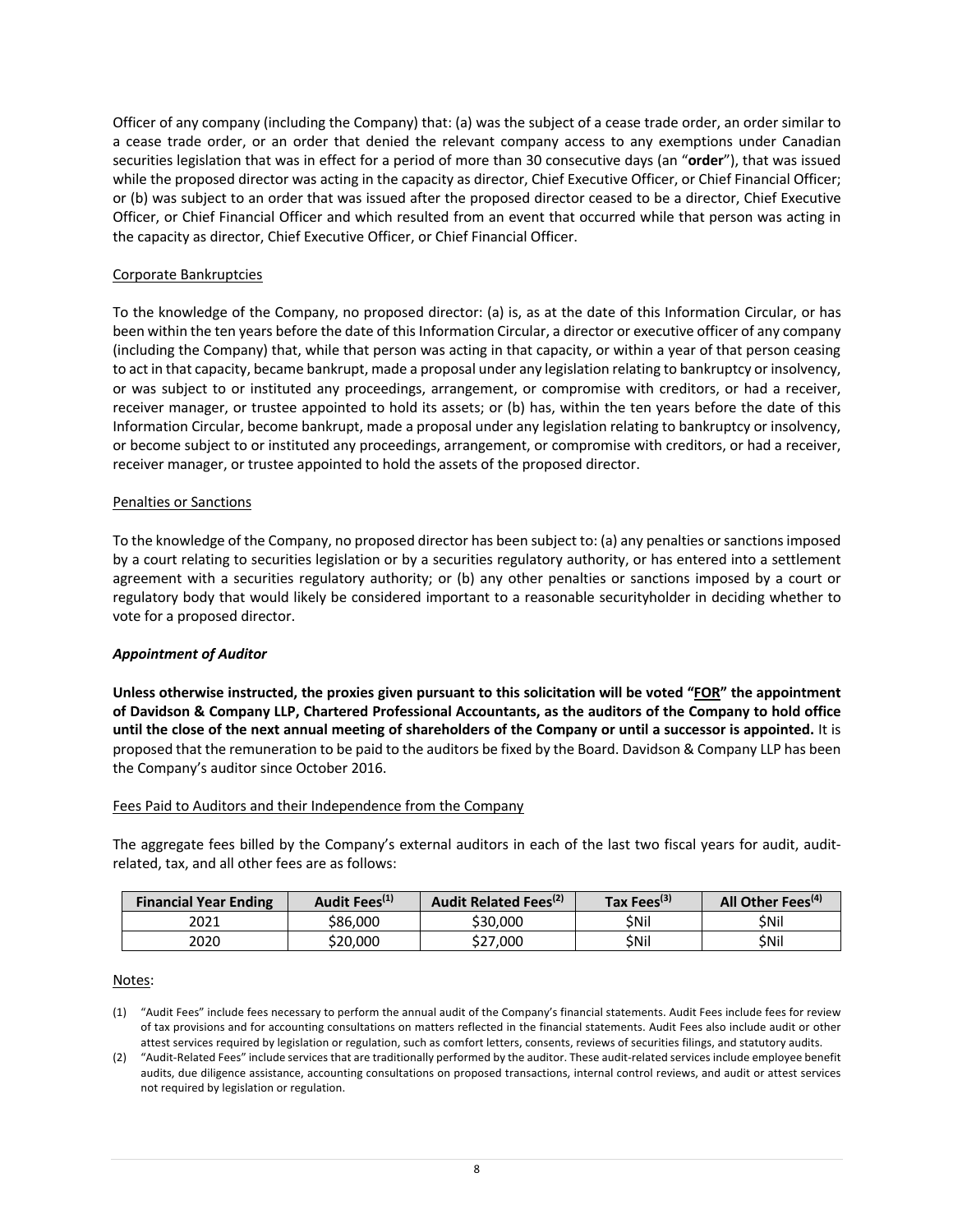Officer of any company (including the Company) that: (a) was the subject of a cease trade order, an order similar to a cease trade order, or an order that denied the relevant company access to any exemptions under Canadian securities legislation that was in effect for a period of more than 30 consecutive days (an "**order**"), that was issued while the proposed director was acting in the capacity as director, Chief Executive Officer, or Chief Financial Officer; or (b) was subject to an order that was issued after the proposed director ceased to be a director, Chief Executive Officer, or Chief Financial Officer and which resulted from an event that occurred while that person was acting in the capacity as director, Chief Executive Officer, or Chief Financial Officer.

Corporate Bankruptcies

To the knowledge of the Company, no proposed director: (a) is, as at the date of this Information Circular, or has been within the ten years before the date of this Information Circular, a director or executive officer of any company (including the Company) that, while that person was acting in that capacity, or within a year of that person ceasing to act in that capacity, became bankrupt, made a proposal under any legislation relating to bankruptcy or insolvency, or was subject to or instituted any proceedings, arrangement, or compromise with creditors, or had a receiver, receiver manager, or trustee appointed to hold its assets; or (b) has, within the ten years before the date of this Information Circular, become bankrupt, made a proposal under any legislation relating to bankruptcy or insolvency, or become subject to or instituted any proceedings, arrangement, or compromise with creditors, or had a receiver, receiver manager, or trustee appointed to hold the assets of the proposed director.

Penalties or Sanctions

To the knowledge of the Company, no proposed director has been subject to: (a) any penalties or sanctions imposed by a court relating to securities legislation or by a securities regulatory authority, or has entered into a settlement agreement with a securities regulatory authority; or (b) any other penalties or sanctions imposed by a court or regulatory body that would likely be considered important to a reasonable securityholder in deciding whether to vote for a proposed director.

***Appointment of Auditor***

**Unless otherwise instructed, the proxies given pursuant to this solicitation will be voted "FOR" the appointment of Davidson & Company LLP, Chartered Professional Accountants, as the auditors of the Company to hold office until the close of the next annual meeting of shareholders of the Company or until a successor is appointed.** It is proposed that the remuneration to be paid to the auditors be fixed by the Board. Davidson & Company LLP has been the Company's auditor since October 2016.

Fees Paid to Auditors and their Independence from the Company

The aggregate fees billed by the Company's external auditors in each of the last two fiscal years for audit, audit-related, tax, and all other fees are as follows:

| Financial Year Ending | Audit Fees(1) | Audit Related Fees(2) | Tax Fees(3) | All Other Fees(4) |
|---|---|---|---|---|
| 2021 | $86,000 | $30,000 | $Nil | $Nil |
| 2020 | $20,000 | $27,000 | $Nil | $Nil |

Notes:

(1) "Audit Fees" include fees necessary to perform the annual audit of the Company's financial statements. Audit Fees include fees for review of tax provisions and for accounting consultations on matters reflected in the financial statements. Audit Fees also include audit or other attest services required by legislation or regulation, such as comfort letters, consents, reviews of securities filings, and statutory audits.

(2) "Audit-Related Fees" include services that are traditionally performed by the auditor. These audit-related services include employee benefit audits, due diligence assistance, accounting consultations on proposed transactions, internal control reviews, and audit or attest services not required by legislation or regulation.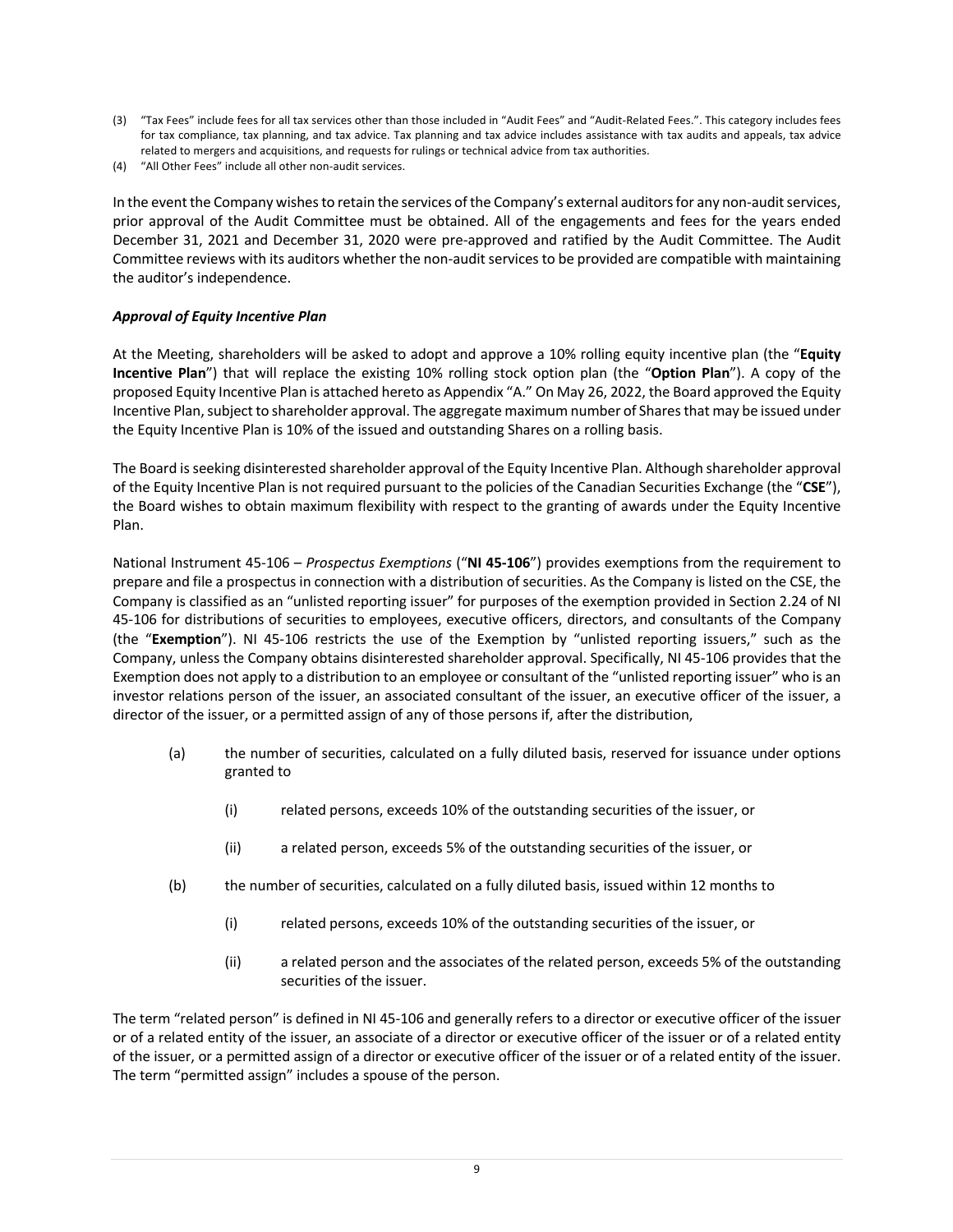(3) "Tax Fees" include fees for all tax services other than those included in "Audit Fees" and "Audit-Related Fees.". This category includes fees for tax compliance, tax planning, and tax advice. Tax planning and tax advice includes assistance with tax audits and appeals, tax advice related to mergers and acquisitions, and requests for rulings or technical advice from tax authorities.
(4) "All Other Fees" include all other non-audit services.

In the event the Company wishes to retain the services of the Company's external auditors for any non-audit services, prior approval of the Audit Committee must be obtained. All of the engagements and fees for the years ended December 31, 2021 and December 31, 2020 were pre-approved and ratified by the Audit Committee. The Audit Committee reviews with its auditors whether the non-audit services to be provided are compatible with maintaining the auditor's independence.

***Approval of Equity Incentive Plan***

At the Meeting, shareholders will be asked to adopt and approve a 10% rolling equity incentive plan (the "**Equity Incentive Plan**") that will replace the existing 10% rolling stock option plan (the "**Option Plan**"). A copy of the proposed Equity Incentive Plan is attached hereto as Appendix "A." On May 26, 2022, the Board approved the Equity Incentive Plan, subject to shareholder approval. The aggregate maximum number of Shares that may be issued under the Equity Incentive Plan is 10% of the issued and outstanding Shares on a rolling basis.

The Board is seeking disinterested shareholder approval of the Equity Incentive Plan. Although shareholder approval of the Equity Incentive Plan is not required pursuant to the policies of the Canadian Securities Exchange (the "**CSE**"), the Board wishes to obtain maximum flexibility with respect to the granting of awards under the Equity Incentive Plan.

National Instrument 45-106 – *Prospectus Exemptions* ("**NI 45-106**") provides exemptions from the requirement to prepare and file a prospectus in connection with a distribution of securities. As the Company is listed on the CSE, the Company is classified as an "unlisted reporting issuer" for purposes of the exemption provided in Section 2.24 of NI 45-106 for distributions of securities to employees, executive officers, directors, and consultants of the Company (the "**Exemption**"). NI 45-106 restricts the use of the Exemption by "unlisted reporting issuers," such as the Company, unless the Company obtains disinterested shareholder approval. Specifically, NI 45-106 provides that the Exemption does not apply to a distribution to an employee or consultant of the "unlisted reporting issuer" who is an investor relations person of the issuer, an associated consultant of the issuer, an executive officer of the issuer, a director of the issuer, or a permitted assign of any of those persons if, after the distribution,

(a) the number of securities, calculated on a fully diluted basis, reserved for issuance under options granted to

  (i) related persons, exceeds 10% of the outstanding securities of the issuer, or

  (ii) a related person, exceeds 5% of the outstanding securities of the issuer, or

(b) the number of securities, calculated on a fully diluted basis, issued within 12 months to

  (i) related persons, exceeds 10% of the outstanding securities of the issuer, or

  (ii) a related person and the associates of the related person, exceeds 5% of the outstanding securities of the issuer.

The term "related person" is defined in NI 45-106 and generally refers to a director or executive officer of the issuer or of a related entity of the issuer, an associate of a director or executive officer of the issuer or of a related entity of the issuer, or a permitted assign of a director or executive officer of the issuer or of a related entity of the issuer. The term "permitted assign" includes a spouse of the person.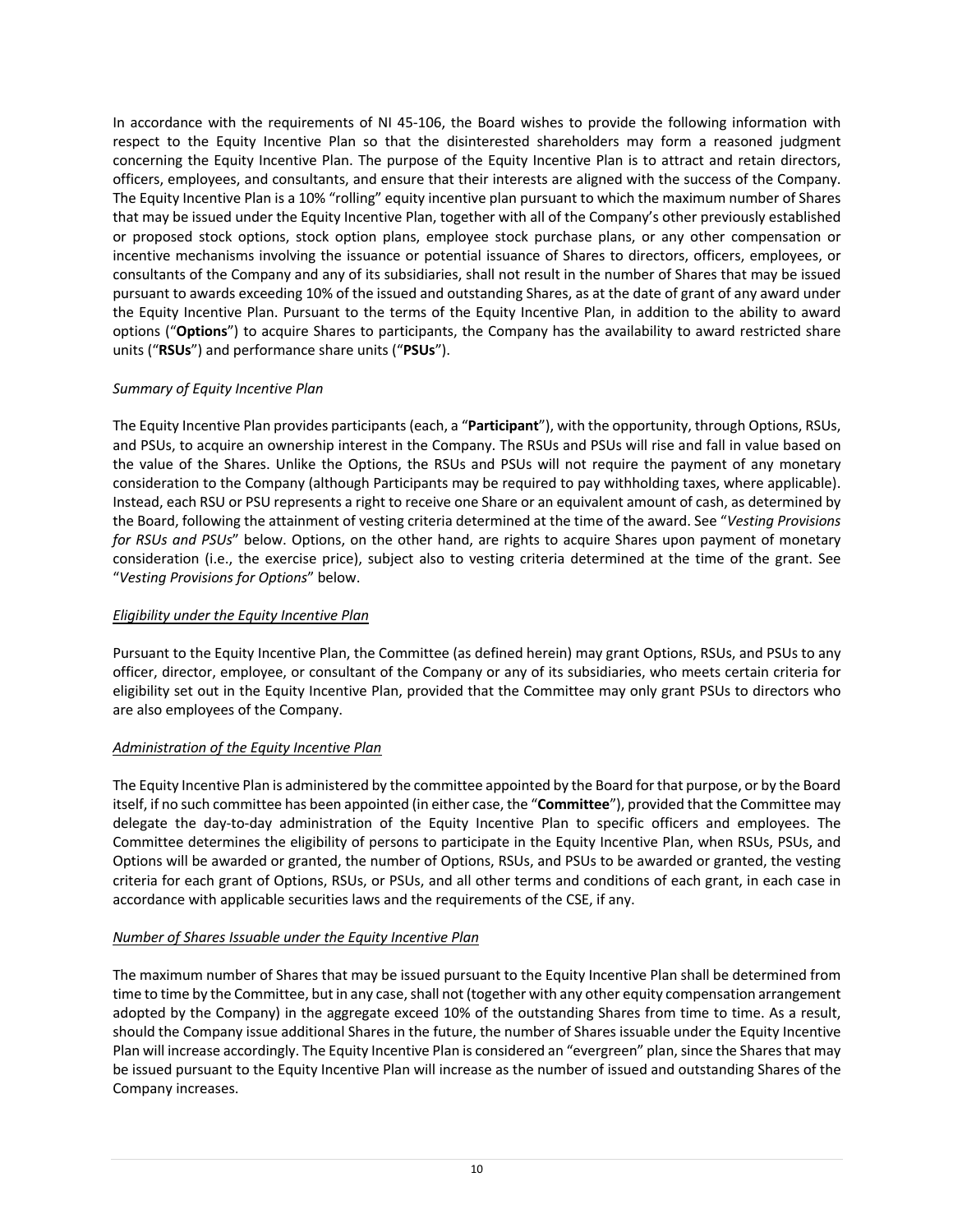In accordance with the requirements of NI 45-106, the Board wishes to provide the following information with respect to the Equity Incentive Plan so that the disinterested shareholders may form a reasoned judgment concerning the Equity Incentive Plan. The purpose of the Equity Incentive Plan is to attract and retain directors, officers, employees, and consultants, and ensure that their interests are aligned with the success of the Company. The Equity Incentive Plan is a 10% "rolling" equity incentive plan pursuant to which the maximum number of Shares that may be issued under the Equity Incentive Plan, together with all of the Company's other previously established or proposed stock options, stock option plans, employee stock purchase plans, or any other compensation or incentive mechanisms involving the issuance or potential issuance of Shares to directors, officers, employees, or consultants of the Company and any of its subsidiaries, shall not result in the number of Shares that may be issued pursuant to awards exceeding 10% of the issued and outstanding Shares, as at the date of grant of any award under the Equity Incentive Plan. Pursuant to the terms of the Equity Incentive Plan, in addition to the ability to award options ("**Options**") to acquire Shares to participants, the Company has the availability to award restricted share units ("**RSUs**") and performance share units ("**PSUs**").

*Summary of Equity Incentive Plan*

The Equity Incentive Plan provides participants (each, a "**Participant**"), with the opportunity, through Options, RSUs, and PSUs, to acquire an ownership interest in the Company. The RSUs and PSUs will rise and fall in value based on the value of the Shares. Unlike the Options, the RSUs and PSUs will not require the payment of any monetary consideration to the Company (although Participants may be required to pay withholding taxes, where applicable). Instead, each RSU or PSU represents a right to receive one Share or an equivalent amount of cash, as determined by the Board, following the attainment of vesting criteria determined at the time of the award. See "*Vesting Provisions for RSUs and PSUs*" below. Options, on the other hand, are rights to acquire Shares upon payment of monetary consideration (i.e., the exercise price), subject also to vesting criteria determined at the time of the grant. See "*Vesting Provisions for Options*" below.

<u>*Eligibility under the Equity Incentive Plan*</u>

Pursuant to the Equity Incentive Plan, the Committee (as defined herein) may grant Options, RSUs, and PSUs to any officer, director, employee, or consultant of the Company or any of its subsidiaries, who meets certain criteria for eligibility set out in the Equity Incentive Plan, provided that the Committee may only grant PSUs to directors who are also employees of the Company.

<u>*Administration of the Equity Incentive Plan*</u>

The Equity Incentive Plan is administered by the committee appointed by the Board for that purpose, or by the Board itself, if no such committee has been appointed (in either case, the "**Committee**"), provided that the Committee may delegate the day-to-day administration of the Equity Incentive Plan to specific officers and employees. The Committee determines the eligibility of persons to participate in the Equity Incentive Plan, when RSUs, PSUs, and Options will be awarded or granted, the number of Options, RSUs, and PSUs to be awarded or granted, the vesting criteria for each grant of Options, RSUs, or PSUs, and all other terms and conditions of each grant, in each case in accordance with applicable securities laws and the requirements of the CSE, if any.

<u>*Number of Shares Issuable under the Equity Incentive Plan*</u>

The maximum number of Shares that may be issued pursuant to the Equity Incentive Plan shall be determined from time to time by the Committee, but in any case, shall not (together with any other equity compensation arrangement adopted by the Company) in the aggregate exceed 10% of the outstanding Shares from time to time. As a result, should the Company issue additional Shares in the future, the number of Shares issuable under the Equity Incentive Plan will increase accordingly. The Equity Incentive Plan is considered an "evergreen" plan, since the Shares that may be issued pursuant to the Equity Incentive Plan will increase as the number of issued and outstanding Shares of the Company increases.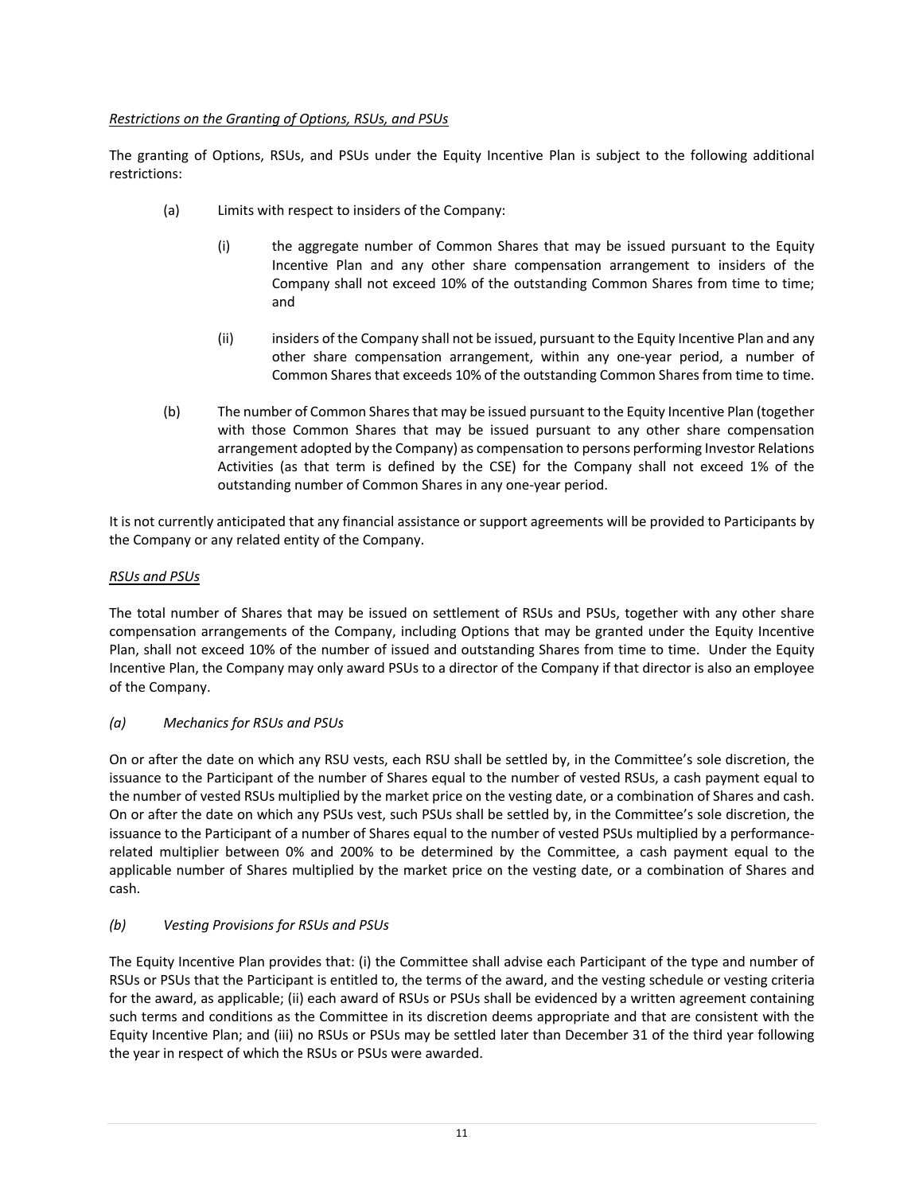*Restrictions on the Granting of Options, RSUs, and PSUs*

The granting of Options, RSUs, and PSUs under the Equity Incentive Plan is subject to the following additional restrictions:

(a) Limits with respect to insiders of the Company:

  (i) the aggregate number of Common Shares that may be issued pursuant to the Equity Incentive Plan and any other share compensation arrangement to insiders of the Company shall not exceed 10% of the outstanding Common Shares from time to time; and

  (ii) insiders of the Company shall not be issued, pursuant to the Equity Incentive Plan and any other share compensation arrangement, within any one-year period, a number of Common Shares that exceeds 10% of the outstanding Common Shares from time to time.

(b) The number of Common Shares that may be issued pursuant to the Equity Incentive Plan (together with those Common Shares that may be issued pursuant to any other share compensation arrangement adopted by the Company) as compensation to persons performing Investor Relations Activities (as that term is defined by the CSE) for the Company shall not exceed 1% of the outstanding number of Common Shares in any one-year period.

It is not currently anticipated that any financial assistance or support agreements will be provided to Participants by the Company or any related entity of the Company.

*RSUs and PSUs*

The total number of Shares that may be issued on settlement of RSUs and PSUs, together with any other share compensation arrangements of the Company, including Options that may be granted under the Equity Incentive Plan, shall not exceed 10% of the number of issued and outstanding Shares from time to time. Under the Equity Incentive Plan, the Company may only award PSUs to a director of the Company if that director is also an employee of the Company.

*(a) Mechanics for RSUs and PSUs*

On or after the date on which any RSU vests, each RSU shall be settled by, in the Committee's sole discretion, the issuance to the Participant of the number of Shares equal to the number of vested RSUs, a cash payment equal to the number of vested RSUs multiplied by the market price on the vesting date, or a combination of Shares and cash. On or after the date on which any PSUs vest, such PSUs shall be settled by, in the Committee's sole discretion, the issuance to the Participant of a number of Shares equal to the number of vested PSUs multiplied by a performance-related multiplier between 0% and 200% to be determined by the Committee, a cash payment equal to the applicable number of Shares multiplied by the market price on the vesting date, or a combination of Shares and cash.

*(b) Vesting Provisions for RSUs and PSUs*

The Equity Incentive Plan provides that: (i) the Committee shall advise each Participant of the type and number of RSUs or PSUs that the Participant is entitled to, the terms of the award, and the vesting schedule or vesting criteria for the award, as applicable; (ii) each award of RSUs or PSUs shall be evidenced by a written agreement containing such terms and conditions as the Committee in its discretion deems appropriate and that are consistent with the Equity Incentive Plan; and (iii) no RSUs or PSUs may be settled later than December 31 of the third year following the year in respect of which the RSUs or PSUs were awarded.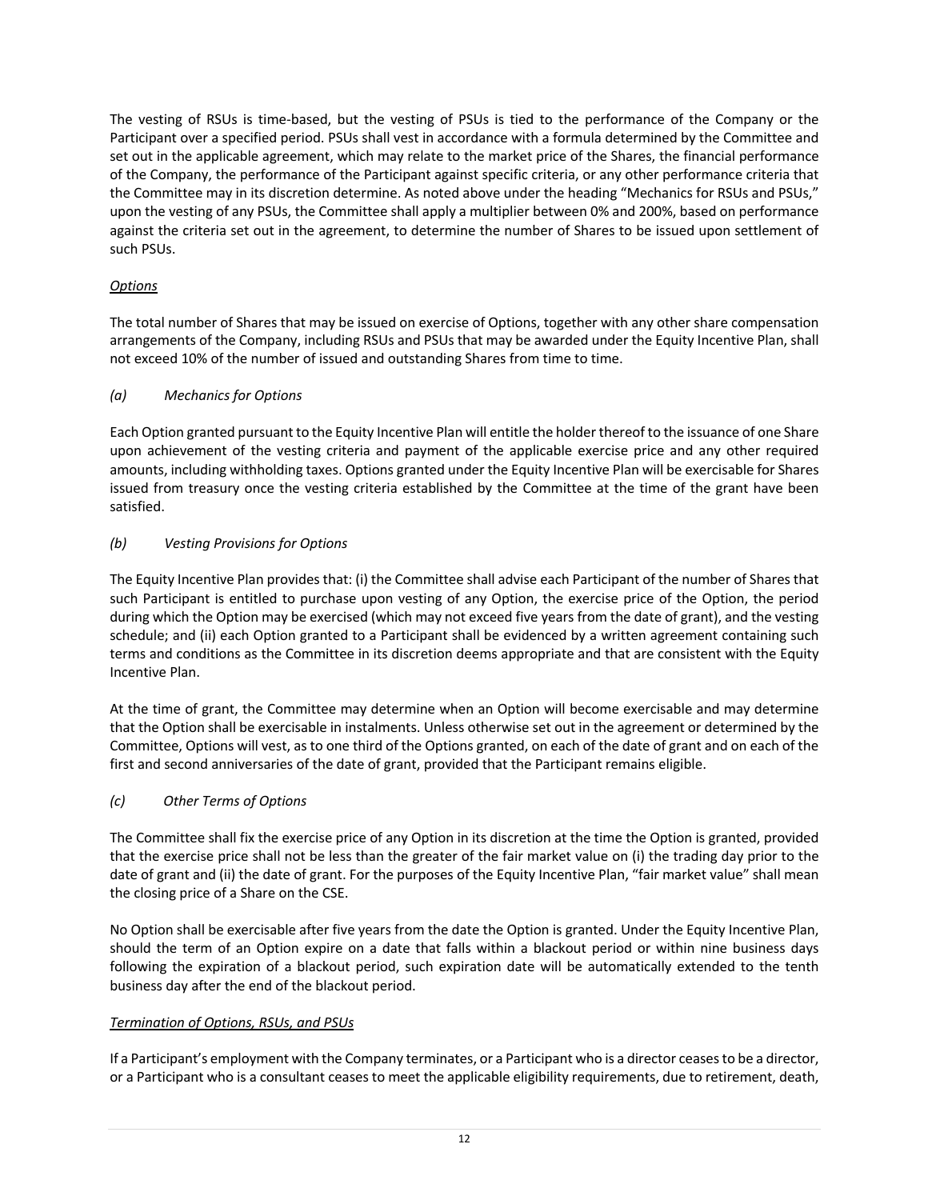The vesting of RSUs is time-based, but the vesting of PSUs is tied to the performance of the Company or the Participant over a specified period. PSUs shall vest in accordance with a formula determined by the Committee and set out in the applicable agreement, which may relate to the market price of the Shares, the financial performance of the Company, the performance of the Participant against specific criteria, or any other performance criteria that the Committee may in its discretion determine. As noted above under the heading "Mechanics for RSUs and PSUs," upon the vesting of any PSUs, the Committee shall apply a multiplier between 0% and 200%, based on performance against the criteria set out in the agreement, to determine the number of Shares to be issued upon settlement of such PSUs.

*Options*

The total number of Shares that may be issued on exercise of Options, together with any other share compensation arrangements of the Company, including RSUs and PSUs that may be awarded under the Equity Incentive Plan, shall not exceed 10% of the number of issued and outstanding Shares from time to time.

*(a) Mechanics for Options*

Each Option granted pursuant to the Equity Incentive Plan will entitle the holder thereof to the issuance of one Share upon achievement of the vesting criteria and payment of the applicable exercise price and any other required amounts, including withholding taxes. Options granted under the Equity Incentive Plan will be exercisable for Shares issued from treasury once the vesting criteria established by the Committee at the time of the grant have been satisfied.

*(b) Vesting Provisions for Options*

The Equity Incentive Plan provides that: (i) the Committee shall advise each Participant of the number of Shares that such Participant is entitled to purchase upon vesting of any Option, the exercise price of the Option, the period during which the Option may be exercised (which may not exceed five years from the date of grant), and the vesting schedule; and (ii) each Option granted to a Participant shall be evidenced by a written agreement containing such terms and conditions as the Committee in its discretion deems appropriate and that are consistent with the Equity Incentive Plan.

At the time of grant, the Committee may determine when an Option will become exercisable and may determine that the Option shall be exercisable in instalments. Unless otherwise set out in the agreement or determined by the Committee, Options will vest, as to one third of the Options granted, on each of the date of grant and on each of the first and second anniversaries of the date of grant, provided that the Participant remains eligible.

*(c) Other Terms of Options*

The Committee shall fix the exercise price of any Option in its discretion at the time the Option is granted, provided that the exercise price shall not be less than the greater of the fair market value on (i) the trading day prior to the date of grant and (ii) the date of grant. For the purposes of the Equity Incentive Plan, "fair market value" shall mean the closing price of a Share on the CSE.

No Option shall be exercisable after five years from the date the Option is granted. Under the Equity Incentive Plan, should the term of an Option expire on a date that falls within a blackout period or within nine business days following the expiration of a blackout period, such expiration date will be automatically extended to the tenth business day after the end of the blackout period.

*Termination of Options, RSUs, and PSUs*

If a Participant's employment with the Company terminates, or a Participant who is a director ceases to be a director, or a Participant who is a consultant ceases to meet the applicable eligibility requirements, due to retirement, death,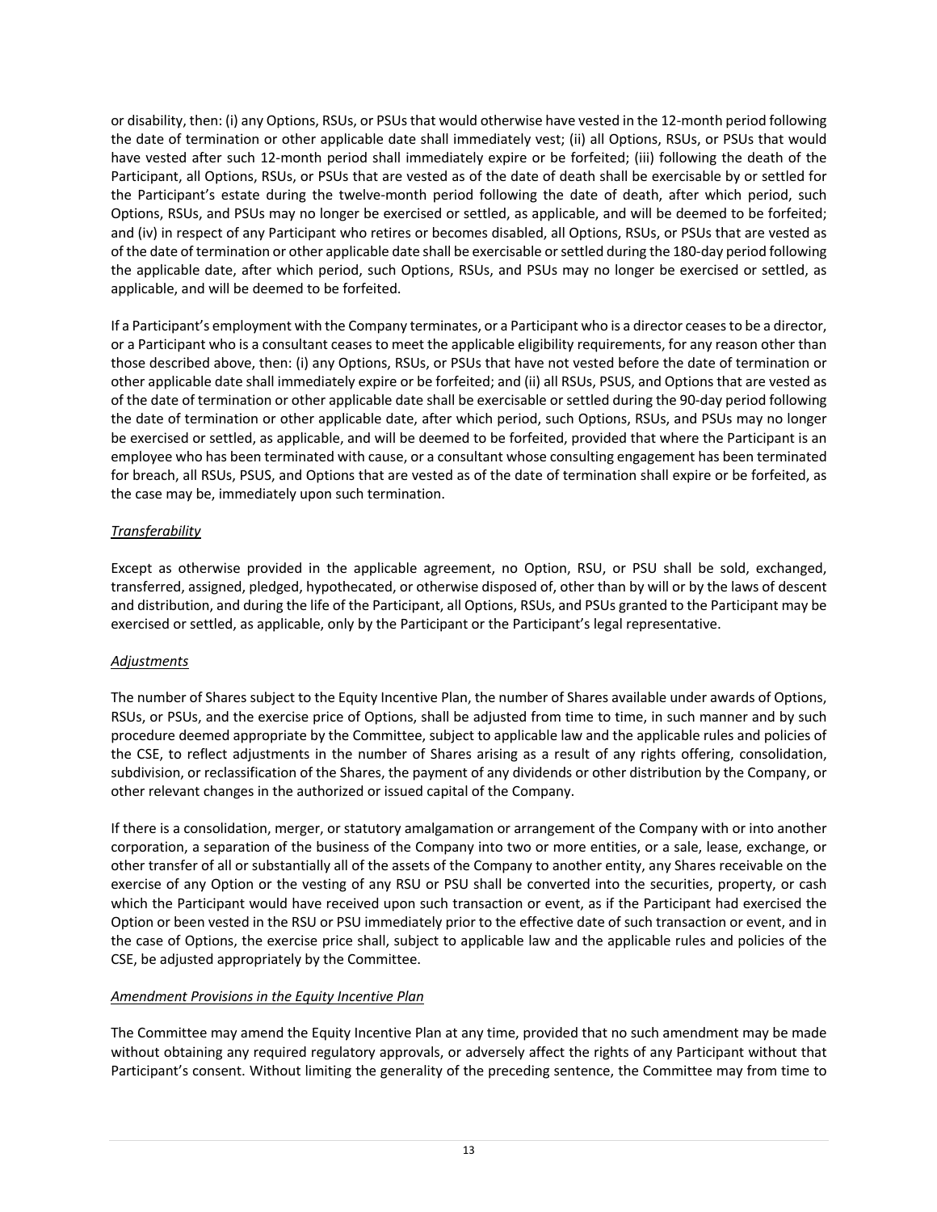or disability, then: (i) any Options, RSUs, or PSUs that would otherwise have vested in the 12-month period following the date of termination or other applicable date shall immediately vest; (ii) all Options, RSUs, or PSUs that would have vested after such 12-month period shall immediately expire or be forfeited; (iii) following the death of the Participant, all Options, RSUs, or PSUs that are vested as of the date of death shall be exercisable by or settled for the Participant's estate during the twelve-month period following the date of death, after which period, such Options, RSUs, and PSUs may no longer be exercised or settled, as applicable, and will be deemed to be forfeited; and (iv) in respect of any Participant who retires or becomes disabled, all Options, RSUs, or PSUs that are vested as of the date of termination or other applicable date shall be exercisable or settled during the 180-day period following the applicable date, after which period, such Options, RSUs, and PSUs may no longer be exercised or settled, as applicable, and will be deemed to be forfeited.

If a Participant's employment with the Company terminates, or a Participant who is a director ceases to be a director, or a Participant who is a consultant ceases to meet the applicable eligibility requirements, for any reason other than those described above, then: (i) any Options, RSUs, or PSUs that have not vested before the date of termination or other applicable date shall immediately expire or be forfeited; and (ii) all RSUs, PSUS, and Options that are vested as of the date of termination or other applicable date shall be exercisable or settled during the 90-day period following the date of termination or other applicable date, after which period, such Options, RSUs, and PSUs may no longer be exercised or settled, as applicable, and will be deemed to be forfeited, provided that where the Participant is an employee who has been terminated with cause, or a consultant whose consulting engagement has been terminated for breach, all RSUs, PSUS, and Options that are vested as of the date of termination shall expire or be forfeited, as the case may be, immediately upon such termination.

*Transferability*

Except as otherwise provided in the applicable agreement, no Option, RSU, or PSU shall be sold, exchanged, transferred, assigned, pledged, hypothecated, or otherwise disposed of, other than by will or by the laws of descent and distribution, and during the life of the Participant, all Options, RSUs, and PSUs granted to the Participant may be exercised or settled, as applicable, only by the Participant or the Participant's legal representative.

*Adjustments*

The number of Shares subject to the Equity Incentive Plan, the number of Shares available under awards of Options, RSUs, or PSUs, and the exercise price of Options, shall be adjusted from time to time, in such manner and by such procedure deemed appropriate by the Committee, subject to applicable law and the applicable rules and policies of the CSE, to reflect adjustments in the number of Shares arising as a result of any rights offering, consolidation, subdivision, or reclassification of the Shares, the payment of any dividends or other distribution by the Company, or other relevant changes in the authorized or issued capital of the Company.

If there is a consolidation, merger, or statutory amalgamation or arrangement of the Company with or into another corporation, a separation of the business of the Company into two or more entities, or a sale, lease, exchange, or other transfer of all or substantially all of the assets of the Company to another entity, any Shares receivable on the exercise of any Option or the vesting of any RSU or PSU shall be converted into the securities, property, or cash which the Participant would have received upon such transaction or event, as if the Participant had exercised the Option or been vested in the RSU or PSU immediately prior to the effective date of such transaction or event, and in the case of Options, the exercise price shall, subject to applicable law and the applicable rules and policies of the CSE, be adjusted appropriately by the Committee.

*Amendment Provisions in the Equity Incentive Plan*

The Committee may amend the Equity Incentive Plan at any time, provided that no such amendment may be made without obtaining any required regulatory approvals, or adversely affect the rights of any Participant without that Participant's consent. Without limiting the generality of the preceding sentence, the Committee may from time to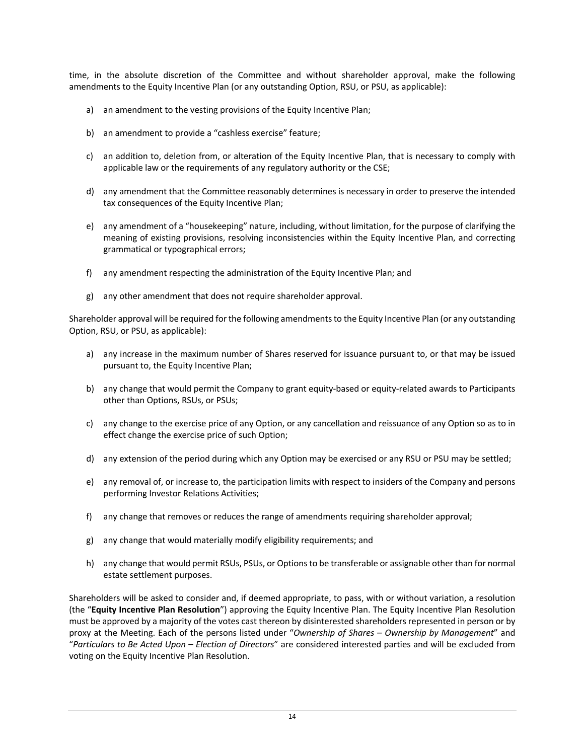time, in the absolute discretion of the Committee and without shareholder approval, make the following amendments to the Equity Incentive Plan (or any outstanding Option, RSU, or PSU, as applicable):

a) an amendment to the vesting provisions of the Equity Incentive Plan;

b) an amendment to provide a "cashless exercise" feature;

c) an addition to, deletion from, or alteration of the Equity Incentive Plan, that is necessary to comply with applicable law or the requirements of any regulatory authority or the CSE;

d) any amendment that the Committee reasonably determines is necessary in order to preserve the intended tax consequences of the Equity Incentive Plan;

e) any amendment of a "housekeeping" nature, including, without limitation, for the purpose of clarifying the meaning of existing provisions, resolving inconsistencies within the Equity Incentive Plan, and correcting grammatical or typographical errors;

f) any amendment respecting the administration of the Equity Incentive Plan; and

g) any other amendment that does not require shareholder approval.

Shareholder approval will be required for the following amendments to the Equity Incentive Plan (or any outstanding Option, RSU, or PSU, as applicable):

a) any increase in the maximum number of Shares reserved for issuance pursuant to, or that may be issued pursuant to, the Equity Incentive Plan;

b) any change that would permit the Company to grant equity-based or equity-related awards to Participants other than Options, RSUs, or PSUs;

c) any change to the exercise price of any Option, or any cancellation and reissuance of any Option so as to in effect change the exercise price of such Option;

d) any extension of the period during which any Option may be exercised or any RSU or PSU may be settled;

e) any removal of, or increase to, the participation limits with respect to insiders of the Company and persons performing Investor Relations Activities;

f) any change that removes or reduces the range of amendments requiring shareholder approval;

g) any change that would materially modify eligibility requirements; and

h) any change that would permit RSUs, PSUs, or Options to be transferable or assignable other than for normal estate settlement purposes.

Shareholders will be asked to consider and, if deemed appropriate, to pass, with or without variation, a resolution (the "**Equity Incentive Plan Resolution**") approving the Equity Incentive Plan. The Equity Incentive Plan Resolution must be approved by a majority of the votes cast thereon by disinterested shareholders represented in person or by proxy at the Meeting. Each of the persons listed under "*Ownership of Shares – Ownership by Management*" and "*Particulars to Be Acted Upon – Election of Directors*" are considered interested parties and will be excluded from voting on the Equity Incentive Plan Resolution.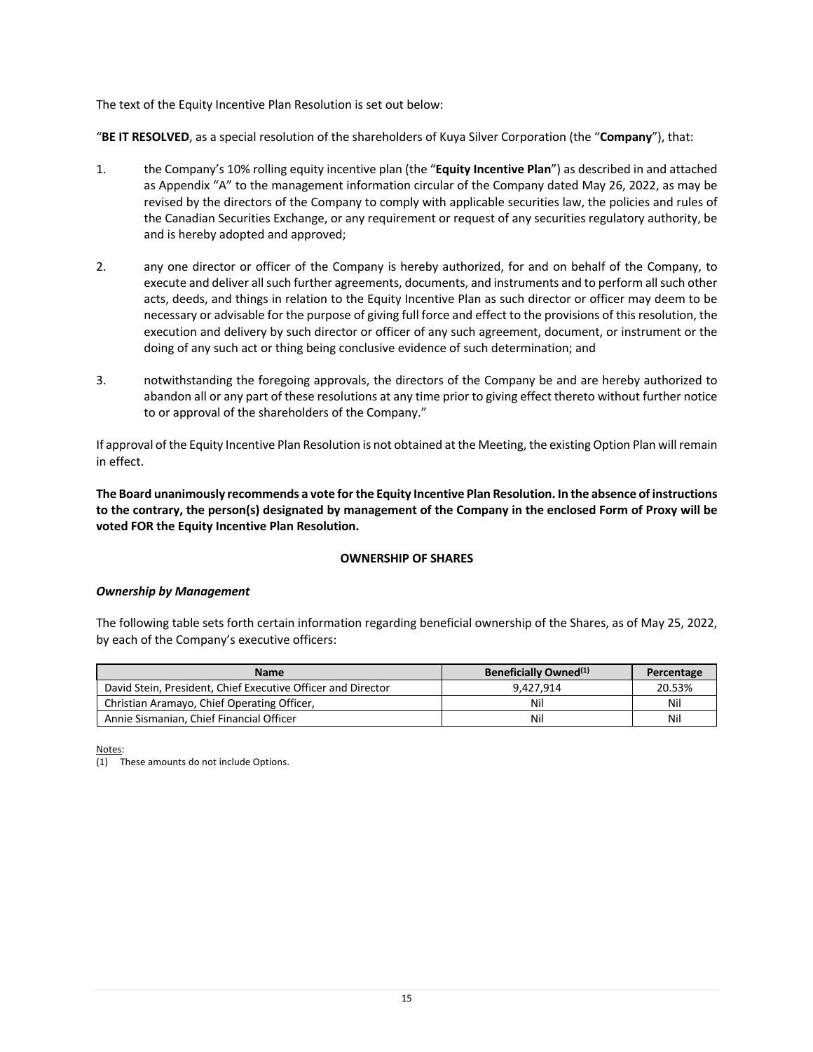The text of the Equity Incentive Plan Resolution is set out below:

"**BE IT RESOLVED**, as a special resolution of the shareholders of Kuya Silver Corporation (the "**Company**"), that:

1. the Company's 10% rolling equity incentive plan (the "**Equity Incentive Plan**") as described in and attached as Appendix "A" to the management information circular of the Company dated May 26, 2022, as may be revised by the directors of the Company to comply with applicable securities law, the policies and rules of the Canadian Securities Exchange, or any requirement or request of any securities regulatory authority, be and is hereby adopted and approved;

2. any one director or officer of the Company is hereby authorized, for and on behalf of the Company, to execute and deliver all such further agreements, documents, and instruments and to perform all such other acts, deeds, and things in relation to the Equity Incentive Plan as such director or officer may deem to be necessary or advisable for the purpose of giving full force and effect to the provisions of this resolution, the execution and delivery by such director or officer of any such agreement, document, or instrument or the doing of any such act or thing being conclusive evidence of such determination; and

3. notwithstanding the foregoing approvals, the directors of the Company be and are hereby authorized to abandon all or any part of these resolutions at any time prior to giving effect thereto without further notice to or approval of the shareholders of the Company."

If approval of the Equity Incentive Plan Resolution is not obtained at the Meeting, the existing Option Plan will remain in effect.

**The Board unanimously recommends a vote for the Equity Incentive Plan Resolution. In the absence of instructions to the contrary, the person(s) designated by management of the Company in the enclosed Form of Proxy will be voted FOR the Equity Incentive Plan Resolution.**

## OWNERSHIP OF SHARES

### *Ownership by Management*

The following table sets forth certain information regarding beneficial ownership of the Shares, as of May 25, 2022, by each of the Company's executive officers:

| Name | Beneficially Owned(1) | Percentage |
|---|---|---|
| David Stein, President, Chief Executive Officer and Director | 9,427,914 | 20.53% |
| Christian Aramayo, Chief Operating Officer, | Nil | Nil |
| Annie Sismanian, Chief Financial Officer | Nil | Nil |

Notes:
(1) These amounts do not include Options.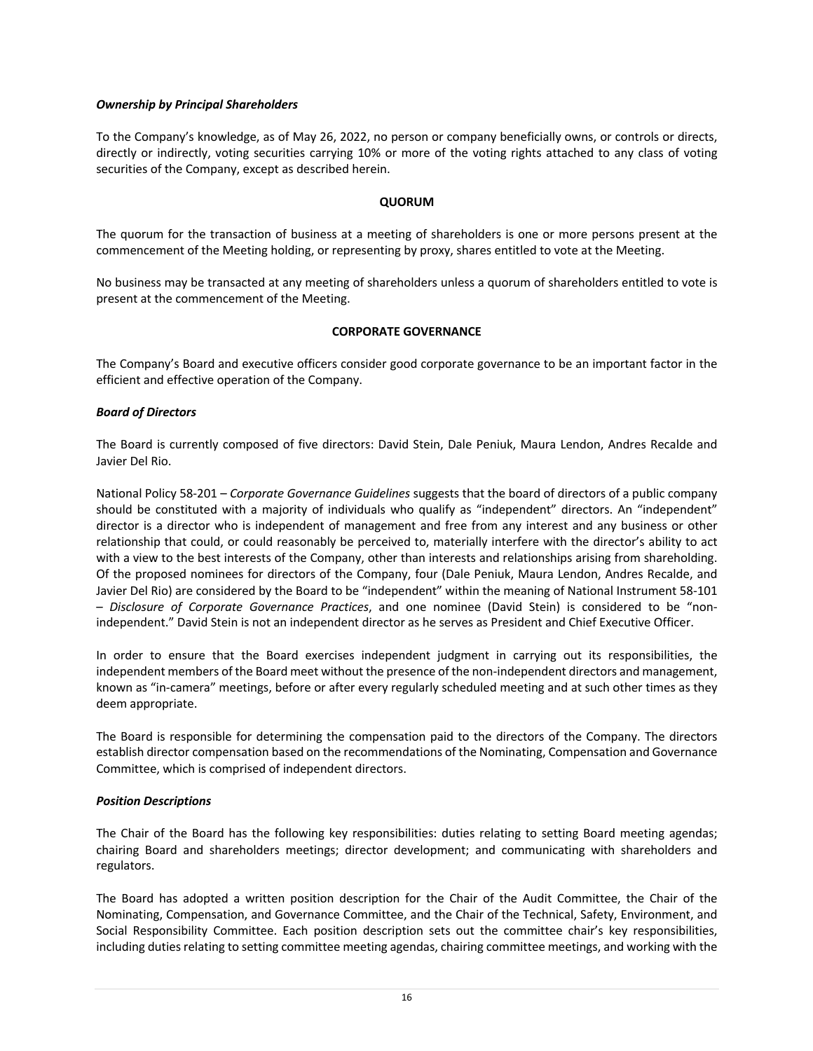***Ownership by Principal Shareholders***

To the Company's knowledge, as of May 26, 2022, no person or company beneficially owns, or controls or directs, directly or indirectly, voting securities carrying 10% or more of the voting rights attached to any class of voting securities of the Company, except as described herein.

## QUORUM

The quorum for the transaction of business at a meeting of shareholders is one or more persons present at the commencement of the Meeting holding, or representing by proxy, shares entitled to vote at the Meeting.

No business may be transacted at any meeting of shareholders unless a quorum of shareholders entitled to vote is present at the commencement of the Meeting.

## CORPORATE GOVERNANCE

The Company's Board and executive officers consider good corporate governance to be an important factor in the efficient and effective operation of the Company.

***Board of Directors***

The Board is currently composed of five directors: David Stein, Dale Peniuk, Maura Lendon, Andres Recalde and Javier Del Rio.

National Policy 58-201 – *Corporate Governance Guidelines* suggests that the board of directors of a public company should be constituted with a majority of individuals who qualify as "independent" directors. An "independent" director is a director who is independent of management and free from any interest and any business or other relationship that could, or could reasonably be perceived to, materially interfere with the director's ability to act with a view to the best interests of the Company, other than interests and relationships arising from shareholding. Of the proposed nominees for directors of the Company, four (Dale Peniuk, Maura Lendon, Andres Recalde, and Javier Del Rio) are considered by the Board to be "independent" within the meaning of National Instrument 58-101 – *Disclosure of Corporate Governance Practices*, and one nominee (David Stein) is considered to be "non-independent." David Stein is not an independent director as he serves as President and Chief Executive Officer.

In order to ensure that the Board exercises independent judgment in carrying out its responsibilities, the independent members of the Board meet without the presence of the non-independent directors and management, known as "in-camera" meetings, before or after every regularly scheduled meeting and at such other times as they deem appropriate.

The Board is responsible for determining the compensation paid to the directors of the Company. The directors establish director compensation based on the recommendations of the Nominating, Compensation and Governance Committee, which is comprised of independent directors.

***Position Descriptions***

The Chair of the Board has the following key responsibilities: duties relating to setting Board meeting agendas; chairing Board and shareholders meetings; director development; and communicating with shareholders and regulators.

The Board has adopted a written position description for the Chair of the Audit Committee, the Chair of the Nominating, Compensation, and Governance Committee, and the Chair of the Technical, Safety, Environment, and Social Responsibility Committee. Each position description sets out the committee chair's key responsibilities, including duties relating to setting committee meeting agendas, chairing committee meetings, and working with the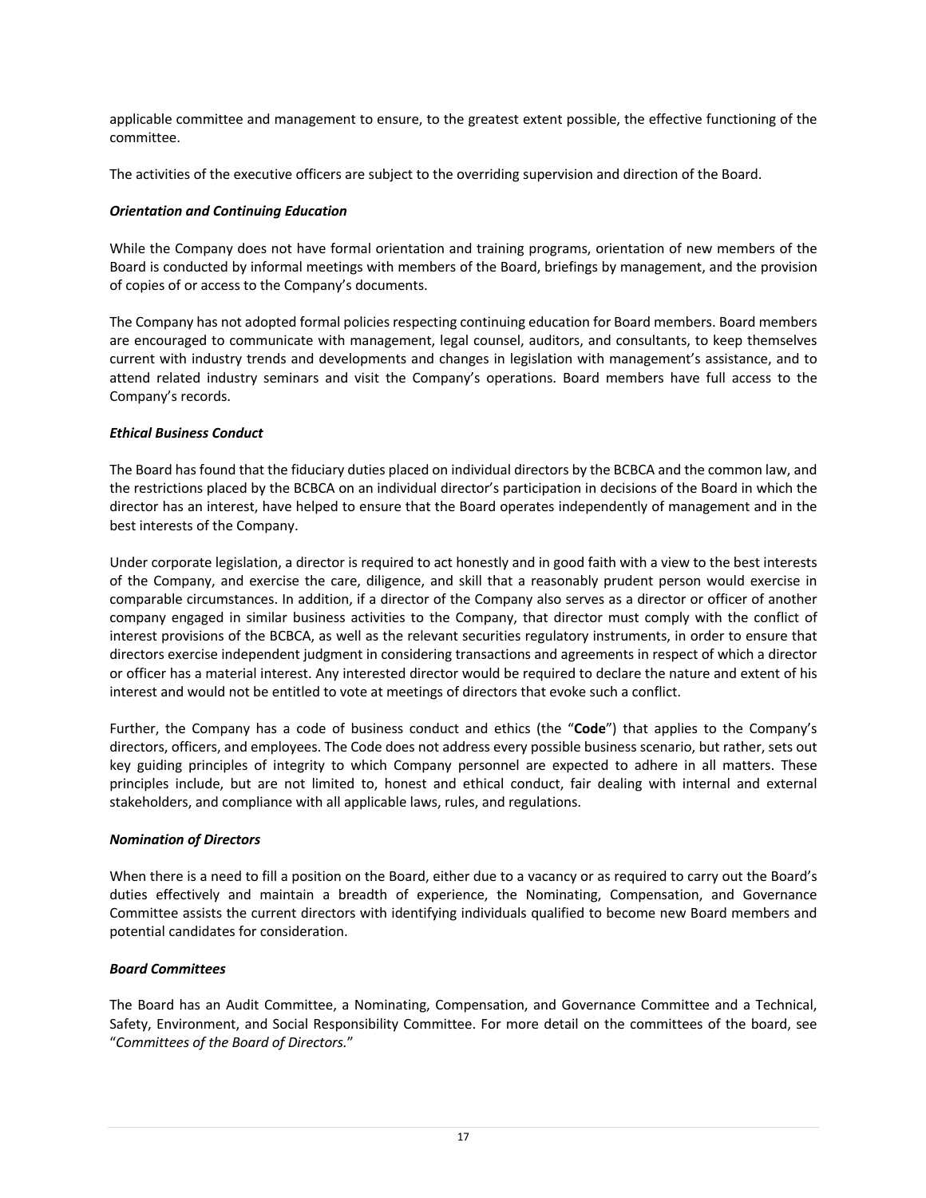applicable committee and management to ensure, to the greatest extent possible, the effective functioning of the committee.

The activities of the executive officers are subject to the overriding supervision and direction of the Board.

***Orientation and Continuing Education***

While the Company does not have formal orientation and training programs, orientation of new members of the Board is conducted by informal meetings with members of the Board, briefings by management, and the provision of copies of or access to the Company's documents.

The Company has not adopted formal policies respecting continuing education for Board members. Board members are encouraged to communicate with management, legal counsel, auditors, and consultants, to keep themselves current with industry trends and developments and changes in legislation with management's assistance, and to attend related industry seminars and visit the Company's operations. Board members have full access to the Company's records.

***Ethical Business Conduct***

The Board has found that the fiduciary duties placed on individual directors by the BCBCA and the common law, and the restrictions placed by the BCBCA on an individual director's participation in decisions of the Board in which the director has an interest, have helped to ensure that the Board operates independently of management and in the best interests of the Company.

Under corporate legislation, a director is required to act honestly and in good faith with a view to the best interests of the Company, and exercise the care, diligence, and skill that a reasonably prudent person would exercise in comparable circumstances. In addition, if a director of the Company also serves as a director or officer of another company engaged in similar business activities to the Company, that director must comply with the conflict of interest provisions of the BCBCA, as well as the relevant securities regulatory instruments, in order to ensure that directors exercise independent judgment in considering transactions and agreements in respect of which a director or officer has a material interest. Any interested director would be required to declare the nature and extent of his interest and would not be entitled to vote at meetings of directors that evoke such a conflict.

Further, the Company has a code of business conduct and ethics (the "**Code**") that applies to the Company's directors, officers, and employees. The Code does not address every possible business scenario, but rather, sets out key guiding principles of integrity to which Company personnel are expected to adhere in all matters. These principles include, but are not limited to, honest and ethical conduct, fair dealing with internal and external stakeholders, and compliance with all applicable laws, rules, and regulations.

***Nomination of Directors***

When there is a need to fill a position on the Board, either due to a vacancy or as required to carry out the Board's duties effectively and maintain a breadth of experience, the Nominating, Compensation, and Governance Committee assists the current directors with identifying individuals qualified to become new Board members and potential candidates for consideration.

***Board Committees***

The Board has an Audit Committee, a Nominating, Compensation, and Governance Committee and a Technical, Safety, Environment, and Social Responsibility Committee. For more detail on the committees of the board, see "*Committees of the Board of Directors.*"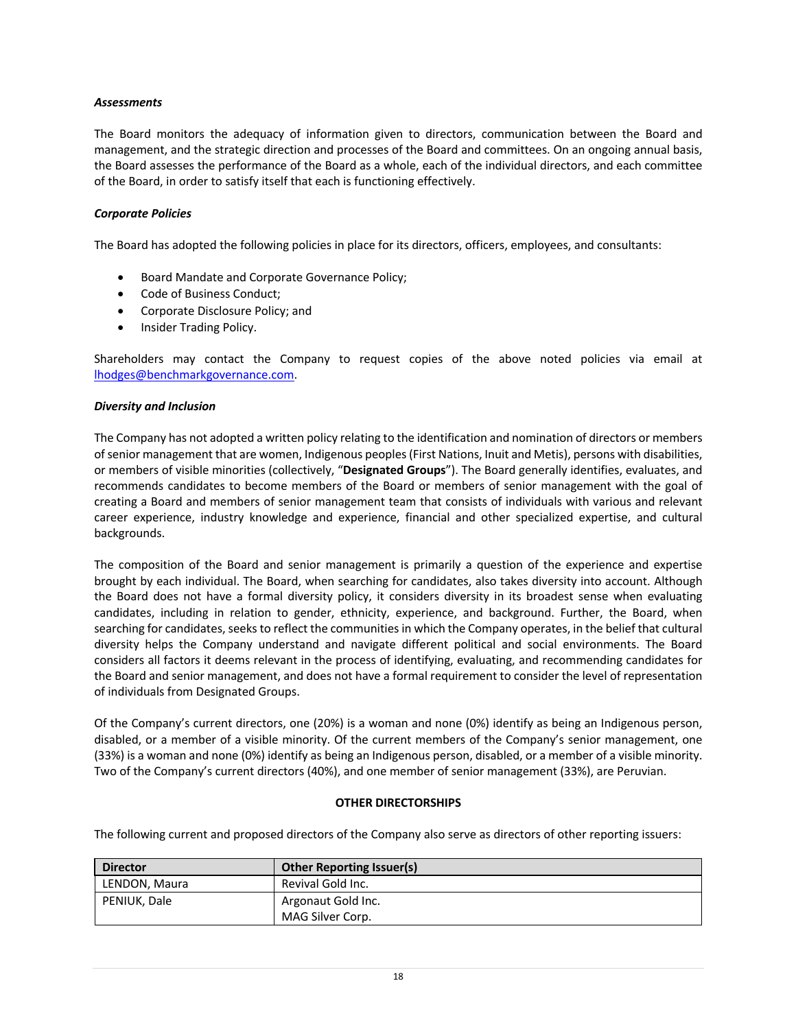***Assessments***

The Board monitors the adequacy of information given to directors, communication between the Board and management, and the strategic direction and processes of the Board and committees. On an ongoing annual basis, the Board assesses the performance of the Board as a whole, each of the individual directors, and each committee of the Board, in order to satisfy itself that each is functioning effectively.

***Corporate Policies***

The Board has adopted the following policies in place for its directors, officers, employees, and consultants:

- Board Mandate and Corporate Governance Policy;
- Code of Business Conduct;
- Corporate Disclosure Policy; and
- Insider Trading Policy.

Shareholders may contact the Company to request copies of the above noted policies via email at lhodges@benchmarkgovernance.com.

***Diversity and Inclusion***

The Company has not adopted a written policy relating to the identification and nomination of directors or members of senior management that are women, Indigenous peoples (First Nations, Inuit and Metis), persons with disabilities, or members of visible minorities (collectively, "**Designated Groups**"). The Board generally identifies, evaluates, and recommends candidates to become members of the Board or members of senior management with the goal of creating a Board and members of senior management team that consists of individuals with various and relevant career experience, industry knowledge and experience, financial and other specialized expertise, and cultural backgrounds.

The composition of the Board and senior management is primarily a question of the experience and expertise brought by each individual. The Board, when searching for candidates, also takes diversity into account. Although the Board does not have a formal diversity policy, it considers diversity in its broadest sense when evaluating candidates, including in relation to gender, ethnicity, experience, and background. Further, the Board, when searching for candidates, seeks to reflect the communities in which the Company operates, in the belief that cultural diversity helps the Company understand and navigate different political and social environments. The Board considers all factors it deems relevant in the process of identifying, evaluating, and recommending candidates for the Board and senior management, and does not have a formal requirement to consider the level of representation of individuals from Designated Groups.

Of the Company's current directors, one (20%) is a woman and none (0%) identify as being an Indigenous person, disabled, or a member of a visible minority. Of the current members of the Company's senior management, one (33%) is a woman and none (0%) identify as being an Indigenous person, disabled, or a member of a visible minority. Two of the Company's current directors (40%), and one member of senior management (33%), are Peruvian.

**OTHER DIRECTORSHIPS**

The following current and proposed directors of the Company also serve as directors of other reporting issuers:

| Director | Other Reporting Issuer(s) |
|---|---|
| LENDON, Maura | Revival Gold Inc. |
| PENIUK, Dale | Argonaut Gold Inc.<br>MAG Silver Corp. |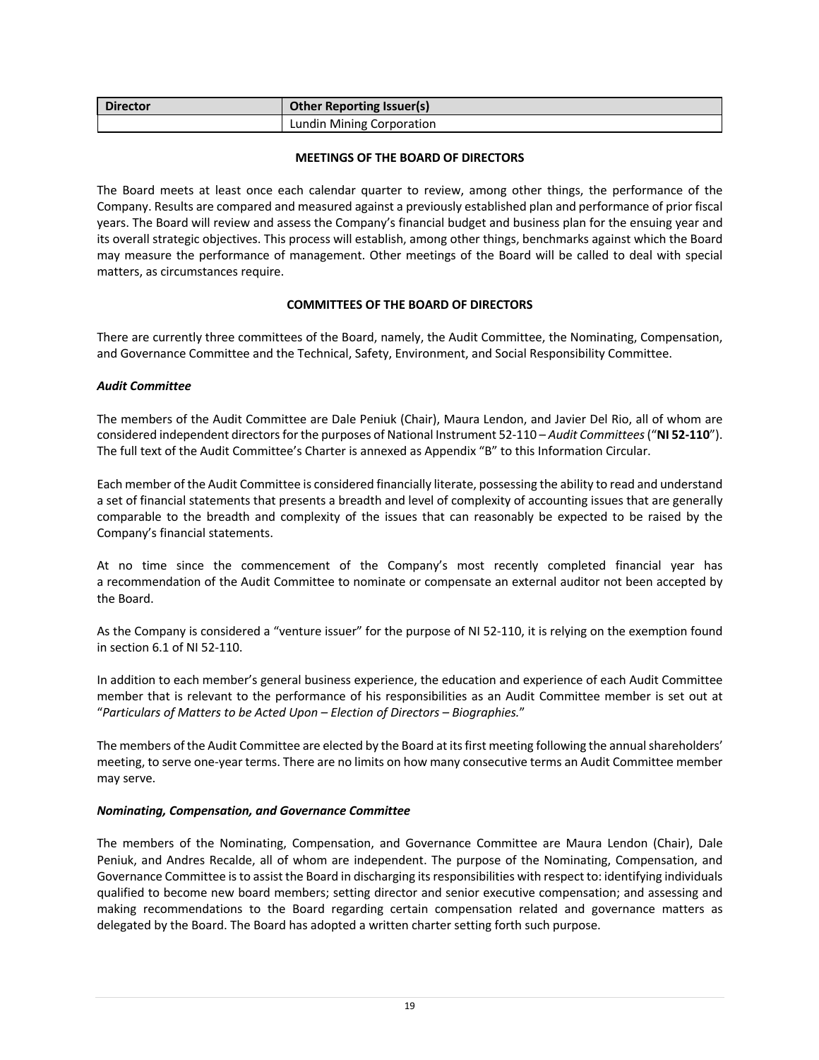| Director | Other Reporting Issuer(s) |
|---|---|
| | Lundin Mining Corporation |

## MEETINGS OF THE BOARD OF DIRECTORS

The Board meets at least once each calendar quarter to review, among other things, the performance of the Company. Results are compared and measured against a previously established plan and performance of prior fiscal years. The Board will review and assess the Company's financial budget and business plan for the ensuing year and its overall strategic objectives. This process will establish, among other things, benchmarks against which the Board may measure the performance of management. Other meetings of the Board will be called to deal with special matters, as circumstances require.

## COMMITTEES OF THE BOARD OF DIRECTORS

There are currently three committees of the Board, namely, the Audit Committee, the Nominating, Compensation, and Governance Committee and the Technical, Safety, Environment, and Social Responsibility Committee.

### *Audit Committee*

The members of the Audit Committee are Dale Peniuk (Chair), Maura Lendon, and Javier Del Rio, all of whom are considered independent directors for the purposes of National Instrument 52-110 – *Audit Committees* ("**NI 52-110**"). The full text of the Audit Committee's Charter is annexed as Appendix "B" to this Information Circular.

Each member of the Audit Committee is considered financially literate, possessing the ability to read and understand a set of financial statements that presents a breadth and level of complexity of accounting issues that are generally comparable to the breadth and complexity of the issues that can reasonably be expected to be raised by the Company's financial statements.

At no time since the commencement of the Company's most recently completed financial year has a recommendation of the Audit Committee to nominate or compensate an external auditor not been accepted by the Board.

As the Company is considered a "venture issuer" for the purpose of NI 52-110, it is relying on the exemption found in section 6.1 of NI 52-110.

In addition to each member's general business experience, the education and experience of each Audit Committee member that is relevant to the performance of his responsibilities as an Audit Committee member is set out at "*Particulars of Matters to be Acted Upon – Election of Directors – Biographies.*"

The members of the Audit Committee are elected by the Board at its first meeting following the annual shareholders' meeting, to serve one-year terms. There are no limits on how many consecutive terms an Audit Committee member may serve.

### *Nominating, Compensation, and Governance Committee*

The members of the Nominating, Compensation, and Governance Committee are Maura Lendon (Chair), Dale Peniuk, and Andres Recalde, all of whom are independent. The purpose of the Nominating, Compensation, and Governance Committee is to assist the Board in discharging its responsibilities with respect to: identifying individuals qualified to become new board members; setting director and senior executive compensation; and assessing and making recommendations to the Board regarding certain compensation related and governance matters as delegated by the Board. The Board has adopted a written charter setting forth such purpose.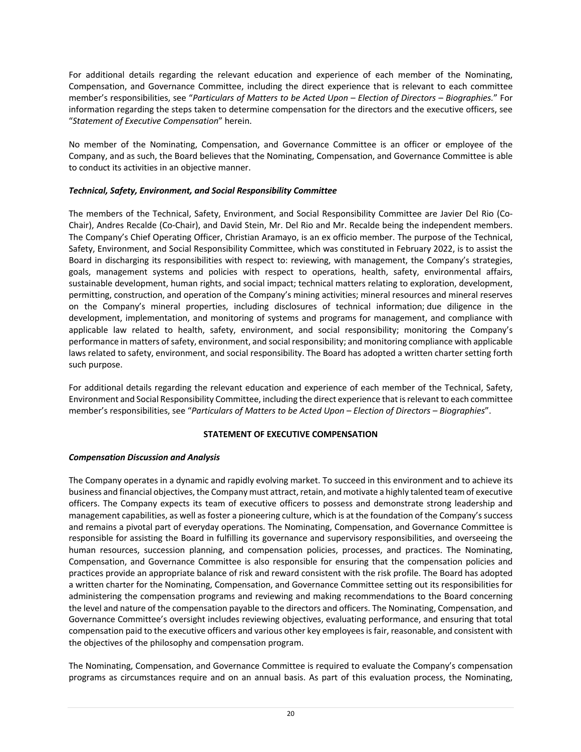For additional details regarding the relevant education and experience of each member of the Nominating, Compensation, and Governance Committee, including the direct experience that is relevant to each committee member's responsibilities, see "*Particulars of Matters to be Acted Upon – Election of Directors – Biographies.*" For information regarding the steps taken to determine compensation for the directors and the executive officers, see "*Statement of Executive Compensation*" herein.

No member of the Nominating, Compensation, and Governance Committee is an officer or employee of the Company, and as such, the Board believes that the Nominating, Compensation, and Governance Committee is able to conduct its activities in an objective manner.

***Technical, Safety, Environment, and Social Responsibility Committee***

The members of the Technical, Safety, Environment, and Social Responsibility Committee are Javier Del Rio (Co-Chair), Andres Recalde (Co-Chair), and David Stein, Mr. Del Rio and Mr. Recalde being the independent members. The Company's Chief Operating Officer, Christian Aramayo, is an ex officio member. The purpose of the Technical, Safety, Environment, and Social Responsibility Committee, which was constituted in February 2022, is to assist the Board in discharging its responsibilities with respect to: reviewing, with management, the Company's strategies, goals, management systems and policies with respect to operations, health, safety, environmental affairs, sustainable development, human rights, and social impact; technical matters relating to exploration, development, permitting, construction, and operation of the Company's mining activities; mineral resources and mineral reserves on the Company's mineral properties, including disclosures of technical information; due diligence in the development, implementation, and monitoring of systems and programs for management, and compliance with applicable law related to health, safety, environment, and social responsibility; monitoring the Company's performance in matters of safety, environment, and social responsibility; and monitoring compliance with applicable laws related to safety, environment, and social responsibility. The Board has adopted a written charter setting forth such purpose.

For additional details regarding the relevant education and experience of each member of the Technical, Safety, Environment and Social Responsibility Committee, including the direct experience that is relevant to each committee member's responsibilities, see "*Particulars of Matters to be Acted Upon – Election of Directors – Biographies*".

## STATEMENT OF EXECUTIVE COMPENSATION

***Compensation Discussion and Analysis***

The Company operates in a dynamic and rapidly evolving market. To succeed in this environment and to achieve its business and financial objectives, the Company must attract, retain, and motivate a highly talented team of executive officers. The Company expects its team of executive officers to possess and demonstrate strong leadership and management capabilities, as well as foster a pioneering culture, which is at the foundation of the Company's success and remains a pivotal part of everyday operations. The Nominating, Compensation, and Governance Committee is responsible for assisting the Board in fulfilling its governance and supervisory responsibilities, and overseeing the human resources, succession planning, and compensation policies, processes, and practices. The Nominating, Compensation, and Governance Committee is also responsible for ensuring that the compensation policies and practices provide an appropriate balance of risk and reward consistent with the risk profile. The Board has adopted a written charter for the Nominating, Compensation, and Governance Committee setting out its responsibilities for administering the compensation programs and reviewing and making recommendations to the Board concerning the level and nature of the compensation payable to the directors and officers. The Nominating, Compensation, and Governance Committee's oversight includes reviewing objectives, evaluating performance, and ensuring that total compensation paid to the executive officers and various other key employees is fair, reasonable, and consistent with the objectives of the philosophy and compensation program.

The Nominating, Compensation, and Governance Committee is required to evaluate the Company's compensation programs as circumstances require and on an annual basis. As part of this evaluation process, the Nominating,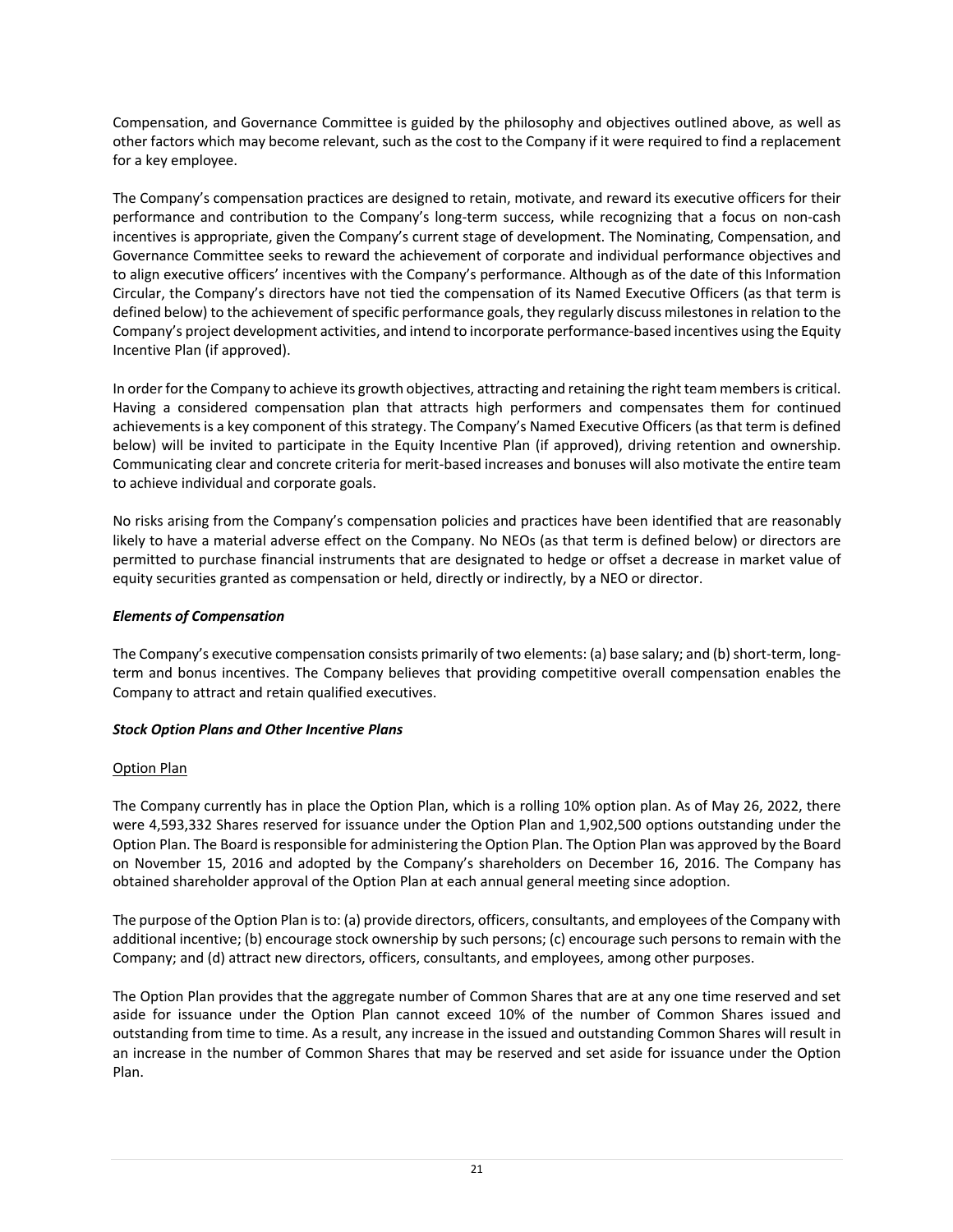Compensation, and Governance Committee is guided by the philosophy and objectives outlined above, as well as other factors which may become relevant, such as the cost to the Company if it were required to find a replacement for a key employee.

The Company's compensation practices are designed to retain, motivate, and reward its executive officers for their performance and contribution to the Company's long-term success, while recognizing that a focus on non-cash incentives is appropriate, given the Company's current stage of development. The Nominating, Compensation, and Governance Committee seeks to reward the achievement of corporate and individual performance objectives and to align executive officers' incentives with the Company's performance. Although as of the date of this Information Circular, the Company's directors have not tied the compensation of its Named Executive Officers (as that term is defined below) to the achievement of specific performance goals, they regularly discuss milestones in relation to the Company's project development activities, and intend to incorporate performance-based incentives using the Equity Incentive Plan (if approved).

In order for the Company to achieve its growth objectives, attracting and retaining the right team members is critical. Having a considered compensation plan that attracts high performers and compensates them for continued achievements is a key component of this strategy. The Company's Named Executive Officers (as that term is defined below) will be invited to participate in the Equity Incentive Plan (if approved), driving retention and ownership. Communicating clear and concrete criteria for merit-based increases and bonuses will also motivate the entire team to achieve individual and corporate goals.

No risks arising from the Company's compensation policies and practices have been identified that are reasonably likely to have a material adverse effect on the Company. No NEOs (as that term is defined below) or directors are permitted to purchase financial instruments that are designated to hedge or offset a decrease in market value of equity securities granted as compensation or held, directly or indirectly, by a NEO or director.

***Elements of Compensation***

The Company's executive compensation consists primarily of two elements: (a) base salary; and (b) short-term, long-term and bonus incentives. The Company believes that providing competitive overall compensation enables the Company to attract and retain qualified executives.

***Stock Option Plans and Other Incentive Plans***

<u>Option Plan</u>

The Company currently has in place the Option Plan, which is a rolling 10% option plan. As of May 26, 2022, there were 4,593,332 Shares reserved for issuance under the Option Plan and 1,902,500 options outstanding under the Option Plan. The Board is responsible for administering the Option Plan. The Option Plan was approved by the Board on November 15, 2016 and adopted by the Company's shareholders on December 16, 2016. The Company has obtained shareholder approval of the Option Plan at each annual general meeting since adoption.

The purpose of the Option Plan is to: (a) provide directors, officers, consultants, and employees of the Company with additional incentive; (b) encourage stock ownership by such persons; (c) encourage such persons to remain with the Company; and (d) attract new directors, officers, consultants, and employees, among other purposes.

The Option Plan provides that the aggregate number of Common Shares that are at any one time reserved and set aside for issuance under the Option Plan cannot exceed 10% of the number of Common Shares issued and outstanding from time to time. As a result, any increase in the issued and outstanding Common Shares will result in an increase in the number of Common Shares that may be reserved and set aside for issuance under the Option Plan.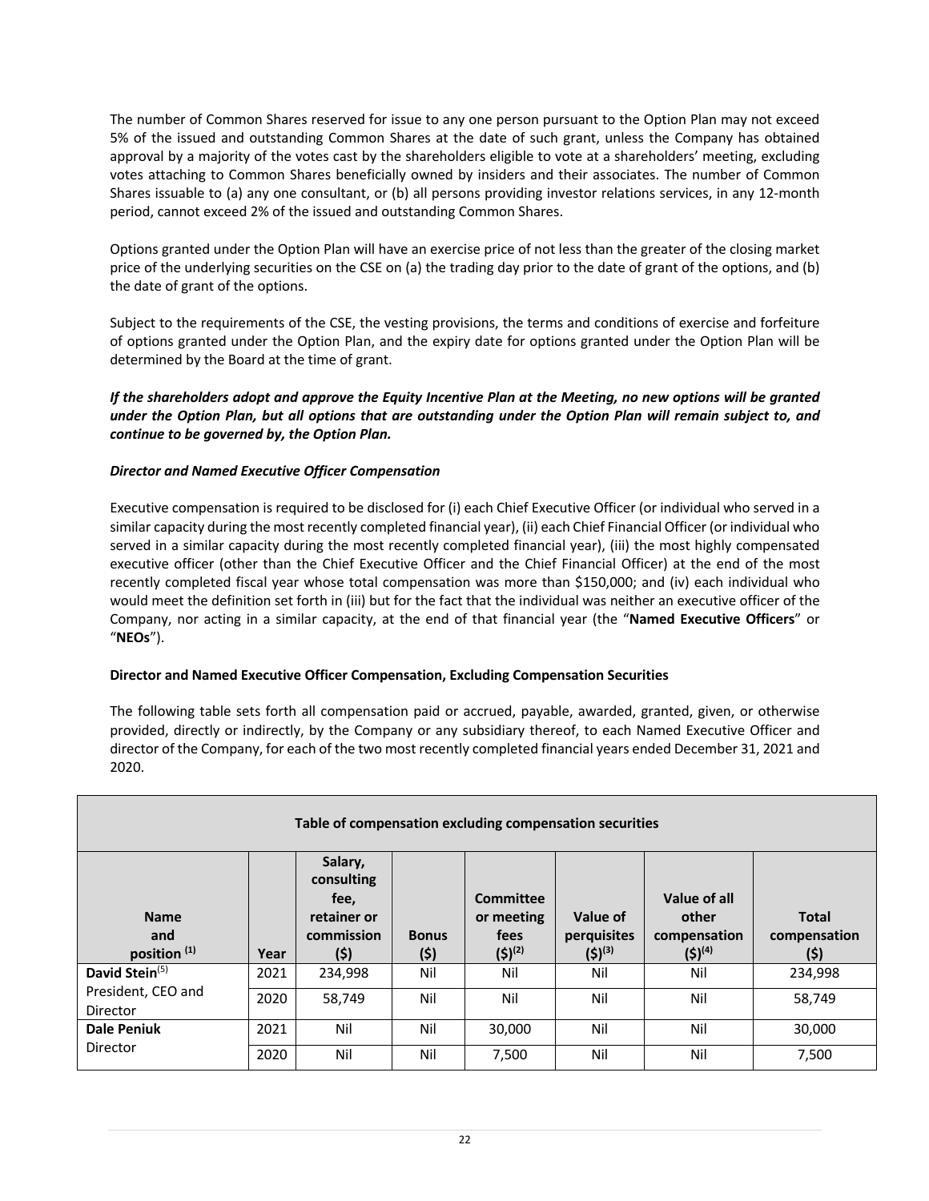The number of Common Shares reserved for issue to any one person pursuant to the Option Plan may not exceed 5% of the issued and outstanding Common Shares at the date of such grant, unless the Company has obtained approval by a majority of the votes cast by the shareholders eligible to vote at a shareholders' meeting, excluding votes attaching to Common Shares beneficially owned by insiders and their associates. The number of Common Shares issuable to (a) any one consultant, or (b) all persons providing investor relations services, in any 12-month period, cannot exceed 2% of the issued and outstanding Common Shares.

Options granted under the Option Plan will have an exercise price of not less than the greater of the closing market price of the underlying securities on the CSE on (a) the trading day prior to the date of grant of the options, and (b) the date of grant of the options.

Subject to the requirements of the CSE, the vesting provisions, the terms and conditions of exercise and forfeiture of options granted under the Option Plan, and the expiry date for options granted under the Option Plan will be determined by the Board at the time of grant.

***If the shareholders adopt and approve the Equity Incentive Plan at the Meeting, no new options will be granted under the Option Plan, but all options that are outstanding under the Option Plan will remain subject to, and continue to be governed by, the Option Plan.***

***Director and Named Executive Officer Compensation***

Executive compensation is required to be disclosed for (i) each Chief Executive Officer (or individual who served in a similar capacity during the most recently completed financial year), (ii) each Chief Financial Officer (or individual who served in a similar capacity during the most recently completed financial year), (iii) the most highly compensated executive officer (other than the Chief Executive Officer and the Chief Financial Officer) at the end of the most recently completed fiscal year whose total compensation was more than $150,000; and (iv) each individual who would meet the definition set forth in (iii) but for the fact that the individual was neither an executive officer of the Company, nor acting in a similar capacity, at the end of that financial year (the "**Named Executive Officers**" or "**NEOs**").

**Director and Named Executive Officer Compensation, Excluding Compensation Securities**

The following table sets forth all compensation paid or accrued, payable, awarded, granted, given, or otherwise provided, directly or indirectly, by the Company or any subsidiary thereof, to each Named Executive Officer and director of the Company, for each of the two most recently completed financial years ended December 31, 2021 and 2020.

| **Table of compensation excluding compensation securities** | | | | | | | |
|---|---|---|---|---|---|---|---|
| **Name and position** (1) | **Year** | **Salary, consulting fee, retainer or commission ($)** | **Bonus ($)** | **Committee or meeting fees ($)**(2) | **Value of perquisites ($)**(3) | **Value of all other compensation ($)**(4) | **Total compensation ($)** |
| **David Stein**(5) President, CEO and Director | 2021 | 234,998 | Nil | Nil | Nil | Nil | 234,998 |
| | 2020 | 58,749 | Nil | Nil | Nil | Nil | 58,749 |
| **Dale Peniuk** Director | 2021 | Nil | Nil | 30,000 | Nil | Nil | 30,000 |
| | 2020 | Nil | Nil | 7,500 | Nil | Nil | 7,500 |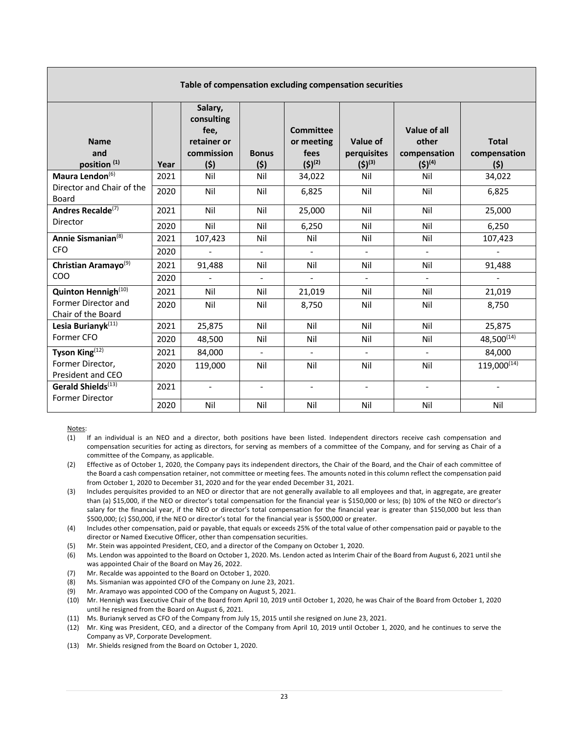| **Table of compensation excluding compensation securities** | | | | | | | |
|---|---|---|---|---|---|---|---|
| **Name and position [(1)]** | **Year** | **Salary, consulting fee, retainer or commission ($)** | **Bonus ($)** | **Committee or meeting fees ($)[(2)]** | **Value of perquisites ($)[(3)]** | **Value of all other compensation ($)[(4)]** | **Total compensation ($)** |
| **Maura Lendon**[(6)] Director and Chair of the Board | 2021 | Nil | Nil | 34,022 | Nil | Nil | 34,022 |
| | 2020 | Nil | Nil | 6,825 | Nil | Nil | 6,825 |
| **Andres Recalde**[(7)] Director | 2021 | Nil | Nil | 25,000 | Nil | Nil | 25,000 |
| | 2020 | Nil | Nil | 6,250 | Nil | Nil | 6,250 |
| **Annie Sismanian**[(8)] CFO | 2021 | 107,423 | Nil | Nil | Nil | Nil | 107,423 |
| | 2020 | - | - | - | - | - | - |
| **Christian Aramayo**[(9)] COO | 2021 | 91,488 | Nil | Nil | Nil | Nil | 91,488 |
| | 2020 | - | - | - | - | - | - |
| **Quinton Hennigh**[(10)] Former Director and Chair of the Board | 2021 | Nil | Nil | 21,019 | Nil | Nil | 21,019 |
| | 2020 | Nil | Nil | 8,750 | Nil | Nil | 8,750 |
| **Lesia Burianyk**[(11)] Former CFO | 2021 | 25,875 | Nil | Nil | Nil | Nil | 25,875 |
| | 2020 | 48,500 | Nil | Nil | Nil | Nil | 48,500[(14)] |
| **Tyson King**[(12)] Former Director, President and CEO | 2021 | 84,000 | - | - | - | - | 84,000 |
| | 2020 | 119,000 | Nil | Nil | Nil | Nil | 119,000[(14)] |
| **Gerald Shields**[(13)] Former Director | 2021 | - | - | - | - | - | - |
| | 2020 | Nil | Nil | Nil | Nil | Nil | Nil |

Notes:

(1) If an individual is an NEO and a director, both positions have been listed. Independent directors receive cash compensation and compensation securities for acting as directors, for serving as members of a committee of the Company, and for serving as Chair of a committee of the Company, as applicable.

(2) Effective as of October 1, 2020, the Company pays its independent directors, the Chair of the Board, and the Chair of each committee of the Board a cash compensation retainer, not committee or meeting fees. The amounts noted in this column reflect the compensation paid from October 1, 2020 to December 31, 2020 and for the year ended December 31, 2021.

(3) Includes perquisites provided to an NEO or director that are not generally available to all employees and that, in aggregate, are greater than (a) $15,000, if the NEO or director's total compensation for the financial year is $150,000 or less; (b) 10% of the NEO or director's salary for the financial year, if the NEO or director's total compensation for the financial year is greater than $150,000 but less than $500,000; (c) $50,000, if the NEO or director's total for the financial year is $500,000 or greater.

(4) Includes other compensation, paid or payable, that equals or exceeds 25% of the total value of other compensation paid or payable to the director or Named Executive Officer, other than compensation securities.

(5) Mr. Stein was appointed President, CEO, and a director of the Company on October 1, 2020.

(6) Ms. Lendon was appointed to the Board on October 1, 2020. Ms. Lendon acted as Interim Chair of the Board from August 6, 2021 until she was appointed Chair of the Board on May 26, 2022.

(7) Mr. Recalde was appointed to the Board on October 1, 2020.

(8) Ms. Sismanian was appointed CFO of the Company on June 23, 2021.

(9) Mr. Aramayo was appointed COO of the Company on August 5, 2021.

(10) Mr. Hennigh was Executive Chair of the Board from April 10, 2019 until October 1, 2020, he was Chair of the Board from October 1, 2020 until he resigned from the Board on August 6, 2021.

(11) Ms. Burianyk served as CFO of the Company from July 15, 2015 until she resigned on June 23, 2021.

(12) Mr. King was President, CEO, and a director of the Company from April 10, 2019 until October 1, 2020, and he continues to serve the Company as VP, Corporate Development.

(13) Mr. Shields resigned from the Board on October 1, 2020.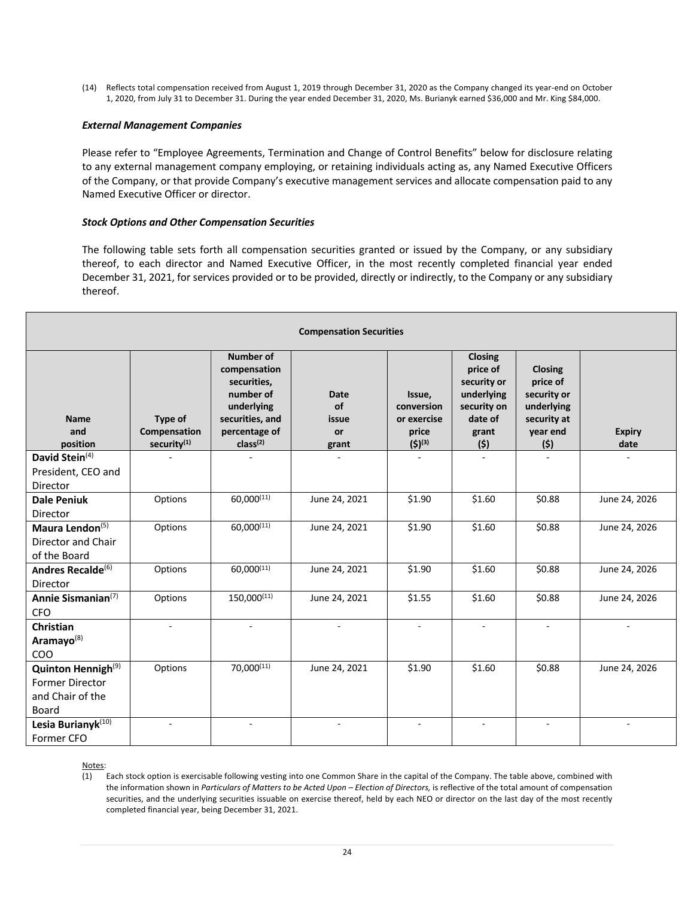(14) Reflects total compensation received from August 1, 2019 through December 31, 2020 as the Company changed its year-end on October 1, 2020, from July 31 to December 31. During the year ended December 31, 2020, Ms. Burianyk earned $36,000 and Mr. King $84,000.

***External Management Companies***

Please refer to "Employee Agreements, Termination and Change of Control Benefits" below for disclosure relating to any external management company employing, or retaining individuals acting as, any Named Executive Officers of the Company, or that provide Company's executive management services and allocate compensation paid to any Named Executive Officer or director.

***Stock Options and Other Compensation Securities***

The following table sets forth all compensation securities granted or issued by the Company, or any subsidiary thereof, to each director and Named Executive Officer, in the most recently completed financial year ended December 31, 2021, for services provided or to be provided, directly or indirectly, to the Company or any subsidiary thereof.

| **Compensation Securities** | | | | | | | |
|---|---|---|---|---|---|---|---|
| **Name and position** | **Type of Compensation security(1)** | **Number of compensation securities, number of underlying securities, and percentage of class(2)** | **Date of issue or grant** | **Issue, conversion or exercise price ($)(3)** | **Closing price of security or underlying security on date of grant ($)** | **Closing price of security or underlying security at year end ($)** | **Expiry date** |
| **David Stein**(4) President, CEO and Director | - | - | - | - | - | - | - |
| **Dale Peniuk** Director | Options | 60,000(11) | June 24, 2021 | $1.90 | $1.60 | $0.88 | June 24, 2026 |
| **Maura Lendon**(5) Director and Chair of the Board | Options | 60,000(11) | June 24, 2021 | $1.90 | $1.60 | $0.88 | June 24, 2026 |
| **Andres Recalde**(6) Director | Options | 60,000(11) | June 24, 2021 | $1.90 | $1.60 | $0.88 | June 24, 2026 |
| **Annie Sismanian**(7) CFO | Options | 150,000(11) | June 24, 2021 | $1.55 | $1.60 | $0.88 | June 24, 2026 |
| **Christian Aramayo**(8) COO | - | - | - | - | - | - | - |
| **Quinton Hennigh**(9) Former Director and Chair of the Board | Options | 70,000(11) | June 24, 2021 | $1.90 | $1.60 | $0.88 | June 24, 2026 |
| **Lesia Burianyk**(10) Former CFO | - | - | - | - | - | - | - |

Notes:

(1) Each stock option is exercisable following vesting into one Common Share in the capital of the Company. The table above, combined with the information shown in *Particulars of Matters to be Acted Upon – Election of Directors,* is reflective of the total amount of compensation securities, and the underlying securities issuable on exercise thereof, held by each NEO or director on the last day of the most recently completed financial year, being December 31, 2021.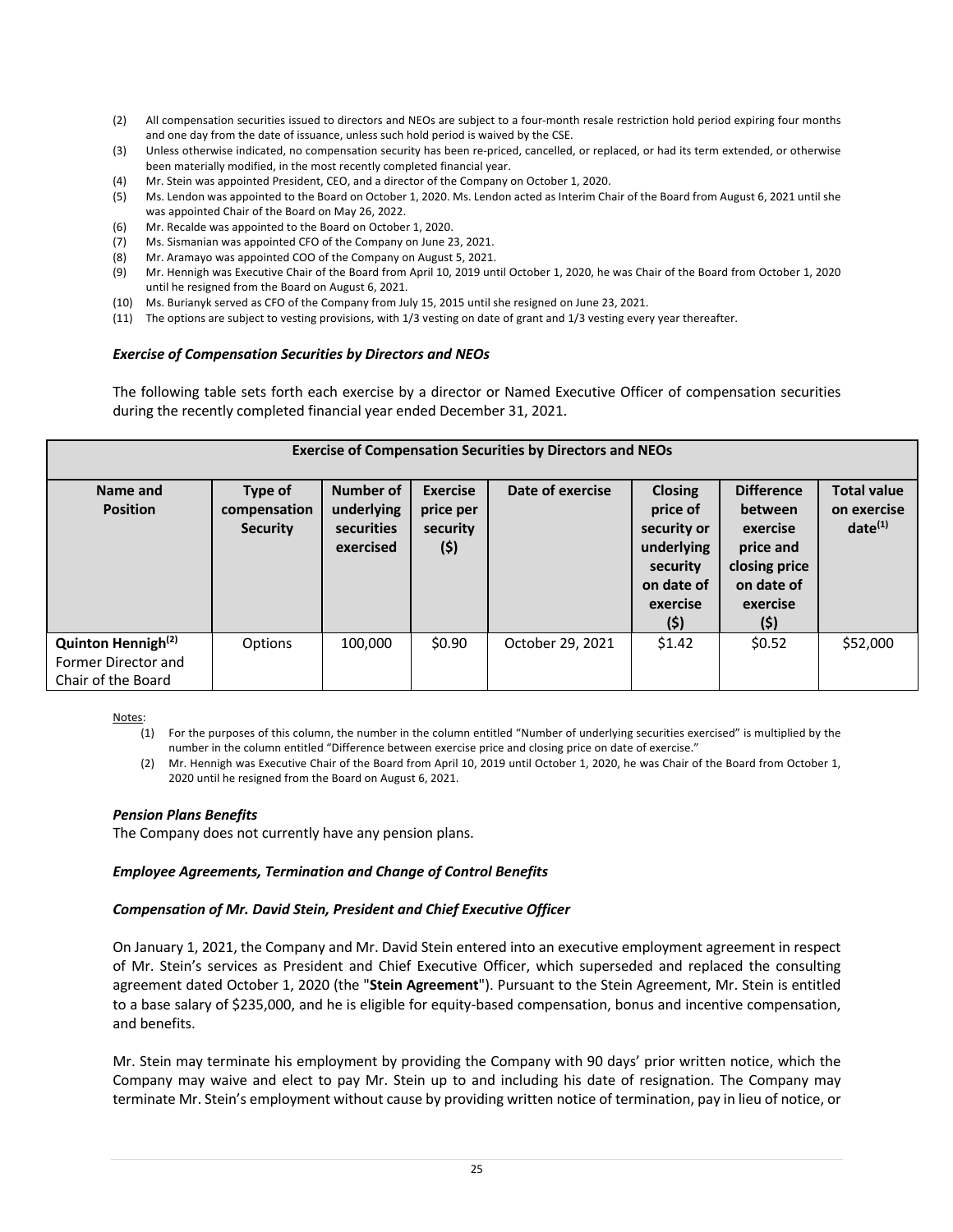(2) All compensation securities issued to directors and NEOs are subject to a four-month resale restriction hold period expiring four months and one day from the date of issuance, unless such hold period is waived by the CSE.
(3) Unless otherwise indicated, no compensation security has been re-priced, cancelled, or replaced, or had its term extended, or otherwise been materially modified, in the most recently completed financial year.
(4) Mr. Stein was appointed President, CEO, and a director of the Company on October 1, 2020.
(5) Ms. Lendon was appointed to the Board on October 1, 2020. Ms. Lendon acted as Interim Chair of the Board from August 6, 2021 until she was appointed Chair of the Board on May 26, 2022.
(6) Mr. Recalde was appointed to the Board on October 1, 2020.
(7) Ms. Sismanian was appointed CFO of the Company on June 23, 2021.
(8) Mr. Aramayo was appointed COO of the Company on August 5, 2021.
(9) Mr. Hennigh was Executive Chair of the Board from April 10, 2019 until October 1, 2020, he was Chair of the Board from October 1, 2020 until he resigned from the Board on August 6, 2021.
(10) Ms. Burianyk served as CFO of the Company from July 15, 2015 until she resigned on June 23, 2021.
(11) The options are subject to vesting provisions, with 1/3 vesting on date of grant and 1/3 vesting every year thereafter.

***Exercise of Compensation Securities by Directors and NEOs***

The following table sets forth each exercise by a director or Named Executive Officer of compensation securities during the recently completed financial year ended December 31, 2021.

| **Exercise of Compensation Securities by Directors and NEOs** | | | | | | | |
|---|---|---|---|---|---|---|---|
| **Name and Position** | **Type of compensation Security** | **Number of underlying securities exercised** | **Exercise price per security ($)** | **Date of exercise** | **Closing price of security or underlying security on date of exercise ($)** | **Difference between exercise price and closing price on date of exercise ($)** | **Total value on exercise date[1]** |
| **Quinton Hennigh[2]** Former Director and Chair of the Board | Options | 100,000 | $0.90 | October 29, 2021 | $1.42 | $0.52 | $52,000 |

Notes:

(1) For the purposes of this column, the number in the column entitled "Number of underlying securities exercised" is multiplied by the number in the column entitled "Difference between exercise price and closing price on date of exercise."
(2) Mr. Hennigh was Executive Chair of the Board from April 10, 2019 until October 1, 2020, he was Chair of the Board from October 1, 2020 until he resigned from the Board on August 6, 2021.

***Pension Plans Benefits***

The Company does not currently have any pension plans.

***Employee Agreements, Termination and Change of Control Benefits***

***Compensation of Mr. David Stein, President and Chief Executive Officer***

On January 1, 2021, the Company and Mr. David Stein entered into an executive employment agreement in respect of Mr. Stein's services as President and Chief Executive Officer, which superseded and replaced the consulting agreement dated October 1, 2020 (the "**Stein Agreement**"). Pursuant to the Stein Agreement, Mr. Stein is entitled to a base salary of $235,000, and he is eligible for equity-based compensation, bonus and incentive compensation, and benefits.

Mr. Stein may terminate his employment by providing the Company with 90 days' prior written notice, which the Company may waive and elect to pay Mr. Stein up to and including his date of resignation. The Company may terminate Mr. Stein's employment without cause by providing written notice of termination, pay in lieu of notice, or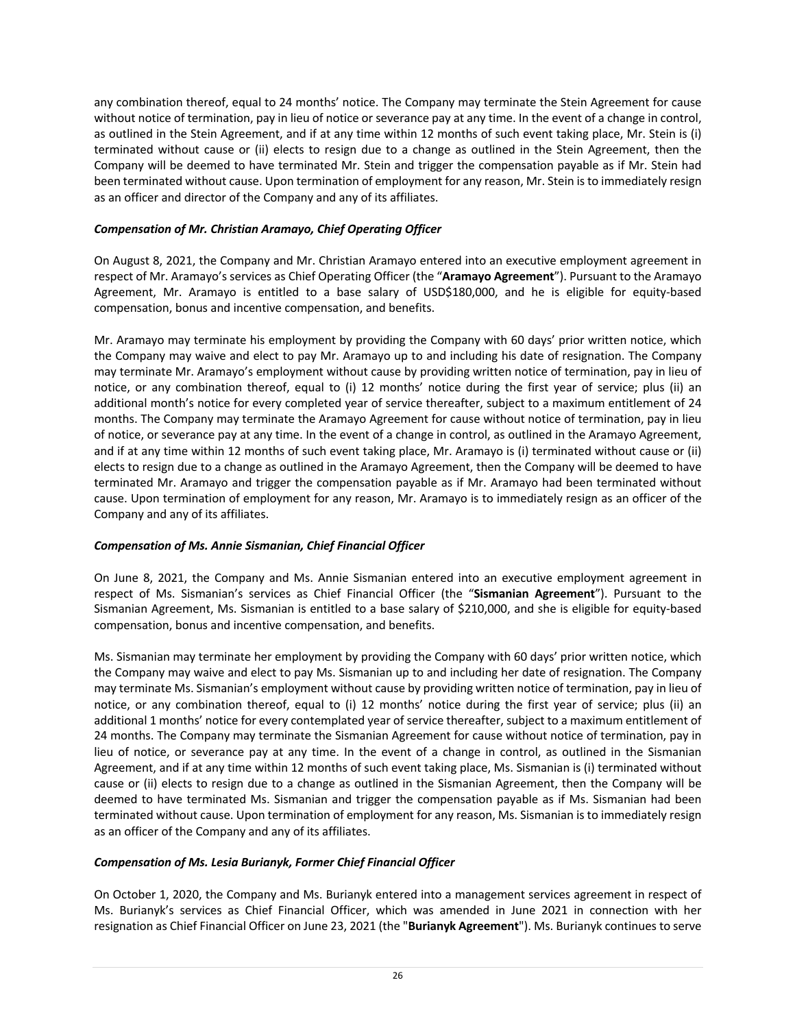any combination thereof, equal to 24 months' notice. The Company may terminate the Stein Agreement for cause without notice of termination, pay in lieu of notice or severance pay at any time. In the event of a change in control, as outlined in the Stein Agreement, and if at any time within 12 months of such event taking place, Mr. Stein is (i) terminated without cause or (ii) elects to resign due to a change as outlined in the Stein Agreement, then the Company will be deemed to have terminated Mr. Stein and trigger the compensation payable as if Mr. Stein had been terminated without cause. Upon termination of employment for any reason, Mr. Stein is to immediately resign as an officer and director of the Company and any of its affiliates.

***Compensation of Mr. Christian Aramayo, Chief Operating Officer***

On August 8, 2021, the Company and Mr. Christian Aramayo entered into an executive employment agreement in respect of Mr. Aramayo's services as Chief Operating Officer (the "**Aramayo Agreement**"). Pursuant to the Aramayo Agreement, Mr. Aramayo is entitled to a base salary of USD$180,000, and he is eligible for equity-based compensation, bonus and incentive compensation, and benefits.

Mr. Aramayo may terminate his employment by providing the Company with 60 days' prior written notice, which the Company may waive and elect to pay Mr. Aramayo up to and including his date of resignation. The Company may terminate Mr. Aramayo's employment without cause by providing written notice of termination, pay in lieu of notice, or any combination thereof, equal to (i) 12 months' notice during the first year of service; plus (ii) an additional month's notice for every completed year of service thereafter, subject to a maximum entitlement of 24 months. The Company may terminate the Aramayo Agreement for cause without notice of termination, pay in lieu of notice, or severance pay at any time. In the event of a change in control, as outlined in the Aramayo Agreement, and if at any time within 12 months of such event taking place, Mr. Aramayo is (i) terminated without cause or (ii) elects to resign due to a change as outlined in the Aramayo Agreement, then the Company will be deemed to have terminated Mr. Aramayo and trigger the compensation payable as if Mr. Aramayo had been terminated without cause. Upon termination of employment for any reason, Mr. Aramayo is to immediately resign as an officer of the Company and any of its affiliates.

***Compensation of Ms. Annie Sismanian, Chief Financial Officer***

On June 8, 2021, the Company and Ms. Annie Sismanian entered into an executive employment agreement in respect of Ms. Sismanian's services as Chief Financial Officer (the "**Sismanian Agreement**"). Pursuant to the Sismanian Agreement, Ms. Sismanian is entitled to a base salary of $210,000, and she is eligible for equity-based compensation, bonus and incentive compensation, and benefits.

Ms. Sismanian may terminate her employment by providing the Company with 60 days' prior written notice, which the Company may waive and elect to pay Ms. Sismanian up to and including her date of resignation. The Company may terminate Ms. Sismanian's employment without cause by providing written notice of termination, pay in lieu of notice, or any combination thereof, equal to (i) 12 months' notice during the first year of service; plus (ii) an additional 1 months' notice for every contemplated year of service thereafter, subject to a maximum entitlement of 24 months. The Company may terminate the Sismanian Agreement for cause without notice of termination, pay in lieu of notice, or severance pay at any time. In the event of a change in control, as outlined in the Sismanian Agreement, and if at any time within 12 months of such event taking place, Ms. Sismanian is (i) terminated without cause or (ii) elects to resign due to a change as outlined in the Sismanian Agreement, then the Company will be deemed to have terminated Ms. Sismanian and trigger the compensation payable as if Ms. Sismanian had been terminated without cause. Upon termination of employment for any reason, Ms. Sismanian is to immediately resign as an officer of the Company and any of its affiliates.

***Compensation of Ms. Lesia Burianyk, Former Chief Financial Officer***

On October 1, 2020, the Company and Ms. Burianyk entered into a management services agreement in respect of Ms. Burianyk's services as Chief Financial Officer, which was amended in June 2021 in connection with her resignation as Chief Financial Officer on June 23, 2021 (the "**Burianyk Agreement**"). Ms. Burianyk continues to serve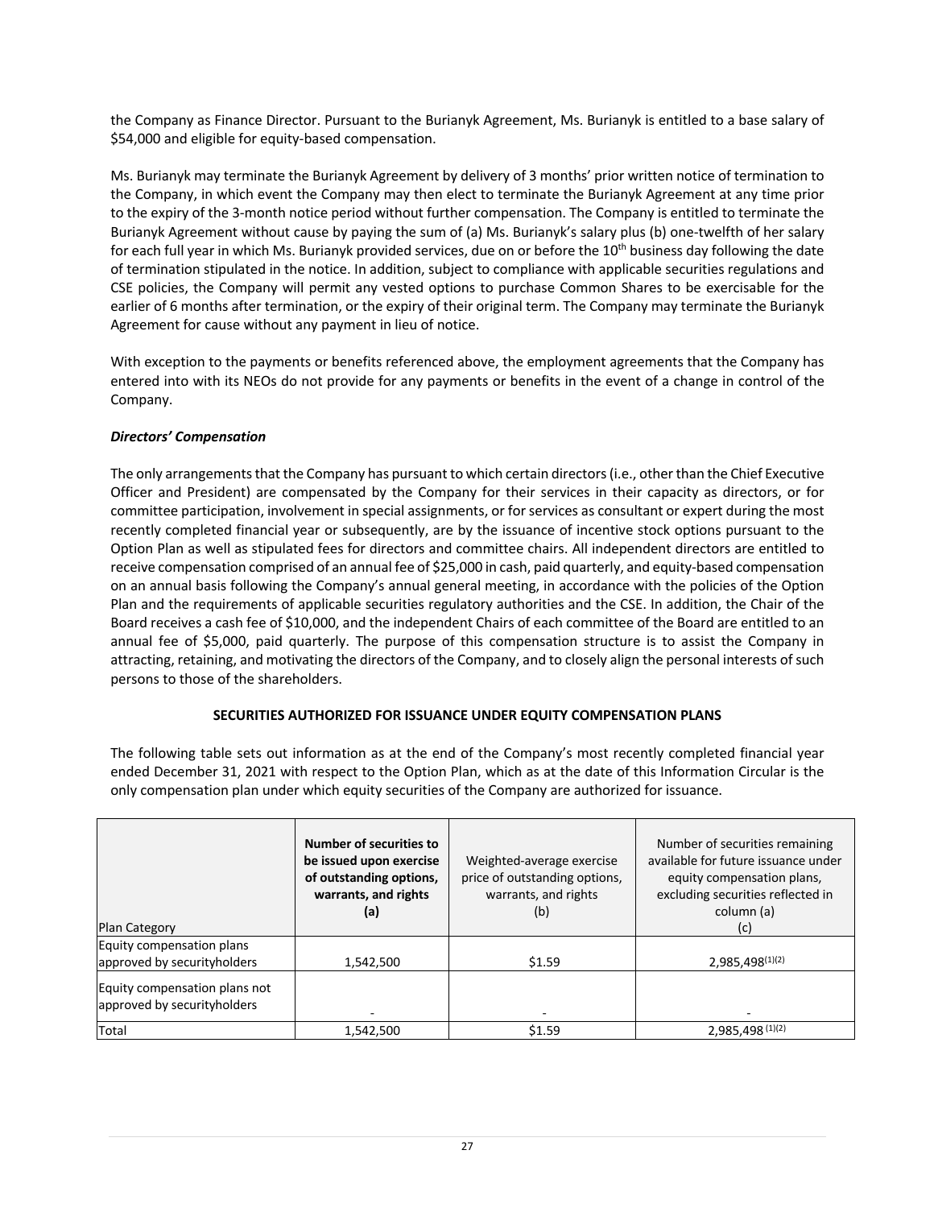the Company as Finance Director. Pursuant to the Burianyk Agreement, Ms. Burianyk is entitled to a base salary of $54,000 and eligible for equity-based compensation.

Ms. Burianyk may terminate the Burianyk Agreement by delivery of 3 months' prior written notice of termination to the Company, in which event the Company may then elect to terminate the Burianyk Agreement at any time prior to the expiry of the 3-month notice period without further compensation. The Company is entitled to terminate the Burianyk Agreement without cause by paying the sum of (a) Ms. Burianyk's salary plus (b) one-twelfth of her salary for each full year in which Ms. Burianyk provided services, due on or before the 10th business day following the date of termination stipulated in the notice. In addition, subject to compliance with applicable securities regulations and CSE policies, the Company will permit any vested options to purchase Common Shares to be exercisable for the earlier of 6 months after termination, or the expiry of their original term. The Company may terminate the Burianyk Agreement for cause without any payment in lieu of notice.

With exception to the payments or benefits referenced above, the employment agreements that the Company has entered into with its NEOs do not provide for any payments or benefits in the event of a change in control of the Company.

***Directors' Compensation***

The only arrangements that the Company has pursuant to which certain directors (i.e., other than the Chief Executive Officer and President) are compensated by the Company for their services in their capacity as directors, or for committee participation, involvement in special assignments, or for services as consultant or expert during the most recently completed financial year or subsequently, are by the issuance of incentive stock options pursuant to the Option Plan as well as stipulated fees for directors and committee chairs. All independent directors are entitled to receive compensation comprised of an annual fee of $25,000 in cash, paid quarterly, and equity-based compensation on an annual basis following the Company's annual general meeting, in accordance with the policies of the Option Plan and the requirements of applicable securities regulatory authorities and the CSE. In addition, the Chair of the Board receives a cash fee of $10,000, and the independent Chairs of each committee of the Board are entitled to an annual fee of $5,000, paid quarterly. The purpose of this compensation structure is to assist the Company in attracting, retaining, and motivating the directors of the Company, and to closely align the personal interests of such persons to those of the shareholders.

## SECURITIES AUTHORIZED FOR ISSUANCE UNDER EQUITY COMPENSATION PLANS

The following table sets out information as at the end of the Company's most recently completed financial year ended December 31, 2021 with respect to the Option Plan, which as at the date of this Information Circular is the only compensation plan under which equity securities of the Company are authorized for issuance.

| Plan Category | **Number of securities to be issued upon exercise of outstanding options, warrants, and rights (a)** | Weighted-average exercise price of outstanding options, warrants, and rights (b) | Number of securities remaining available for future issuance under equity compensation plans, excluding securities reflected in column (a) (c) |
|---|---|---|---|
| Equity compensation plans approved by securityholders | 1,542,500 | $1.59 | 2,985,498(1)(2) |
| Equity compensation plans not approved by securityholders | - | - | - |
| Total | 1,542,500 | $1.59 | 2,985,498 (1)(2) |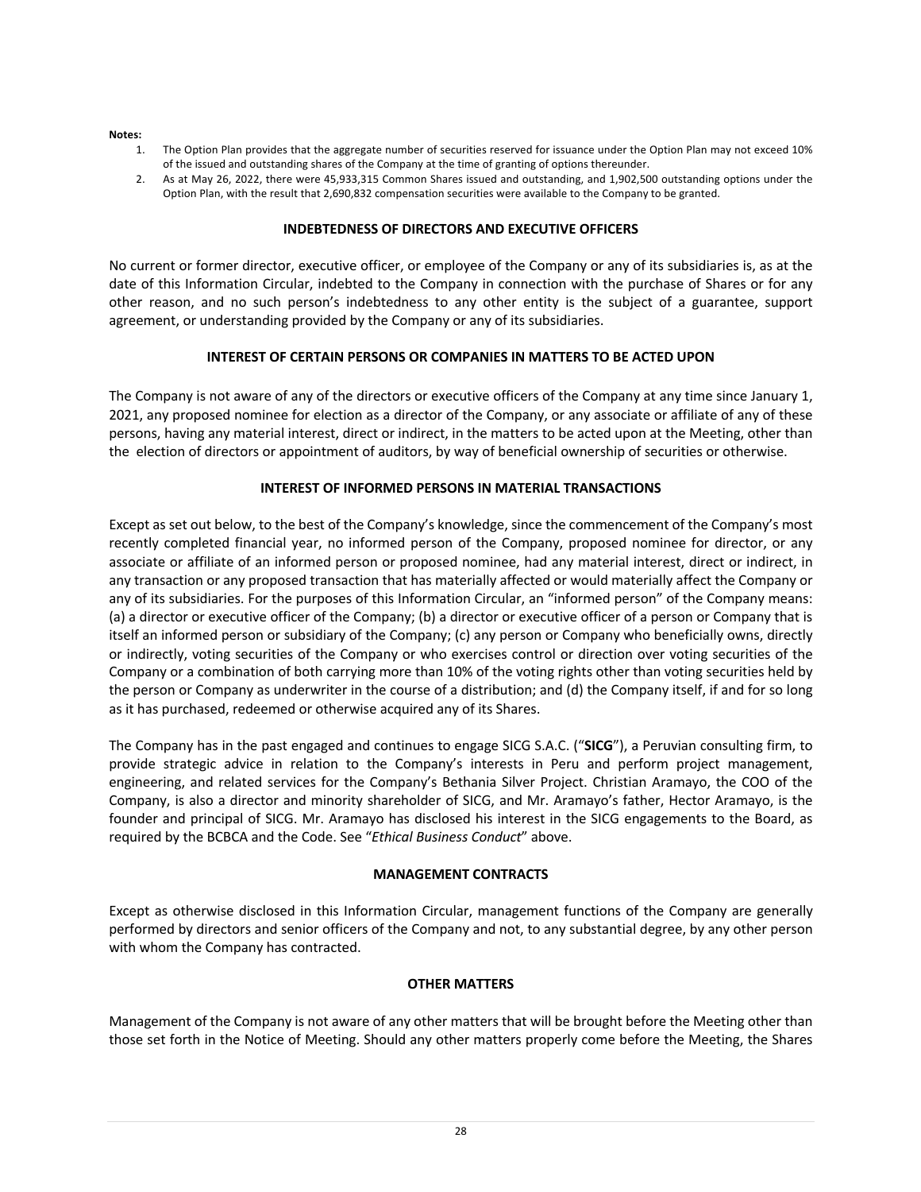**Notes:**

1. The Option Plan provides that the aggregate number of securities reserved for issuance under the Option Plan may not exceed 10% of the issued and outstanding shares of the Company at the time of granting of options thereunder.
2. As at May 26, 2022, there were 45,933,315 Common Shares issued and outstanding, and 1,902,500 outstanding options under the Option Plan, with the result that 2,690,832 compensation securities were available to the Company to be granted.

## INDEBTEDNESS OF DIRECTORS AND EXECUTIVE OFFICERS

No current or former director, executive officer, or employee of the Company or any of its subsidiaries is, as at the date of this Information Circular, indebted to the Company in connection with the purchase of Shares or for any other reason, and no such person's indebtedness to any other entity is the subject of a guarantee, support agreement, or understanding provided by the Company or any of its subsidiaries.

## INTEREST OF CERTAIN PERSONS OR COMPANIES IN MATTERS TO BE ACTED UPON

The Company is not aware of any of the directors or executive officers of the Company at any time since January 1, 2021, any proposed nominee for election as a director of the Company, or any associate or affiliate of any of these persons, having any material interest, direct or indirect, in the matters to be acted upon at the Meeting, other than the election of directors or appointment of auditors, by way of beneficial ownership of securities or otherwise.

## INTEREST OF INFORMED PERSONS IN MATERIAL TRANSACTIONS

Except as set out below, to the best of the Company's knowledge, since the commencement of the Company's most recently completed financial year, no informed person of the Company, proposed nominee for director, or any associate or affiliate of an informed person or proposed nominee, had any material interest, direct or indirect, in any transaction or any proposed transaction that has materially affected or would materially affect the Company or any of its subsidiaries. For the purposes of this Information Circular, an "informed person" of the Company means: (a) a director or executive officer of the Company; (b) a director or executive officer of a person or Company that is itself an informed person or subsidiary of the Company; (c) any person or Company who beneficially owns, directly or indirectly, voting securities of the Company or who exercises control or direction over voting securities of the Company or a combination of both carrying more than 10% of the voting rights other than voting securities held by the person or Company as underwriter in the course of a distribution; and (d) the Company itself, if and for so long as it has purchased, redeemed or otherwise acquired any of its Shares.

The Company has in the past engaged and continues to engage SICG S.A.C. ("**SICG**"), a Peruvian consulting firm, to provide strategic advice in relation to the Company's interests in Peru and perform project management, engineering, and related services for the Company's Bethania Silver Project. Christian Aramayo, the COO of the Company, is also a director and minority shareholder of SICG, and Mr. Aramayo's father, Hector Aramayo, is the founder and principal of SICG. Mr. Aramayo has disclosed his interest in the SICG engagements to the Board, as required by the BCBCA and the Code. See "*Ethical Business Conduct*" above.

## MANAGEMENT CONTRACTS

Except as otherwise disclosed in this Information Circular, management functions of the Company are generally performed by directors and senior officers of the Company and not, to any substantial degree, by any other person with whom the Company has contracted.

## OTHER MATTERS

Management of the Company is not aware of any other matters that will be brought before the Meeting other than those set forth in the Notice of Meeting. Should any other matters properly come before the Meeting, the Shares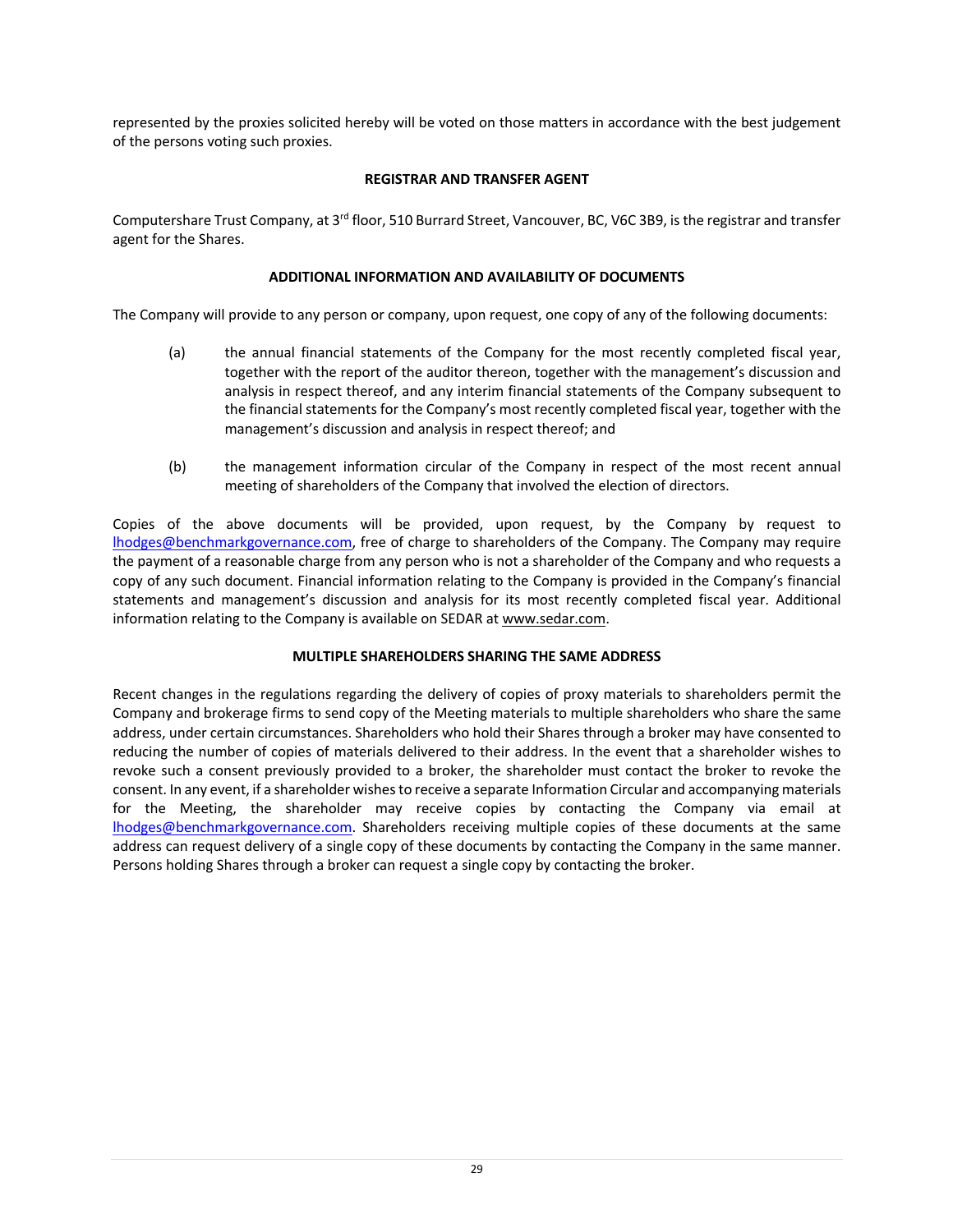represented by the proxies solicited hereby will be voted on those matters in accordance with the best judgement of the persons voting such proxies.

## REGISTRAR AND TRANSFER AGENT

Computershare Trust Company, at 3rd floor, 510 Burrard Street, Vancouver, BC, V6C 3B9, is the registrar and transfer agent for the Shares.

## ADDITIONAL INFORMATION AND AVAILABILITY OF DOCUMENTS

The Company will provide to any person or company, upon request, one copy of any of the following documents:

(a) the annual financial statements of the Company for the most recently completed fiscal year, together with the report of the auditor thereon, together with the management's discussion and analysis in respect thereof, and any interim financial statements of the Company subsequent to the financial statements for the Company's most recently completed fiscal year, together with the management's discussion and analysis in respect thereof; and

(b) the management information circular of the Company in respect of the most recent annual meeting of shareholders of the Company that involved the election of directors.

Copies of the above documents will be provided, upon request, by the Company by request to lhodges@benchmarkgovernance.com, free of charge to shareholders of the Company. The Company may require the payment of a reasonable charge from any person who is not a shareholder of the Company and who requests a copy of any such document. Financial information relating to the Company is provided in the Company's financial statements and management's discussion and analysis for its most recently completed fiscal year. Additional information relating to the Company is available on SEDAR at www.sedar.com.

## MULTIPLE SHAREHOLDERS SHARING THE SAME ADDRESS

Recent changes in the regulations regarding the delivery of copies of proxy materials to shareholders permit the Company and brokerage firms to send copy of the Meeting materials to multiple shareholders who share the same address, under certain circumstances. Shareholders who hold their Shares through a broker may have consented to reducing the number of copies of materials delivered to their address. In the event that a shareholder wishes to revoke such a consent previously provided to a broker, the shareholder must contact the broker to revoke the consent. In any event, if a shareholder wishes to receive a separate Information Circular and accompanying materials for the Meeting, the shareholder may receive copies by contacting the Company via email at lhodges@benchmarkgovernance.com. Shareholders receiving multiple copies of these documents at the same address can request delivery of a single copy of these documents by contacting the Company in the same manner. Persons holding Shares through a broker can request a single copy by contacting the broker.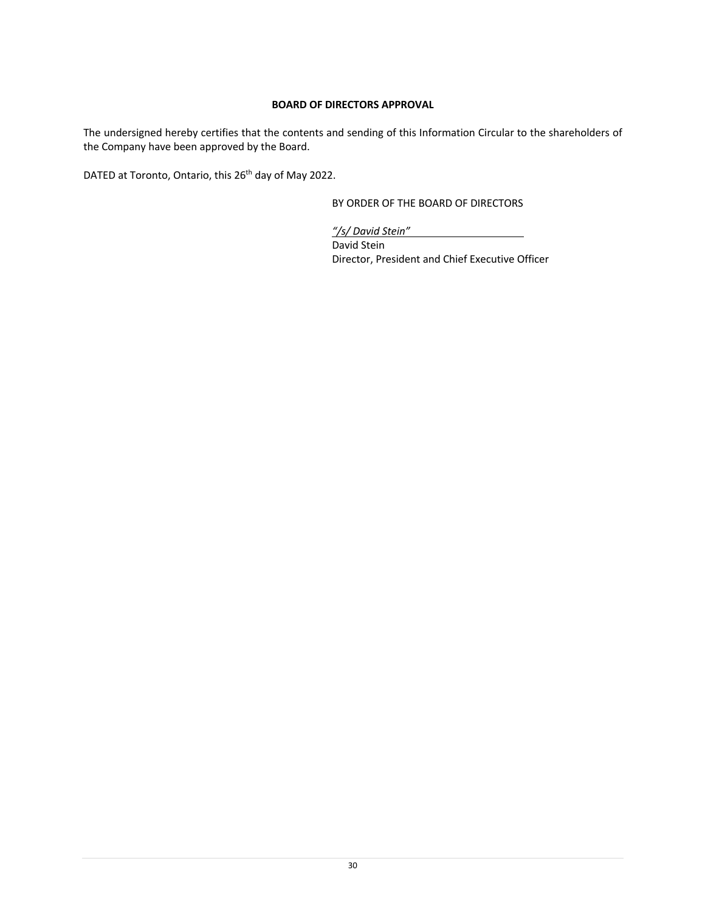**BOARD OF DIRECTORS APPROVAL**

The undersigned hereby certifies that the contents and sending of this Information Circular to the shareholders of the Company have been approved by the Board.

DATED at Toronto, Ontario, this 26th day of May 2022.

BY ORDER OF THE BOARD OF DIRECTORS

*"/s/ David Stein"*
David Stein
Director, President and Chief Executive Officer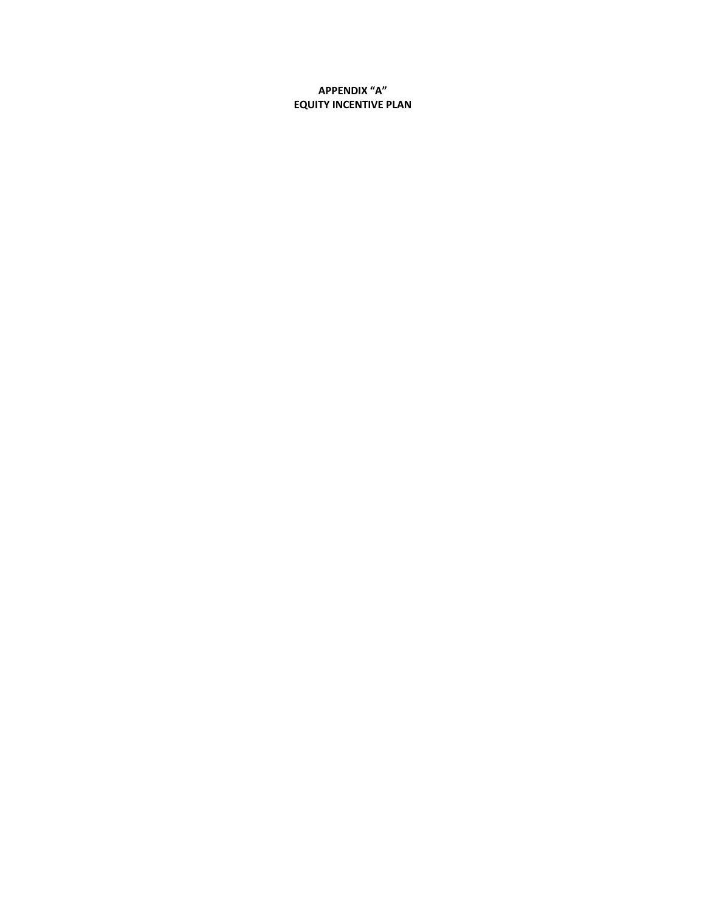# APPENDIX "A"
# EQUITY INCENTIVE PLAN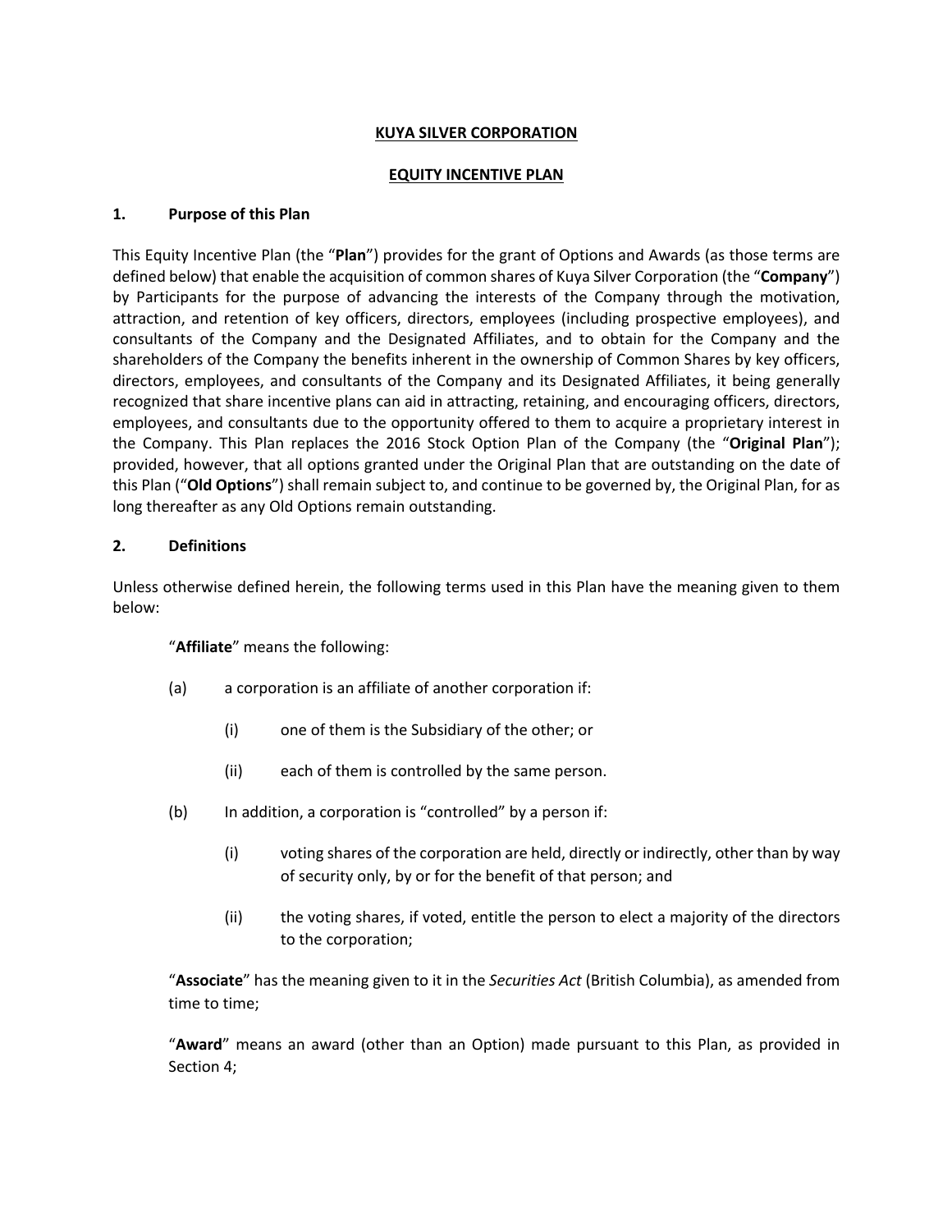**KUYA SILVER CORPORATION**

**EQUITY INCENTIVE PLAN**

## 1. Purpose of this Plan

This Equity Incentive Plan (the "**Plan**") provides for the grant of Options and Awards (as those terms are defined below) that enable the acquisition of common shares of Kuya Silver Corporation (the "**Company**") by Participants for the purpose of advancing the interests of the Company through the motivation, attraction, and retention of key officers, directors, employees (including prospective employees), and consultants of the Company and the Designated Affiliates, and to obtain for the Company and the shareholders of the Company the benefits inherent in the ownership of Common Shares by key officers, directors, employees, and consultants of the Company and its Designated Affiliates, it being generally recognized that share incentive plans can aid in attracting, retaining, and encouraging officers, directors, employees, and consultants due to the opportunity offered to them to acquire a proprietary interest in the Company. This Plan replaces the 2016 Stock Option Plan of the Company (the "**Original Plan**"); provided, however, that all options granted under the Original Plan that are outstanding on the date of this Plan ("**Old Options**") shall remain subject to, and continue to be governed by, the Original Plan, for as long thereafter as any Old Options remain outstanding.

## 2. Definitions

Unless otherwise defined herein, the following terms used in this Plan have the meaning given to them below:

"**Affiliate**" means the following:

(a) a corporation is an affiliate of another corporation if:

  (i) one of them is the Subsidiary of the other; or

  (ii) each of them is controlled by the same person.

(b) In addition, a corporation is "controlled" by a person if:

  (i) voting shares of the corporation are held, directly or indirectly, other than by way of security only, by or for the benefit of that person; and

  (ii) the voting shares, if voted, entitle the person to elect a majority of the directors to the corporation;

"**Associate**" has the meaning given to it in the *Securities Act* (British Columbia), as amended from time to time;

"**Award**" means an award (other than an Option) made pursuant to this Plan, as provided in Section 4;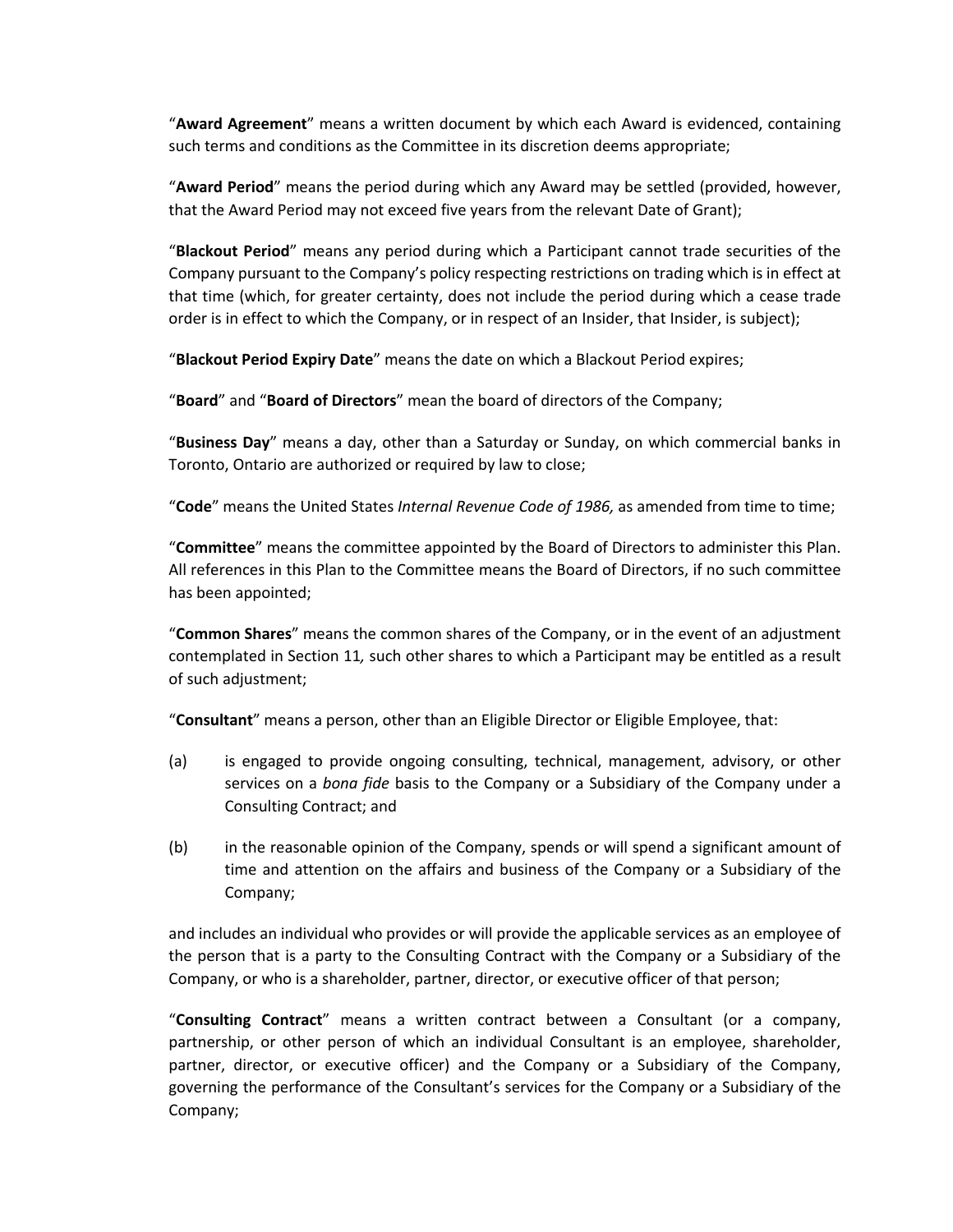“**Award Agreement**” means a written document by which each Award is evidenced, containing such terms and conditions as the Committee in its discretion deems appropriate;

“**Award Period**” means the period during which any Award may be settled (provided, however, that the Award Period may not exceed five years from the relevant Date of Grant);

“**Blackout Period**” means any period during which a Participant cannot trade securities of the Company pursuant to the Company’s policy respecting restrictions on trading which is in effect at that time (which, for greater certainty, does not include the period during which a cease trade order is in effect to which the Company, or in respect of an Insider, that Insider, is subject);

“**Blackout Period Expiry Date**” means the date on which a Blackout Period expires;

“**Board**” and “**Board of Directors**” mean the board of directors of the Company;

“**Business Day**” means a day, other than a Saturday or Sunday, on which commercial banks in Toronto, Ontario are authorized or required by law to close;

“**Code**” means the United States *Internal Revenue Code of 1986,* as amended from time to time;

“**Committee**” means the committee appointed by the Board of Directors to administer this Plan. All references in this Plan to the Committee means the Board of Directors, if no such committee has been appointed;

“**Common Shares**” means the common shares of the Company, or in the event of an adjustment contemplated in Section 11*,* such other shares to which a Participant may be entitled as a result of such adjustment;

“**Consultant**” means a person, other than an Eligible Director or Eligible Employee, that:

(a) is engaged to provide ongoing consulting, technical, management, advisory, or other services on a *bona fide* basis to the Company or a Subsidiary of the Company under a Consulting Contract; and

(b) in the reasonable opinion of the Company, spends or will spend a significant amount of time and attention on the affairs and business of the Company or a Subsidiary of the Company;

and includes an individual who provides or will provide the applicable services as an employee of the person that is a party to the Consulting Contract with the Company or a Subsidiary of the Company, or who is a shareholder, partner, director, or executive officer of that person;

“**Consulting Contract**” means a written contract between a Consultant (or a company, partnership, or other person of which an individual Consultant is an employee, shareholder, partner, director, or executive officer) and the Company or a Subsidiary of the Company, governing the performance of the Consultant’s services for the Company or a Subsidiary of the Company;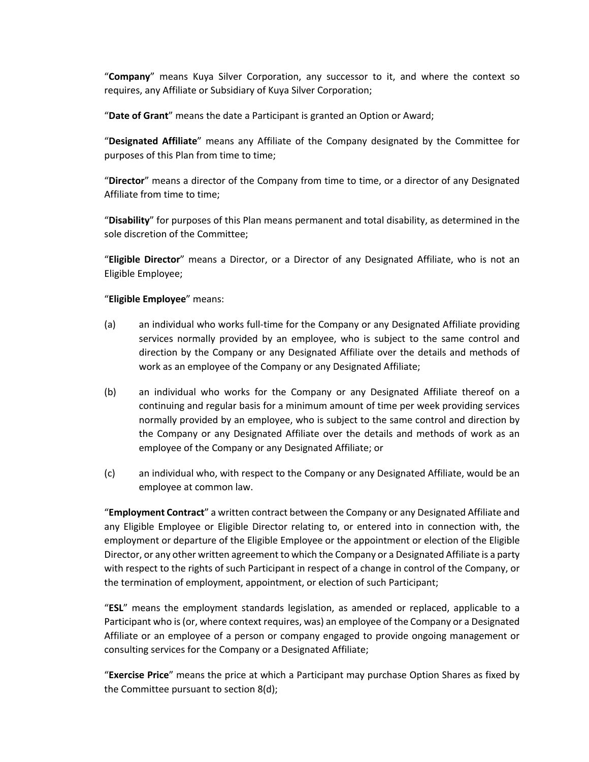"**Company**" means Kuya Silver Corporation, any successor to it, and where the context so requires, any Affiliate or Subsidiary of Kuya Silver Corporation;

"**Date of Grant**" means the date a Participant is granted an Option or Award;

"**Designated Affiliate**" means any Affiliate of the Company designated by the Committee for purposes of this Plan from time to time;

"**Director**" means a director of the Company from time to time, or a director of any Designated Affiliate from time to time;

"**Disability**" for purposes of this Plan means permanent and total disability, as determined in the sole discretion of the Committee;

"**Eligible Director**" means a Director, or a Director of any Designated Affiliate, who is not an Eligible Employee;

"**Eligible Employee**" means:

(a) an individual who works full-time for the Company or any Designated Affiliate providing services normally provided by an employee, who is subject to the same control and direction by the Company or any Designated Affiliate over the details and methods of work as an employee of the Company or any Designated Affiliate;

(b) an individual who works for the Company or any Designated Affiliate thereof on a continuing and regular basis for a minimum amount of time per week providing services normally provided by an employee, who is subject to the same control and direction by the Company or any Designated Affiliate over the details and methods of work as an employee of the Company or any Designated Affiliate; or

(c) an individual who, with respect to the Company or any Designated Affiliate, would be an employee at common law.

"**Employment Contract**" a written contract between the Company or any Designated Affiliate and any Eligible Employee or Eligible Director relating to, or entered into in connection with, the employment or departure of the Eligible Employee or the appointment or election of the Eligible Director, or any other written agreement to which the Company or a Designated Affiliate is a party with respect to the rights of such Participant in respect of a change in control of the Company, or the termination of employment, appointment, or election of such Participant;

"**ESL**" means the employment standards legislation, as amended or replaced, applicable to a Participant who is (or, where context requires, was) an employee of the Company or a Designated Affiliate or an employee of a person or company engaged to provide ongoing management or consulting services for the Company or a Designated Affiliate;

"**Exercise Price**" means the price at which a Participant may purchase Option Shares as fixed by the Committee pursuant to section 8(d);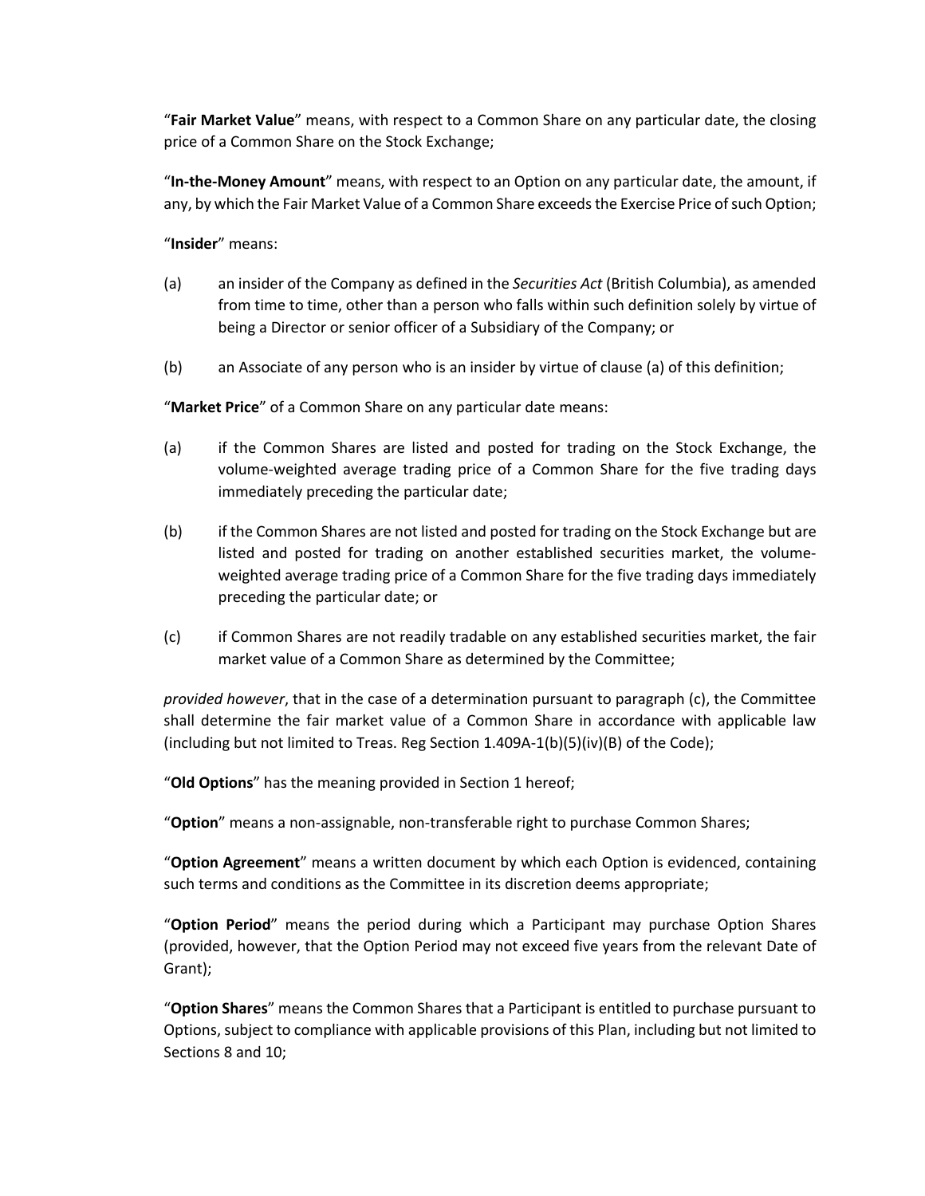"**Fair Market Value**" means, with respect to a Common Share on any particular date, the closing price of a Common Share on the Stock Exchange;

"**In-the-Money Amount**" means, with respect to an Option on any particular date, the amount, if any, by which the Fair Market Value of a Common Share exceeds the Exercise Price of such Option;

"**Insider**" means:

(a) an insider of the Company as defined in the *Securities Act* (British Columbia), as amended from time to time, other than a person who falls within such definition solely by virtue of being a Director or senior officer of a Subsidiary of the Company; or

(b) an Associate of any person who is an insider by virtue of clause (a) of this definition;

"**Market Price**" of a Common Share on any particular date means:

(a) if the Common Shares are listed and posted for trading on the Stock Exchange, the volume-weighted average trading price of a Common Share for the five trading days immediately preceding the particular date;

(b) if the Common Shares are not listed and posted for trading on the Stock Exchange but are listed and posted for trading on another established securities market, the volume-weighted average trading price of a Common Share for the five trading days immediately preceding the particular date; or

(c) if Common Shares are not readily tradable on any established securities market, the fair market value of a Common Share as determined by the Committee;

*provided however*, that in the case of a determination pursuant to paragraph (c), the Committee shall determine the fair market value of a Common Share in accordance with applicable law (including but not limited to Treas. Reg Section 1.409A-1(b)(5)(iv)(B) of the Code);

"**Old Options**" has the meaning provided in Section 1 hereof;

"**Option**" means a non-assignable, non-transferable right to purchase Common Shares;

"**Option Agreement**" means a written document by which each Option is evidenced, containing such terms and conditions as the Committee in its discretion deems appropriate;

"**Option Period**" means the period during which a Participant may purchase Option Shares (provided, however, that the Option Period may not exceed five years from the relevant Date of Grant);

"**Option Shares**" means the Common Shares that a Participant is entitled to purchase pursuant to Options, subject to compliance with applicable provisions of this Plan, including but not limited to Sections 8 and 10;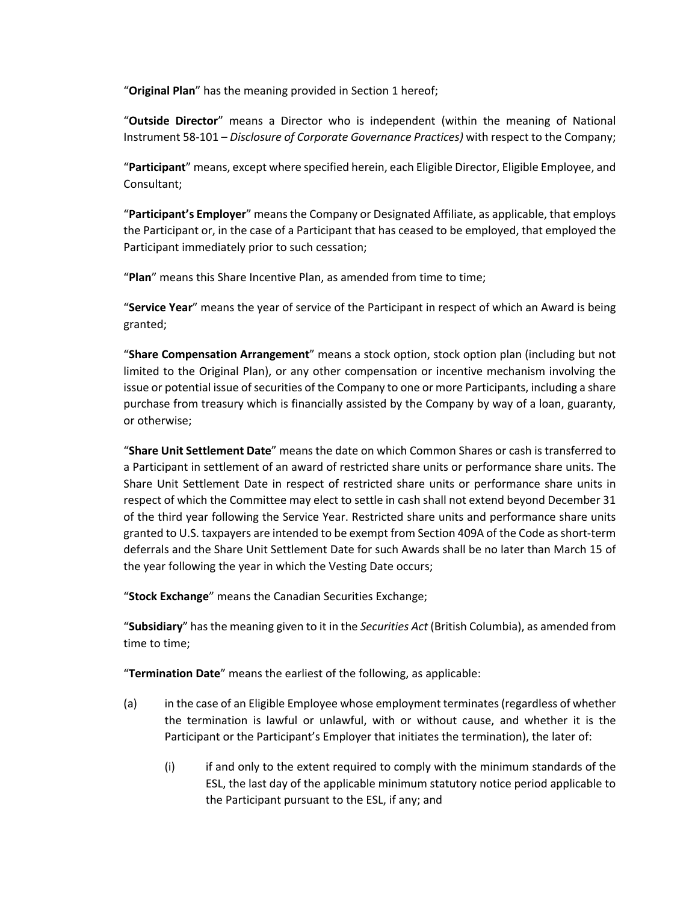"**Original Plan**" has the meaning provided in Section 1 hereof;

"**Outside Director**" means a Director who is independent (within the meaning of National Instrument 58-101 – *Disclosure of Corporate Governance Practices)* with respect to the Company;

"**Participant**" means, except where specified herein, each Eligible Director, Eligible Employee, and Consultant;

"**Participant's Employer**" means the Company or Designated Affiliate, as applicable, that employs the Participant or, in the case of a Participant that has ceased to be employed, that employed the Participant immediately prior to such cessation;

"**Plan**" means this Share Incentive Plan, as amended from time to time;

"**Service Year**" means the year of service of the Participant in respect of which an Award is being granted;

"**Share Compensation Arrangement**" means a stock option, stock option plan (including but not limited to the Original Plan), or any other compensation or incentive mechanism involving the issue or potential issue of securities of the Company to one or more Participants, including a share purchase from treasury which is financially assisted by the Company by way of a loan, guaranty, or otherwise;

"**Share Unit Settlement Date**" means the date on which Common Shares or cash is transferred to a Participant in settlement of an award of restricted share units or performance share units. The Share Unit Settlement Date in respect of restricted share units or performance share units in respect of which the Committee may elect to settle in cash shall not extend beyond December 31 of the third year following the Service Year. Restricted share units and performance share units granted to U.S. taxpayers are intended to be exempt from Section 409A of the Code as short-term deferrals and the Share Unit Settlement Date for such Awards shall be no later than March 15 of the year following the year in which the Vesting Date occurs;

"**Stock Exchange**" means the Canadian Securities Exchange;

"**Subsidiary**" has the meaning given to it in the *Securities Act* (British Columbia), as amended from time to time;

"**Termination Date**" means the earliest of the following, as applicable:

(a) in the case of an Eligible Employee whose employment terminates (regardless of whether the termination is lawful or unlawful, with or without cause, and whether it is the Participant or the Participant's Employer that initiates the termination), the later of:

   (i) if and only to the extent required to comply with the minimum standards of the ESL, the last day of the applicable minimum statutory notice period applicable to the Participant pursuant to the ESL, if any; and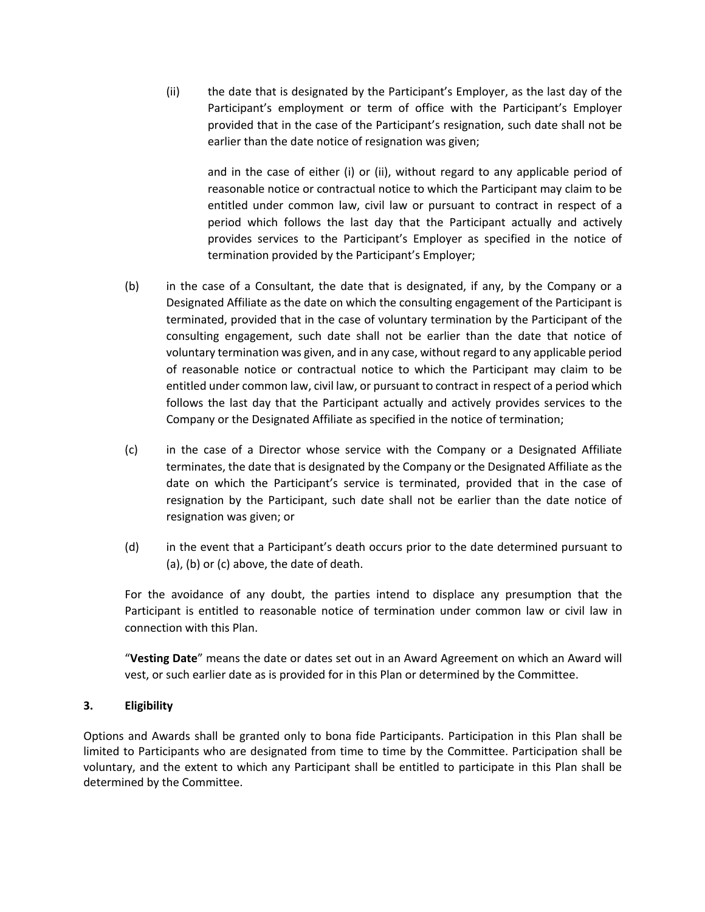(ii) the date that is designated by the Participant's Employer, as the last day of the Participant's employment or term of office with the Participant's Employer provided that in the case of the Participant's resignation, such date shall not be earlier than the date notice of resignation was given;

and in the case of either (i) or (ii), without regard to any applicable period of reasonable notice or contractual notice to which the Participant may claim to be entitled under common law, civil law or pursuant to contract in respect of a period which follows the last day that the Participant actually and actively provides services to the Participant's Employer as specified in the notice of termination provided by the Participant's Employer;

(b) in the case of a Consultant, the date that is designated, if any, by the Company or a Designated Affiliate as the date on which the consulting engagement of the Participant is terminated, provided that in the case of voluntary termination by the Participant of the consulting engagement, such date shall not be earlier than the date that notice of voluntary termination was given, and in any case, without regard to any applicable period of reasonable notice or contractual notice to which the Participant may claim to be entitled under common law, civil law, or pursuant to contract in respect of a period which follows the last day that the Participant actually and actively provides services to the Company or the Designated Affiliate as specified in the notice of termination;

(c) in the case of a Director whose service with the Company or a Designated Affiliate terminates, the date that is designated by the Company or the Designated Affiliate as the date on which the Participant's service is terminated, provided that in the case of resignation by the Participant, such date shall not be earlier than the date notice of resignation was given; or

(d) in the event that a Participant's death occurs prior to the date determined pursuant to (a), (b) or (c) above, the date of death.

For the avoidance of any doubt, the parties intend to displace any presumption that the Participant is entitled to reasonable notice of termination under common law or civil law in connection with this Plan.

"**Vesting Date**" means the date or dates set out in an Award Agreement on which an Award will vest, or such earlier date as is provided for in this Plan or determined by the Committee.

## 3. Eligibility

Options and Awards shall be granted only to bona fide Participants. Participation in this Plan shall be limited to Participants who are designated from time to time by the Committee. Participation shall be voluntary, and the extent to which any Participant shall be entitled to participate in this Plan shall be determined by the Committee.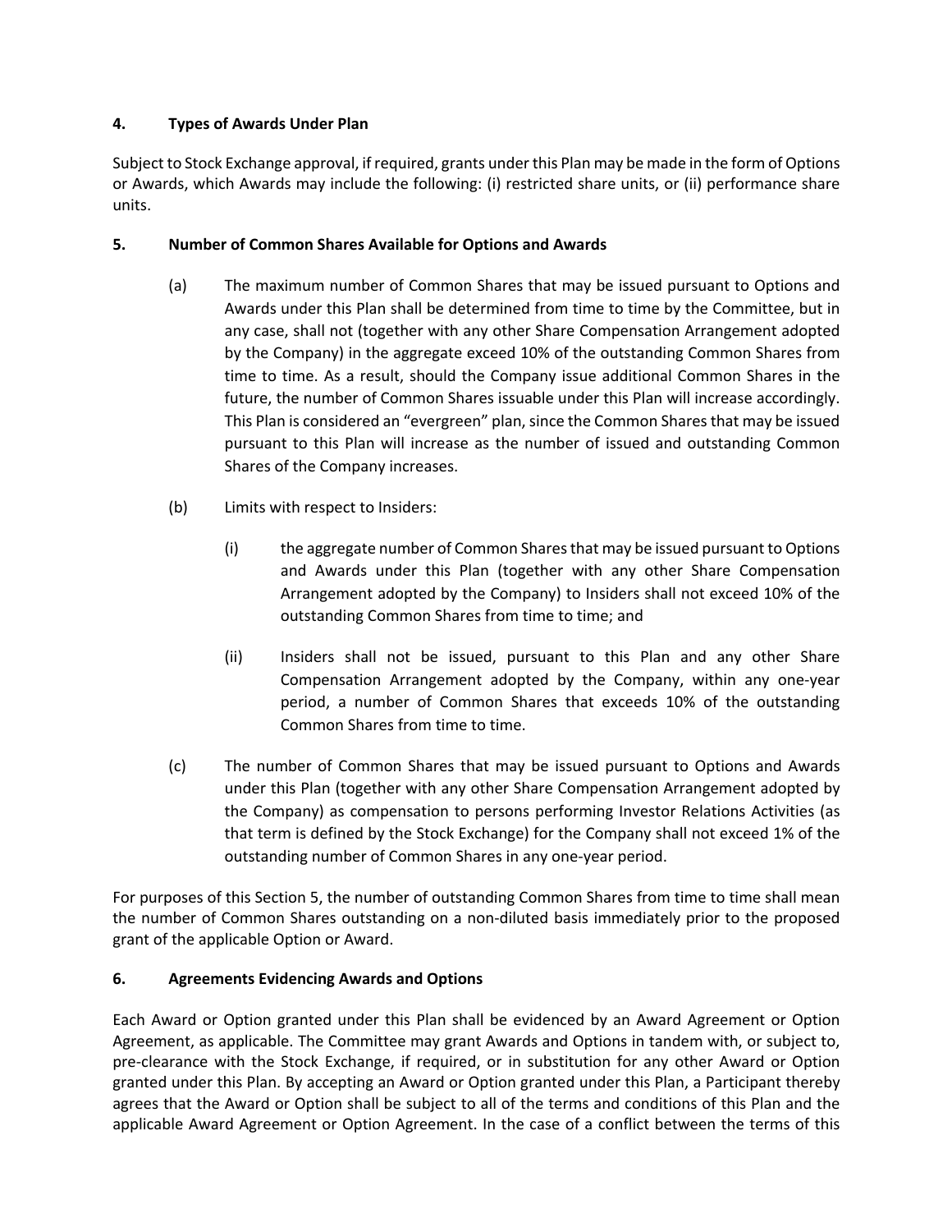## 4. Types of Awards Under Plan

Subject to Stock Exchange approval, if required, grants under this Plan may be made in the form of Options or Awards, which Awards may include the following: (i) restricted share units, or (ii) performance share units.

## 5. Number of Common Shares Available for Options and Awards

(a) The maximum number of Common Shares that may be issued pursuant to Options and Awards under this Plan shall be determined from time to time by the Committee, but in any case, shall not (together with any other Share Compensation Arrangement adopted by the Company) in the aggregate exceed 10% of the outstanding Common Shares from time to time. As a result, should the Company issue additional Common Shares in the future, the number of Common Shares issuable under this Plan will increase accordingly. This Plan is considered an "evergreen" plan, since the Common Shares that may be issued pursuant to this Plan will increase as the number of issued and outstanding Common Shares of the Company increases.

(b) Limits with respect to Insiders:

(i) the aggregate number of Common Shares that may be issued pursuant to Options and Awards under this Plan (together with any other Share Compensation Arrangement adopted by the Company) to Insiders shall not exceed 10% of the outstanding Common Shares from time to time; and

(ii) Insiders shall not be issued, pursuant to this Plan and any other Share Compensation Arrangement adopted by the Company, within any one-year period, a number of Common Shares that exceeds 10% of the outstanding Common Shares from time to time.

(c) The number of Common Shares that may be issued pursuant to Options and Awards under this Plan (together with any other Share Compensation Arrangement adopted by the Company) as compensation to persons performing Investor Relations Activities (as that term is defined by the Stock Exchange) for the Company shall not exceed 1% of the outstanding number of Common Shares in any one-year period.

For purposes of this Section 5, the number of outstanding Common Shares from time to time shall mean the number of Common Shares outstanding on a non-diluted basis immediately prior to the proposed grant of the applicable Option or Award.

## 6. Agreements Evidencing Awards and Options

Each Award or Option granted under this Plan shall be evidenced by an Award Agreement or Option Agreement, as applicable. The Committee may grant Awards and Options in tandem with, or subject to, pre-clearance with the Stock Exchange, if required, or in substitution for any other Award or Option granted under this Plan. By accepting an Award or Option granted under this Plan, a Participant thereby agrees that the Award or Option shall be subject to all of the terms and conditions of this Plan and the applicable Award Agreement or Option Agreement. In the case of a conflict between the terms of this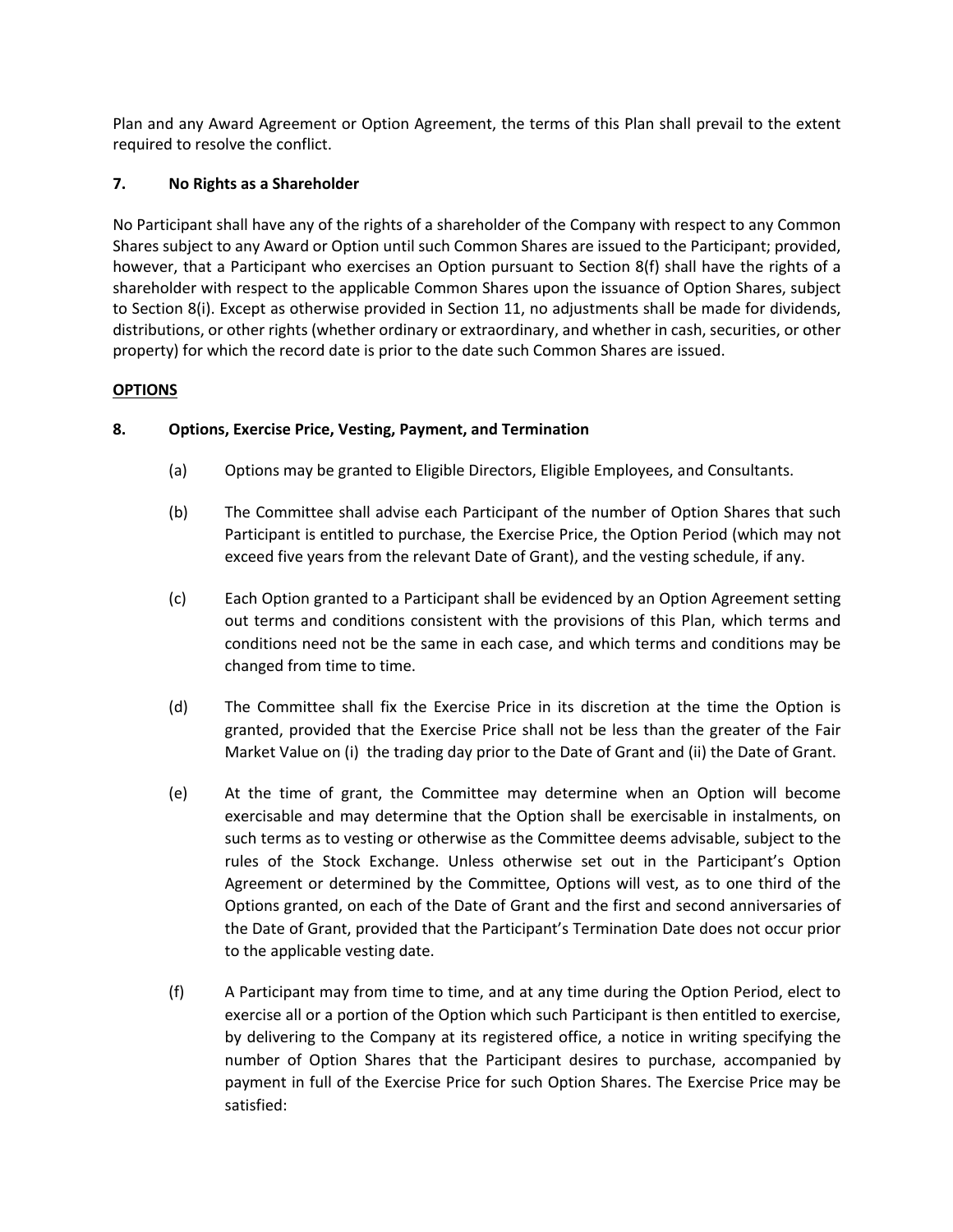Plan and any Award Agreement or Option Agreement, the terms of this Plan shall prevail to the extent required to resolve the conflict.

## 7. No Rights as a Shareholder

No Participant shall have any of the rights of a shareholder of the Company with respect to any Common Shares subject to any Award or Option until such Common Shares are issued to the Participant; provided, however, that a Participant who exercises an Option pursuant to Section 8(f) shall have the rights of a shareholder with respect to the applicable Common Shares upon the issuance of Option Shares, subject to Section 8(i). Except as otherwise provided in Section 11, no adjustments shall be made for dividends, distributions, or other rights (whether ordinary or extraordinary, and whether in cash, securities, or other property) for which the record date is prior to the date such Common Shares are issued.

## OPTIONS

## 8. Options, Exercise Price, Vesting, Payment, and Termination

(a) Options may be granted to Eligible Directors, Eligible Employees, and Consultants.

(b) The Committee shall advise each Participant of the number of Option Shares that such Participant is entitled to purchase, the Exercise Price, the Option Period (which may not exceed five years from the relevant Date of Grant), and the vesting schedule, if any.

(c) Each Option granted to a Participant shall be evidenced by an Option Agreement setting out terms and conditions consistent with the provisions of this Plan, which terms and conditions need not be the same in each case, and which terms and conditions may be changed from time to time.

(d) The Committee shall fix the Exercise Price in its discretion at the time the Option is granted, provided that the Exercise Price shall not be less than the greater of the Fair Market Value on (i) the trading day prior to the Date of Grant and (ii) the Date of Grant.

(e) At the time of grant, the Committee may determine when an Option will become exercisable and may determine that the Option shall be exercisable in instalments, on such terms as to vesting or otherwise as the Committee deems advisable, subject to the rules of the Stock Exchange. Unless otherwise set out in the Participant's Option Agreement or determined by the Committee, Options will vest, as to one third of the Options granted, on each of the Date of Grant and the first and second anniversaries of the Date of Grant, provided that the Participant's Termination Date does not occur prior to the applicable vesting date.

(f) A Participant may from time to time, and at any time during the Option Period, elect to exercise all or a portion of the Option which such Participant is then entitled to exercise, by delivering to the Company at its registered office, a notice in writing specifying the number of Option Shares that the Participant desires to purchase, accompanied by payment in full of the Exercise Price for such Option Shares. The Exercise Price may be satisfied: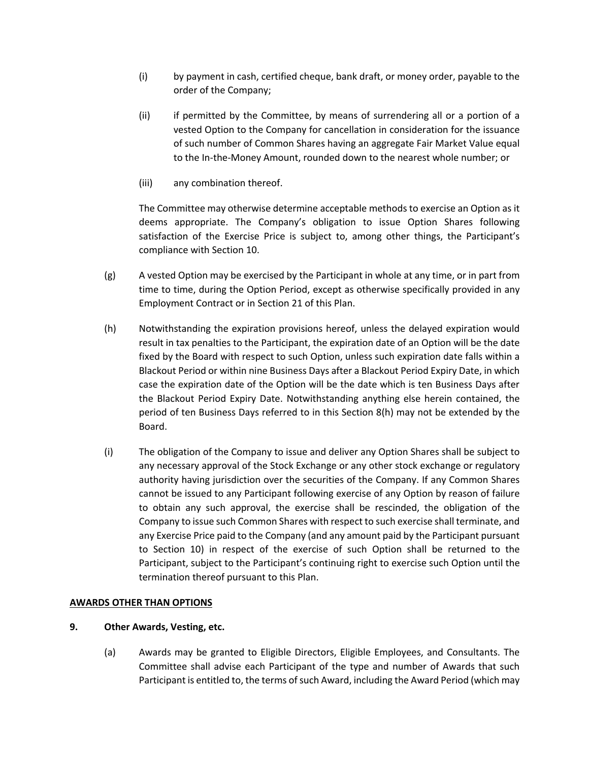(i) by payment in cash, certified cheque, bank draft, or money order, payable to the order of the Company;

(ii) if permitted by the Committee, by means of surrendering all or a portion of a vested Option to the Company for cancellation in consideration for the issuance of such number of Common Shares having an aggregate Fair Market Value equal to the In-the-Money Amount, rounded down to the nearest whole number; or

(iii) any combination thereof.

The Committee may otherwise determine acceptable methods to exercise an Option as it deems appropriate. The Company's obligation to issue Option Shares following satisfaction of the Exercise Price is subject to, among other things, the Participant's compliance with Section 10.

(g) A vested Option may be exercised by the Participant in whole at any time, or in part from time to time, during the Option Period, except as otherwise specifically provided in any Employment Contract or in Section 21 of this Plan.

(h) Notwithstanding the expiration provisions hereof, unless the delayed expiration would result in tax penalties to the Participant, the expiration date of an Option will be the date fixed by the Board with respect to such Option, unless such expiration date falls within a Blackout Period or within nine Business Days after a Blackout Period Expiry Date, in which case the expiration date of the Option will be the date which is ten Business Days after the Blackout Period Expiry Date. Notwithstanding anything else herein contained, the period of ten Business Days referred to in this Section 8(h) may not be extended by the Board.

(i) The obligation of the Company to issue and deliver any Option Shares shall be subject to any necessary approval of the Stock Exchange or any other stock exchange or regulatory authority having jurisdiction over the securities of the Company. If any Common Shares cannot be issued to any Participant following exercise of any Option by reason of failure to obtain any such approval, the exercise shall be rescinded, the obligation of the Company to issue such Common Shares with respect to such exercise shall terminate, and any Exercise Price paid to the Company (and any amount paid by the Participant pursuant to Section 10) in respect of the exercise of such Option shall be returned to the Participant, subject to the Participant's continuing right to exercise such Option until the termination thereof pursuant to this Plan.

**AWARDS OTHER THAN OPTIONS**

**9. Other Awards, Vesting, etc.**

(a) Awards may be granted to Eligible Directors, Eligible Employees, and Consultants. The Committee shall advise each Participant of the type and number of Awards that such Participant is entitled to, the terms of such Award, including the Award Period (which may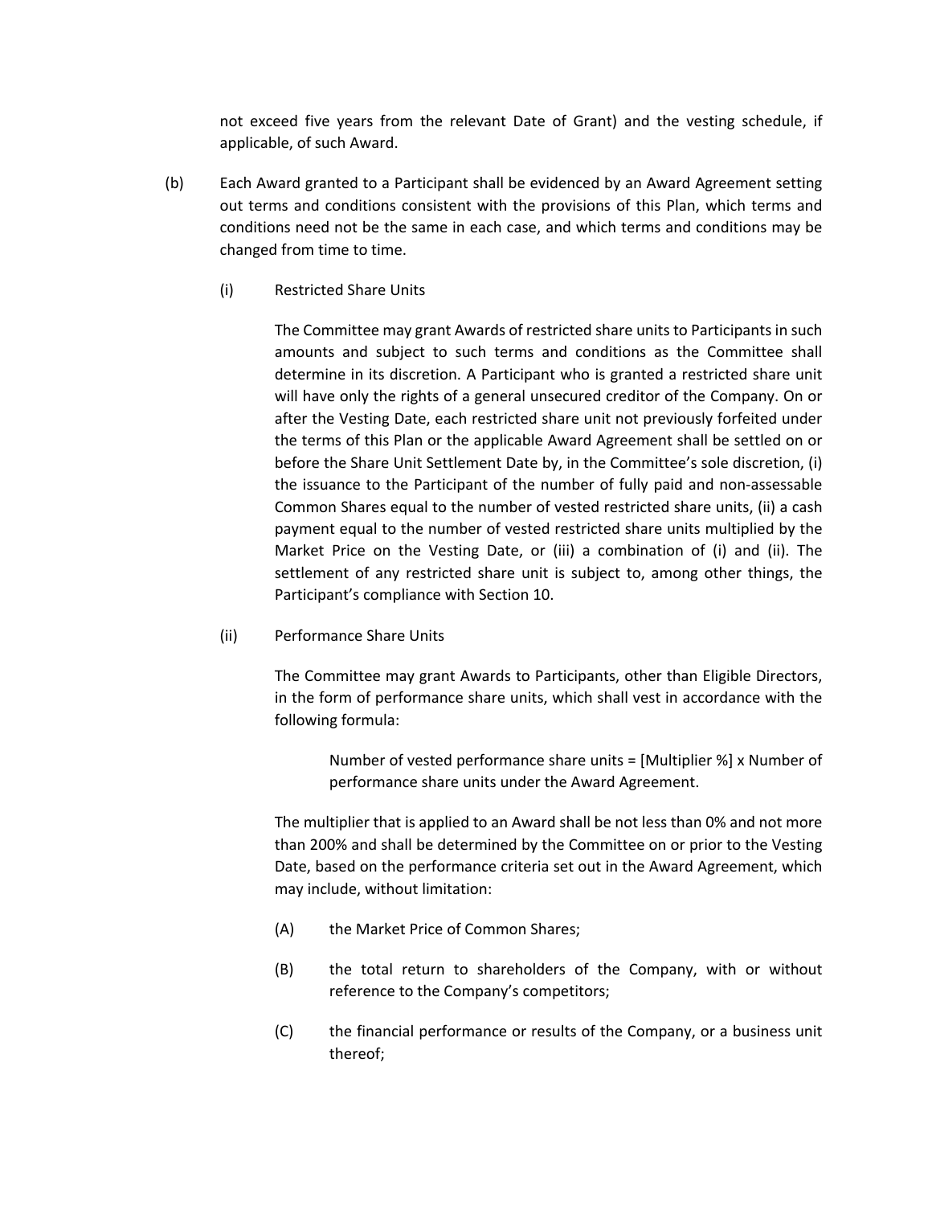not exceed five years from the relevant Date of Grant) and the vesting schedule, if applicable, of such Award.

(b) Each Award granted to a Participant shall be evidenced by an Award Agreement setting out terms and conditions consistent with the provisions of this Plan, which terms and conditions need not be the same in each case, and which terms and conditions may be changed from time to time.

(i) Restricted Share Units

The Committee may grant Awards of restricted share units to Participants in such amounts and subject to such terms and conditions as the Committee shall determine in its discretion. A Participant who is granted a restricted share unit will have only the rights of a general unsecured creditor of the Company. On or after the Vesting Date, each restricted share unit not previously forfeited under the terms of this Plan or the applicable Award Agreement shall be settled on or before the Share Unit Settlement Date by, in the Committee's sole discretion, (i) the issuance to the Participant of the number of fully paid and non-assessable Common Shares equal to the number of vested restricted share units, (ii) a cash payment equal to the number of vested restricted share units multiplied by the Market Price on the Vesting Date, or (iii) a combination of (i) and (ii). The settlement of any restricted share unit is subject to, among other things, the Participant's compliance with Section 10.

(ii) Performance Share Units

The Committee may grant Awards to Participants, other than Eligible Directors, in the form of performance share units, which shall vest in accordance with the following formula:

> Number of vested performance share units = [Multiplier %] x Number of performance share units under the Award Agreement.

The multiplier that is applied to an Award shall be not less than 0% and not more than 200% and shall be determined by the Committee on or prior to the Vesting Date, based on the performance criteria set out in the Award Agreement, which may include, without limitation:

(A) the Market Price of Common Shares;

(B) the total return to shareholders of the Company, with or without reference to the Company's competitors;

(C) the financial performance or results of the Company, or a business unit thereof;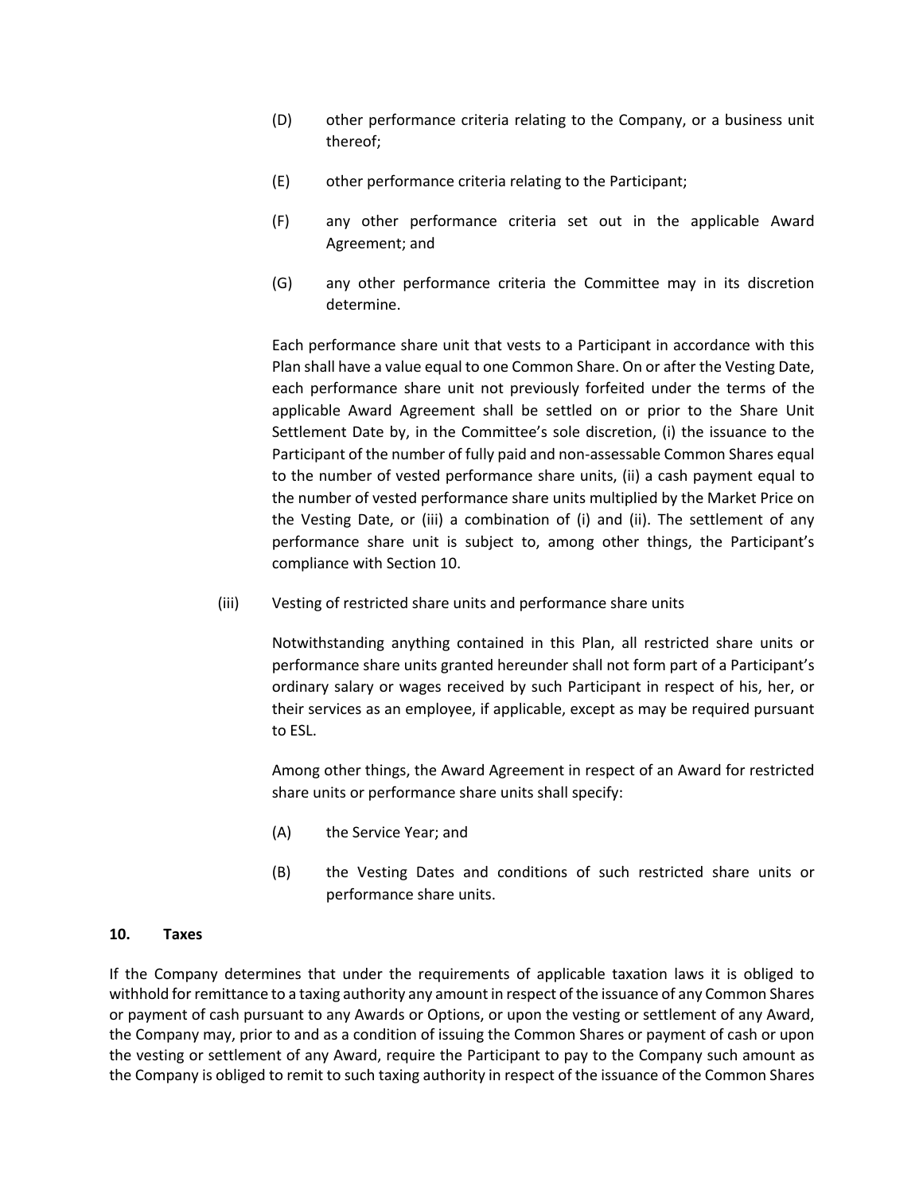(D) other performance criteria relating to the Company, or a business unit thereof;

(E) other performance criteria relating to the Participant;

(F) any other performance criteria set out in the applicable Award Agreement; and

(G) any other performance criteria the Committee may in its discretion determine.

Each performance share unit that vests to a Participant in accordance with this Plan shall have a value equal to one Common Share. On or after the Vesting Date, each performance share unit not previously forfeited under the terms of the applicable Award Agreement shall be settled on or prior to the Share Unit Settlement Date by, in the Committee's sole discretion, (i) the issuance to the Participant of the number of fully paid and non-assessable Common Shares equal to the number of vested performance share units, (ii) a cash payment equal to the number of vested performance share units multiplied by the Market Price on the Vesting Date, or (iii) a combination of (i) and (ii). The settlement of any performance share unit is subject to, among other things, the Participant's compliance with Section 10.

(iii) Vesting of restricted share units and performance share units

Notwithstanding anything contained in this Plan, all restricted share units or performance share units granted hereunder shall not form part of a Participant's ordinary salary or wages received by such Participant in respect of his, her, or their services as an employee, if applicable, except as may be required pursuant to ESL.

Among other things, the Award Agreement in respect of an Award for restricted share units or performance share units shall specify:

(A) the Service Year; and

(B) the Vesting Dates and conditions of such restricted share units or performance share units.

**10. Taxes**

If the Company determines that under the requirements of applicable taxation laws it is obliged to withhold for remittance to a taxing authority any amount in respect of the issuance of any Common Shares or payment of cash pursuant to any Awards or Options, or upon the vesting or settlement of any Award, the Company may, prior to and as a condition of issuing the Common Shares or payment of cash or upon the vesting or settlement of any Award, require the Participant to pay to the Company such amount as the Company is obliged to remit to such taxing authority in respect of the issuance of the Common Shares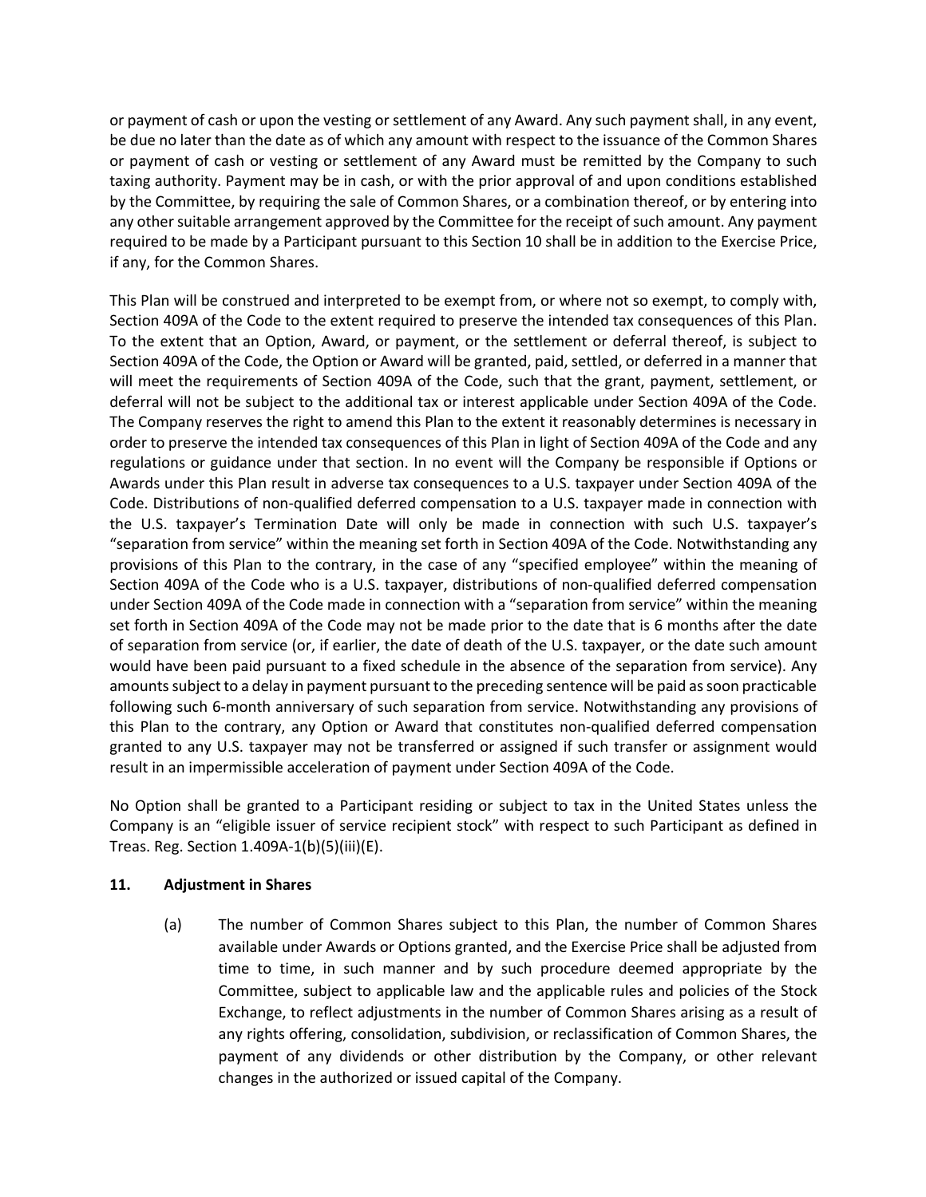or payment of cash or upon the vesting or settlement of any Award. Any such payment shall, in any event, be due no later than the date as of which any amount with respect to the issuance of the Common Shares or payment of cash or vesting or settlement of any Award must be remitted by the Company to such taxing authority. Payment may be in cash, or with the prior approval of and upon conditions established by the Committee, by requiring the sale of Common Shares, or a combination thereof, or by entering into any other suitable arrangement approved by the Committee for the receipt of such amount. Any payment required to be made by a Participant pursuant to this Section 10 shall be in addition to the Exercise Price, if any, for the Common Shares.

This Plan will be construed and interpreted to be exempt from, or where not so exempt, to comply with, Section 409A of the Code to the extent required to preserve the intended tax consequences of this Plan. To the extent that an Option, Award, or payment, or the settlement or deferral thereof, is subject to Section 409A of the Code, the Option or Award will be granted, paid, settled, or deferred in a manner that will meet the requirements of Section 409A of the Code, such that the grant, payment, settlement, or deferral will not be subject to the additional tax or interest applicable under Section 409A of the Code. The Company reserves the right to amend this Plan to the extent it reasonably determines is necessary in order to preserve the intended tax consequences of this Plan in light of Section 409A of the Code and any regulations or guidance under that section. In no event will the Company be responsible if Options or Awards under this Plan result in adverse tax consequences to a U.S. taxpayer under Section 409A of the Code. Distributions of non-qualified deferred compensation to a U.S. taxpayer made in connection with the U.S. taxpayer's Termination Date will only be made in connection with such U.S. taxpayer's "separation from service" within the meaning set forth in Section 409A of the Code. Notwithstanding any provisions of this Plan to the contrary, in the case of any "specified employee" within the meaning of Section 409A of the Code who is a U.S. taxpayer, distributions of non-qualified deferred compensation under Section 409A of the Code made in connection with a "separation from service" within the meaning set forth in Section 409A of the Code may not be made prior to the date that is 6 months after the date of separation from service (or, if earlier, the date of death of the U.S. taxpayer, or the date such amount would have been paid pursuant to a fixed schedule in the absence of the separation from service). Any amounts subject to a delay in payment pursuant to the preceding sentence will be paid as soon practicable following such 6-month anniversary of such separation from service. Notwithstanding any provisions of this Plan to the contrary, any Option or Award that constitutes non-qualified deferred compensation granted to any U.S. taxpayer may not be transferred or assigned if such transfer or assignment would result in an impermissible acceleration of payment under Section 409A of the Code.

No Option shall be granted to a Participant residing or subject to tax in the United States unless the Company is an "eligible issuer of service recipient stock" with respect to such Participant as defined in Treas. Reg. Section 1.409A-1(b)(5)(iii)(E).

## 11. Adjustment in Shares

(a) The number of Common Shares subject to this Plan, the number of Common Shares available under Awards or Options granted, and the Exercise Price shall be adjusted from time to time, in such manner and by such procedure deemed appropriate by the Committee, subject to applicable law and the applicable rules and policies of the Stock Exchange, to reflect adjustments in the number of Common Shares arising as a result of any rights offering, consolidation, subdivision, or reclassification of Common Shares, the payment of any dividends or other distribution by the Company, or other relevant changes in the authorized or issued capital of the Company.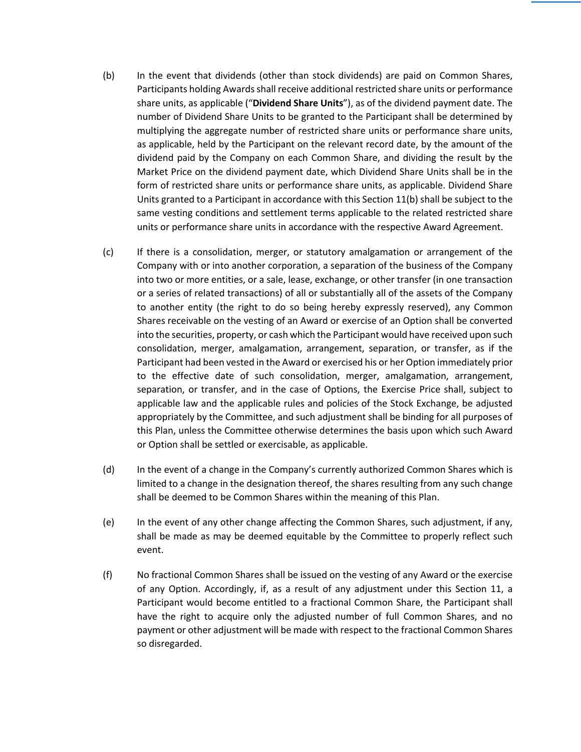(b) In the event that dividends (other than stock dividends) are paid on Common Shares, Participants holding Awards shall receive additional restricted share units or performance share units, as applicable ("**Dividend Share Units**"), as of the dividend payment date. The number of Dividend Share Units to be granted to the Participant shall be determined by multiplying the aggregate number of restricted share units or performance share units, as applicable, held by the Participant on the relevant record date, by the amount of the dividend paid by the Company on each Common Share, and dividing the result by the Market Price on the dividend payment date, which Dividend Share Units shall be in the form of restricted share units or performance share units, as applicable. Dividend Share Units granted to a Participant in accordance with this Section 11(b) shall be subject to the same vesting conditions and settlement terms applicable to the related restricted share units or performance share units in accordance with the respective Award Agreement.

(c) If there is a consolidation, merger, or statutory amalgamation or arrangement of the Company with or into another corporation, a separation of the business of the Company into two or more entities, or a sale, lease, exchange, or other transfer (in one transaction or a series of related transactions) of all or substantially all of the assets of the Company to another entity (the right to do so being hereby expressly reserved), any Common Shares receivable on the vesting of an Award or exercise of an Option shall be converted into the securities, property, or cash which the Participant would have received upon such consolidation, merger, amalgamation, arrangement, separation, or transfer, as if the Participant had been vested in the Award or exercised his or her Option immediately prior to the effective date of such consolidation, merger, amalgamation, arrangement, separation, or transfer, and in the case of Options, the Exercise Price shall, subject to applicable law and the applicable rules and policies of the Stock Exchange, be adjusted appropriately by the Committee, and such adjustment shall be binding for all purposes of this Plan, unless the Committee otherwise determines the basis upon which such Award or Option shall be settled or exercisable, as applicable.

(d) In the event of a change in the Company's currently authorized Common Shares which is limited to a change in the designation thereof, the shares resulting from any such change shall be deemed to be Common Shares within the meaning of this Plan.

(e) In the event of any other change affecting the Common Shares, such adjustment, if any, shall be made as may be deemed equitable by the Committee to properly reflect such event.

(f) No fractional Common Shares shall be issued on the vesting of any Award or the exercise of any Option. Accordingly, if, as a result of any adjustment under this Section 11, a Participant would become entitled to a fractional Common Share, the Participant shall have the right to acquire only the adjusted number of full Common Shares, and no payment or other adjustment will be made with respect to the fractional Common Shares so disregarded.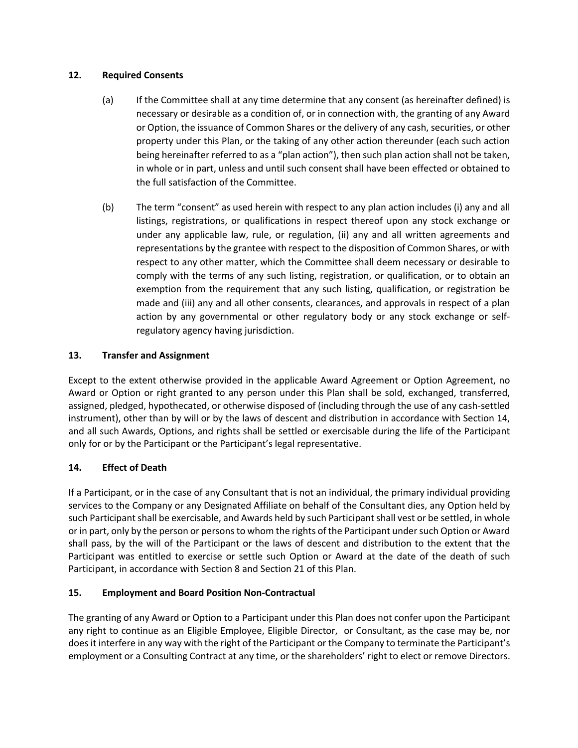## 12. Required Consents

(a) If the Committee shall at any time determine that any consent (as hereinafter defined) is necessary or desirable as a condition of, or in connection with, the granting of any Award or Option, the issuance of Common Shares or the delivery of any cash, securities, or other property under this Plan, or the taking of any other action thereunder (each such action being hereinafter referred to as a "plan action"), then such plan action shall not be taken, in whole or in part, unless and until such consent shall have been effected or obtained to the full satisfaction of the Committee.

(b) The term "consent" as used herein with respect to any plan action includes (i) any and all listings, registrations, or qualifications in respect thereof upon any stock exchange or under any applicable law, rule, or regulation, (ii) any and all written agreements and representations by the grantee with respect to the disposition of Common Shares, or with respect to any other matter, which the Committee shall deem necessary or desirable to comply with the terms of any such listing, registration, or qualification, or to obtain an exemption from the requirement that any such listing, qualification, or registration be made and (iii) any and all other consents, clearances, and approvals in respect of a plan action by any governmental or other regulatory body or any stock exchange or self-regulatory agency having jurisdiction.

## 13. Transfer and Assignment

Except to the extent otherwise provided in the applicable Award Agreement or Option Agreement, no Award or Option or right granted to any person under this Plan shall be sold, exchanged, transferred, assigned, pledged, hypothecated, or otherwise disposed of (including through the use of any cash-settled instrument), other than by will or by the laws of descent and distribution in accordance with Section 14, and all such Awards, Options, and rights shall be settled or exercisable during the life of the Participant only for or by the Participant or the Participant's legal representative.

## 14. Effect of Death

If a Participant, or in the case of any Consultant that is not an individual, the primary individual providing services to the Company or any Designated Affiliate on behalf of the Consultant dies, any Option held by such Participant shall be exercisable, and Awards held by such Participant shall vest or be settled, in whole or in part, only by the person or persons to whom the rights of the Participant under such Option or Award shall pass, by the will of the Participant or the laws of descent and distribution to the extent that the Participant was entitled to exercise or settle such Option or Award at the date of the death of such Participant, in accordance with Section 8 and Section 21 of this Plan.

## 15. Employment and Board Position Non-Contractual

The granting of any Award or Option to a Participant under this Plan does not confer upon the Participant any right to continue as an Eligible Employee, Eligible Director, or Consultant, as the case may be, nor does it interfere in any way with the right of the Participant or the Company to terminate the Participant's employment or a Consulting Contract at any time, or the shareholders' right to elect or remove Directors.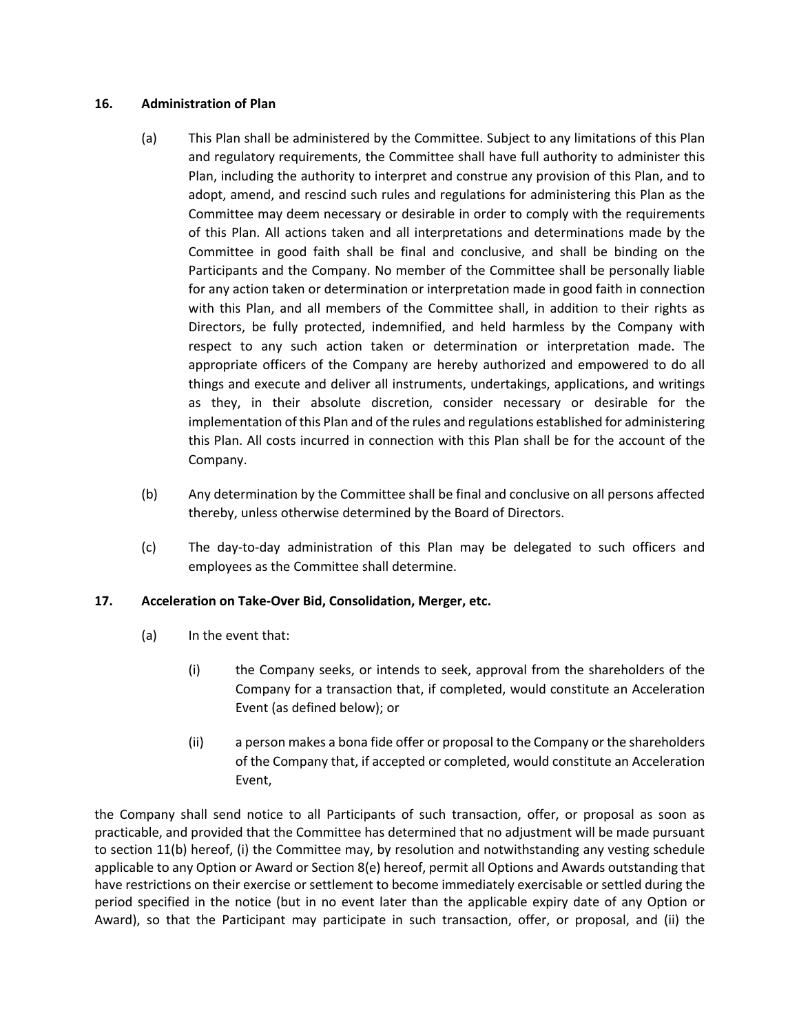**16. Administration of Plan**

(a) This Plan shall be administered by the Committee. Subject to any limitations of this Plan and regulatory requirements, the Committee shall have full authority to administer this Plan, including the authority to interpret and construe any provision of this Plan, and to adopt, amend, and rescind such rules and regulations for administering this Plan as the Committee may deem necessary or desirable in order to comply with the requirements of this Plan. All actions taken and all interpretations and determinations made by the Committee in good faith shall be final and conclusive, and shall be binding on the Participants and the Company. No member of the Committee shall be personally liable for any action taken or determination or interpretation made in good faith in connection with this Plan, and all members of the Committee shall, in addition to their rights as Directors, be fully protected, indemnified, and held harmless by the Company with respect to any such action taken or determination or interpretation made. The appropriate officers of the Company are hereby authorized and empowered to do all things and execute and deliver all instruments, undertakings, applications, and writings as they, in their absolute discretion, consider necessary or desirable for the implementation of this Plan and of the rules and regulations established for administering this Plan. All costs incurred in connection with this Plan shall be for the account of the Company.

(b) Any determination by the Committee shall be final and conclusive on all persons affected thereby, unless otherwise determined by the Board of Directors.

(c) The day-to-day administration of this Plan may be delegated to such officers and employees as the Committee shall determine.

**17. Acceleration on Take-Over Bid, Consolidation, Merger, etc.**

(a) In the event that:

(i) the Company seeks, or intends to seek, approval from the shareholders of the Company for a transaction that, if completed, would constitute an Acceleration Event (as defined below); or

(ii) a person makes a bona fide offer or proposal to the Company or the shareholders of the Company that, if accepted or completed, would constitute an Acceleration Event,

the Company shall send notice to all Participants of such transaction, offer, or proposal as soon as practicable, and provided that the Committee has determined that no adjustment will be made pursuant to section 11(b) hereof, (i) the Committee may, by resolution and notwithstanding any vesting schedule applicable to any Option or Award or Section 8(e) hereof, permit all Options and Awards outstanding that have restrictions on their exercise or settlement to become immediately exercisable or settled during the period specified in the notice (but in no event later than the applicable expiry date of any Option or Award), so that the Participant may participate in such transaction, offer, or proposal, and (ii) the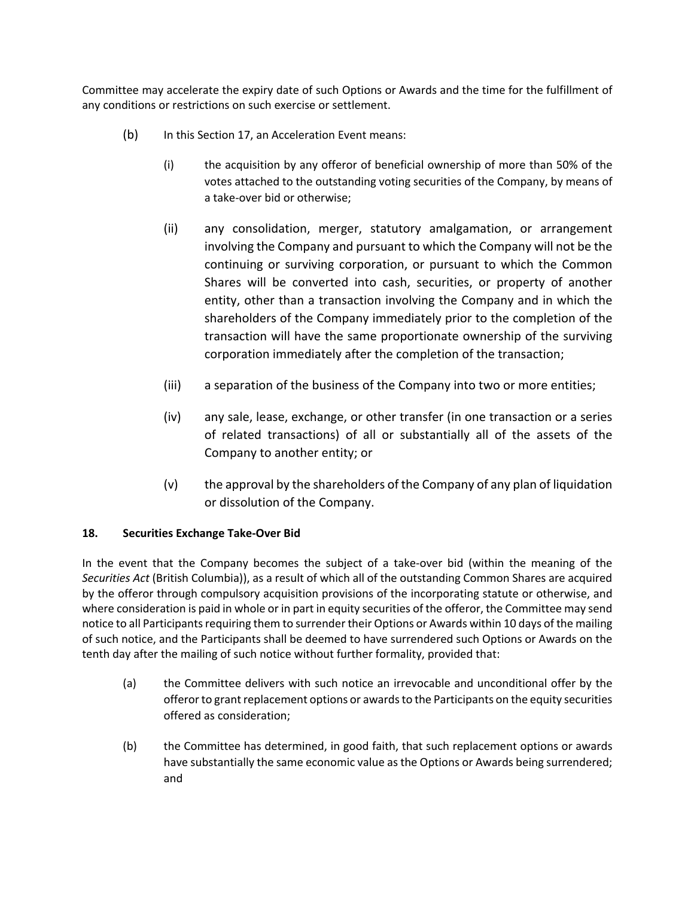Committee may accelerate the expiry date of such Options or Awards and the time for the fulfillment of any conditions or restrictions on such exercise or settlement.

(b) In this Section 17, an Acceleration Event means:

(i) the acquisition by any offeror of beneficial ownership of more than 50% of the votes attached to the outstanding voting securities of the Company, by means of a take-over bid or otherwise;

(ii) any consolidation, merger, statutory amalgamation, or arrangement involving the Company and pursuant to which the Company will not be the continuing or surviving corporation, or pursuant to which the Common Shares will be converted into cash, securities, or property of another entity, other than a transaction involving the Company and in which the shareholders of the Company immediately prior to the completion of the transaction will have the same proportionate ownership of the surviving corporation immediately after the completion of the transaction;

(iii) a separation of the business of the Company into two or more entities;

(iv) any sale, lease, exchange, or other transfer (in one transaction or a series of related transactions) of all or substantially all of the assets of the Company to another entity; or

(v) the approval by the shareholders of the Company of any plan of liquidation or dissolution of the Company.

**18. Securities Exchange Take-Over Bid**

In the event that the Company becomes the subject of a take-over bid (within the meaning of the *Securities Act* (British Columbia)), as a result of which all of the outstanding Common Shares are acquired by the offeror through compulsory acquisition provisions of the incorporating statute or otherwise, and where consideration is paid in whole or in part in equity securities of the offeror, the Committee may send notice to all Participants requiring them to surrender their Options or Awards within 10 days of the mailing of such notice, and the Participants shall be deemed to have surrendered such Options or Awards on the tenth day after the mailing of such notice without further formality, provided that:

(a) the Committee delivers with such notice an irrevocable and unconditional offer by the offeror to grant replacement options or awards to the Participants on the equity securities offered as consideration;

(b) the Committee has determined, in good faith, that such replacement options or awards have substantially the same economic value as the Options or Awards being surrendered; and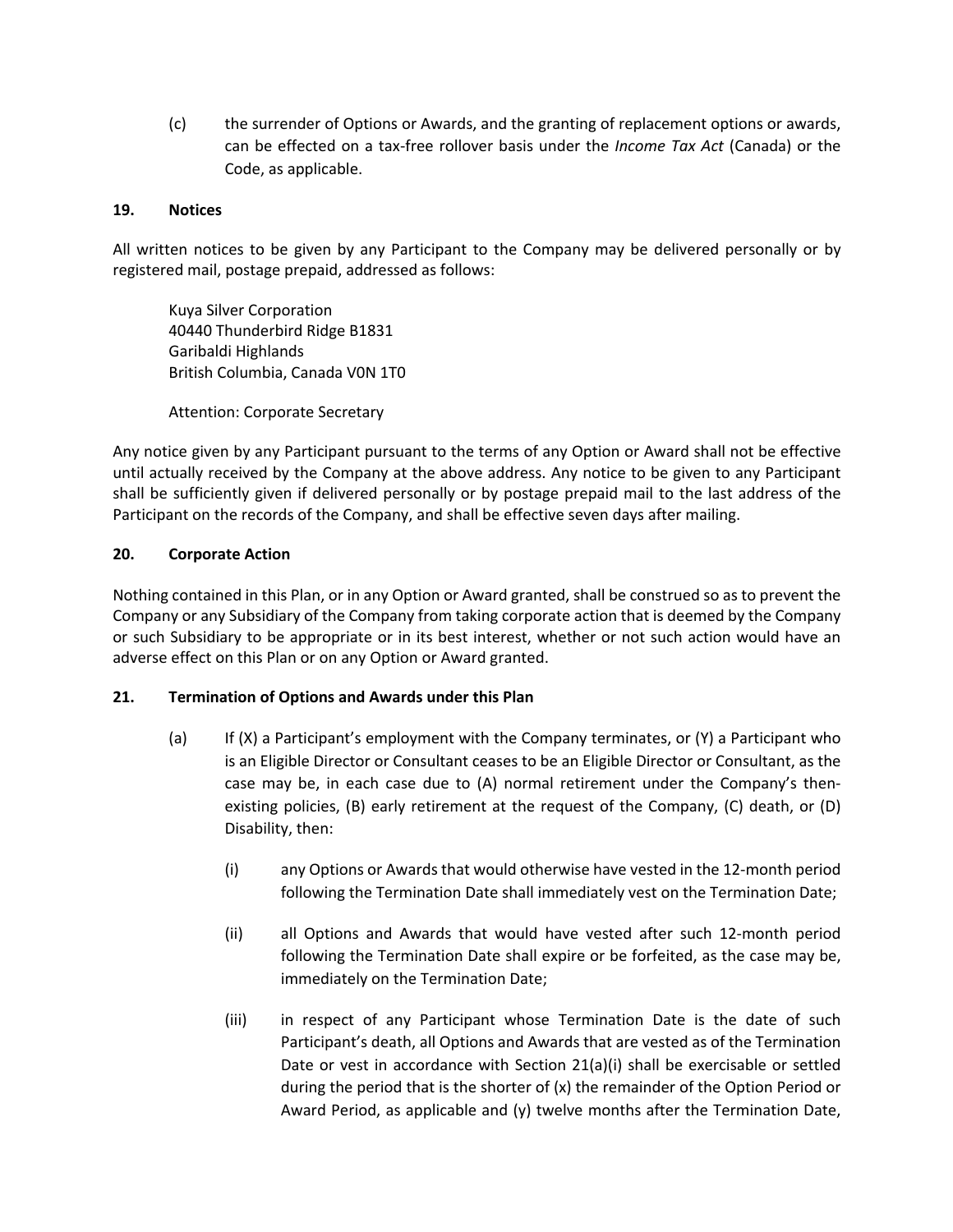(c) the surrender of Options or Awards, and the granting of replacement options or awards, can be effected on a tax-free rollover basis under the *Income Tax Act* (Canada) or the Code, as applicable.

**19. Notices**

All written notices to be given by any Participant to the Company may be delivered personally or by registered mail, postage prepaid, addressed as follows:

Kuya Silver Corporation
40440 Thunderbird Ridge B1831
Garibaldi Highlands
British Columbia, Canada V0N 1T0

Attention: Corporate Secretary

Any notice given by any Participant pursuant to the terms of any Option or Award shall not be effective until actually received by the Company at the above address. Any notice to be given to any Participant shall be sufficiently given if delivered personally or by postage prepaid mail to the last address of the Participant on the records of the Company, and shall be effective seven days after mailing.

**20. Corporate Action**

Nothing contained in this Plan, or in any Option or Award granted, shall be construed so as to prevent the Company or any Subsidiary of the Company from taking corporate action that is deemed by the Company or such Subsidiary to be appropriate or in its best interest, whether or not such action would have an adverse effect on this Plan or on any Option or Award granted.

**21. Termination of Options and Awards under this Plan**

(a) If (X) a Participant's employment with the Company terminates, or (Y) a Participant who is an Eligible Director or Consultant ceases to be an Eligible Director or Consultant, as the case may be, in each case due to (A) normal retirement under the Company's then-existing policies, (B) early retirement at the request of the Company, (C) death, or (D) Disability, then:

(i) any Options or Awards that would otherwise have vested in the 12-month period following the Termination Date shall immediately vest on the Termination Date;

(ii) all Options and Awards that would have vested after such 12-month period following the Termination Date shall expire or be forfeited, as the case may be, immediately on the Termination Date;

(iii) in respect of any Participant whose Termination Date is the date of such Participant's death, all Options and Awards that are vested as of the Termination Date or vest in accordance with Section 21(a)(i) shall be exercisable or settled during the period that is the shorter of (x) the remainder of the Option Period or Award Period, as applicable and (y) twelve months after the Termination Date,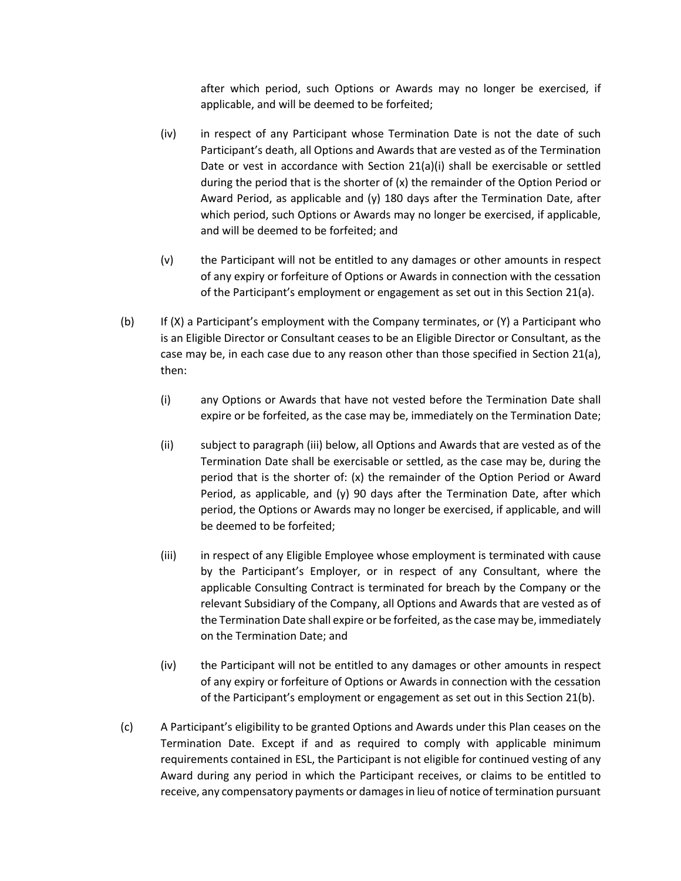after which period, such Options or Awards may no longer be exercised, if applicable, and will be deemed to be forfeited;

(iv) in respect of any Participant whose Termination Date is not the date of such Participant's death, all Options and Awards that are vested as of the Termination Date or vest in accordance with Section 21(a)(i) shall be exercisable or settled during the period that is the shorter of (x) the remainder of the Option Period or Award Period, as applicable and (y) 180 days after the Termination Date, after which period, such Options or Awards may no longer be exercised, if applicable, and will be deemed to be forfeited; and

(v) the Participant will not be entitled to any damages or other amounts in respect of any expiry or forfeiture of Options or Awards in connection with the cessation of the Participant's employment or engagement as set out in this Section 21(a).

(b) If (X) a Participant's employment with the Company terminates, or (Y) a Participant who is an Eligible Director or Consultant ceases to be an Eligible Director or Consultant, as the case may be, in each case due to any reason other than those specified in Section 21(a), then:

(i) any Options or Awards that have not vested before the Termination Date shall expire or be forfeited, as the case may be, immediately on the Termination Date;

(ii) subject to paragraph (iii) below, all Options and Awards that are vested as of the Termination Date shall be exercisable or settled, as the case may be, during the period that is the shorter of: (x) the remainder of the Option Period or Award Period, as applicable, and (y) 90 days after the Termination Date, after which period, the Options or Awards may no longer be exercised, if applicable, and will be deemed to be forfeited;

(iii) in respect of any Eligible Employee whose employment is terminated with cause by the Participant's Employer, or in respect of any Consultant, where the applicable Consulting Contract is terminated for breach by the Company or the relevant Subsidiary of the Company, all Options and Awards that are vested as of the Termination Date shall expire or be forfeited, as the case may be, immediately on the Termination Date; and

(iv) the Participant will not be entitled to any damages or other amounts in respect of any expiry or forfeiture of Options or Awards in connection with the cessation of the Participant's employment or engagement as set out in this Section 21(b).

(c) A Participant's eligibility to be granted Options and Awards under this Plan ceases on the Termination Date. Except if and as required to comply with applicable minimum requirements contained in ESL, the Participant is not eligible for continued vesting of any Award during any period in which the Participant receives, or claims to be entitled to receive, any compensatory payments or damages in lieu of notice of termination pursuant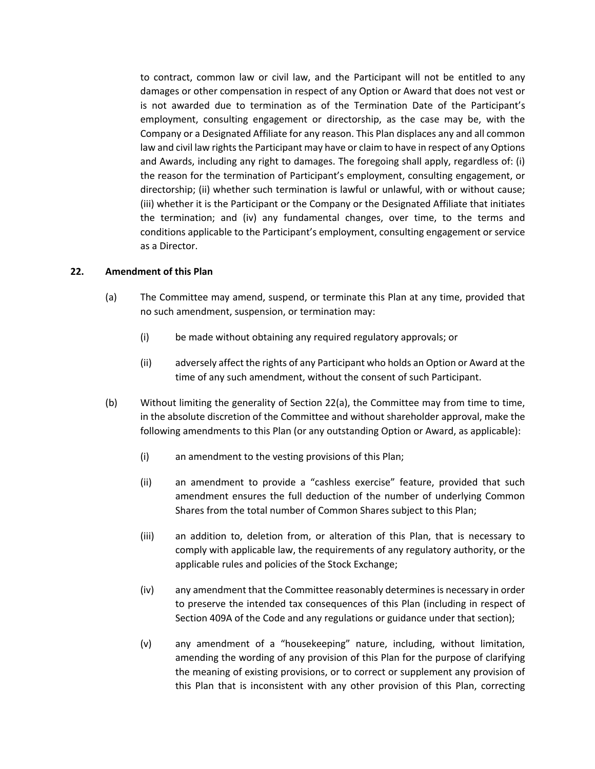to contract, common law or civil law, and the Participant will not be entitled to any damages or other compensation in respect of any Option or Award that does not vest or is not awarded due to termination as of the Termination Date of the Participant's employment, consulting engagement or directorship, as the case may be, with the Company or a Designated Affiliate for any reason. This Plan displaces any and all common law and civil law rights the Participant may have or claim to have in respect of any Options and Awards, including any right to damages. The foregoing shall apply, regardless of: (i) the reason for the termination of Participant's employment, consulting engagement, or directorship; (ii) whether such termination is lawful or unlawful, with or without cause; (iii) whether it is the Participant or the Company or the Designated Affiliate that initiates the termination; and (iv) any fundamental changes, over time, to the terms and conditions applicable to the Participant's employment, consulting engagement or service as a Director.

**22. Amendment of this Plan**

(a) The Committee may amend, suspend, or terminate this Plan at any time, provided that no such amendment, suspension, or termination may:

(i) be made without obtaining any required regulatory approvals; or

(ii) adversely affect the rights of any Participant who holds an Option or Award at the time of any such amendment, without the consent of such Participant.

(b) Without limiting the generality of Section 22(a), the Committee may from time to time, in the absolute discretion of the Committee and without shareholder approval, make the following amendments to this Plan (or any outstanding Option or Award, as applicable):

(i) an amendment to the vesting provisions of this Plan;

(ii) an amendment to provide a "cashless exercise" feature, provided that such amendment ensures the full deduction of the number of underlying Common Shares from the total number of Common Shares subject to this Plan;

(iii) an addition to, deletion from, or alteration of this Plan, that is necessary to comply with applicable law, the requirements of any regulatory authority, or the applicable rules and policies of the Stock Exchange;

(iv) any amendment that the Committee reasonably determines is necessary in order to preserve the intended tax consequences of this Plan (including in respect of Section 409A of the Code and any regulations or guidance under that section);

(v) any amendment of a "housekeeping" nature, including, without limitation, amending the wording of any provision of this Plan for the purpose of clarifying the meaning of existing provisions, or to correct or supplement any provision of this Plan that is inconsistent with any other provision of this Plan, correcting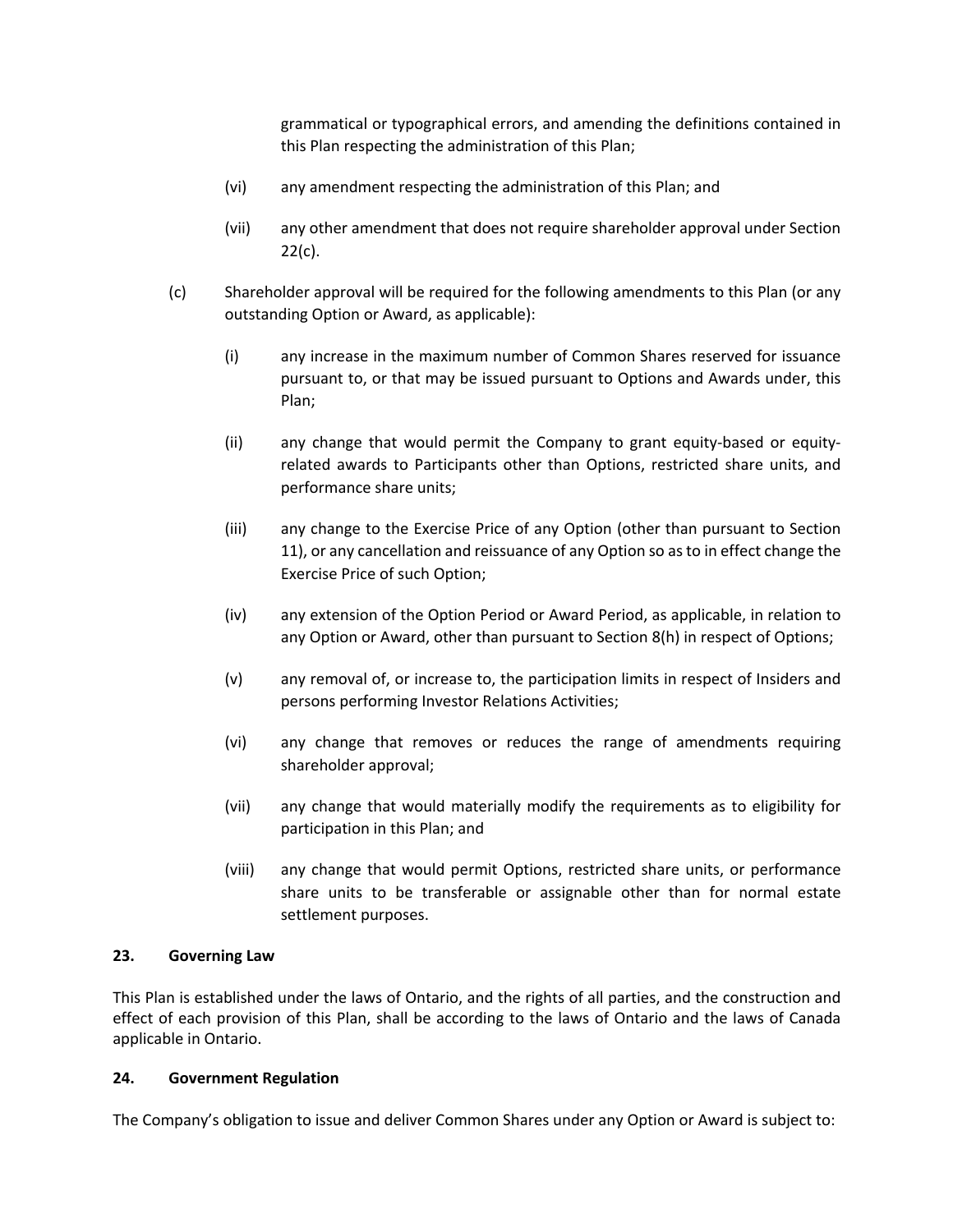grammatical or typographical errors, and amending the definitions contained in this Plan respecting the administration of this Plan;

(vi) any amendment respecting the administration of this Plan; and

(vii) any other amendment that does not require shareholder approval under Section 22(c).

(c) Shareholder approval will be required for the following amendments to this Plan (or any outstanding Option or Award, as applicable):

(i) any increase in the maximum number of Common Shares reserved for issuance pursuant to, or that may be issued pursuant to Options and Awards under, this Plan;

(ii) any change that would permit the Company to grant equity-based or equity-related awards to Participants other than Options, restricted share units, and performance share units;

(iii) any change to the Exercise Price of any Option (other than pursuant to Section 11), or any cancellation and reissuance of any Option so as to in effect change the Exercise Price of such Option;

(iv) any extension of the Option Period or Award Period, as applicable, in relation to any Option or Award, other than pursuant to Section 8(h) in respect of Options;

(v) any removal of, or increase to, the participation limits in respect of Insiders and persons performing Investor Relations Activities;

(vi) any change that removes or reduces the range of amendments requiring shareholder approval;

(vii) any change that would materially modify the requirements as to eligibility for participation in this Plan; and

(viii) any change that would permit Options, restricted share units, or performance share units to be transferable or assignable other than for normal estate settlement purposes.

**23. Governing Law**

This Plan is established under the laws of Ontario, and the rights of all parties, and the construction and effect of each provision of this Plan, shall be according to the laws of Ontario and the laws of Canada applicable in Ontario.

**24. Government Regulation**

The Company's obligation to issue and deliver Common Shares under any Option or Award is subject to: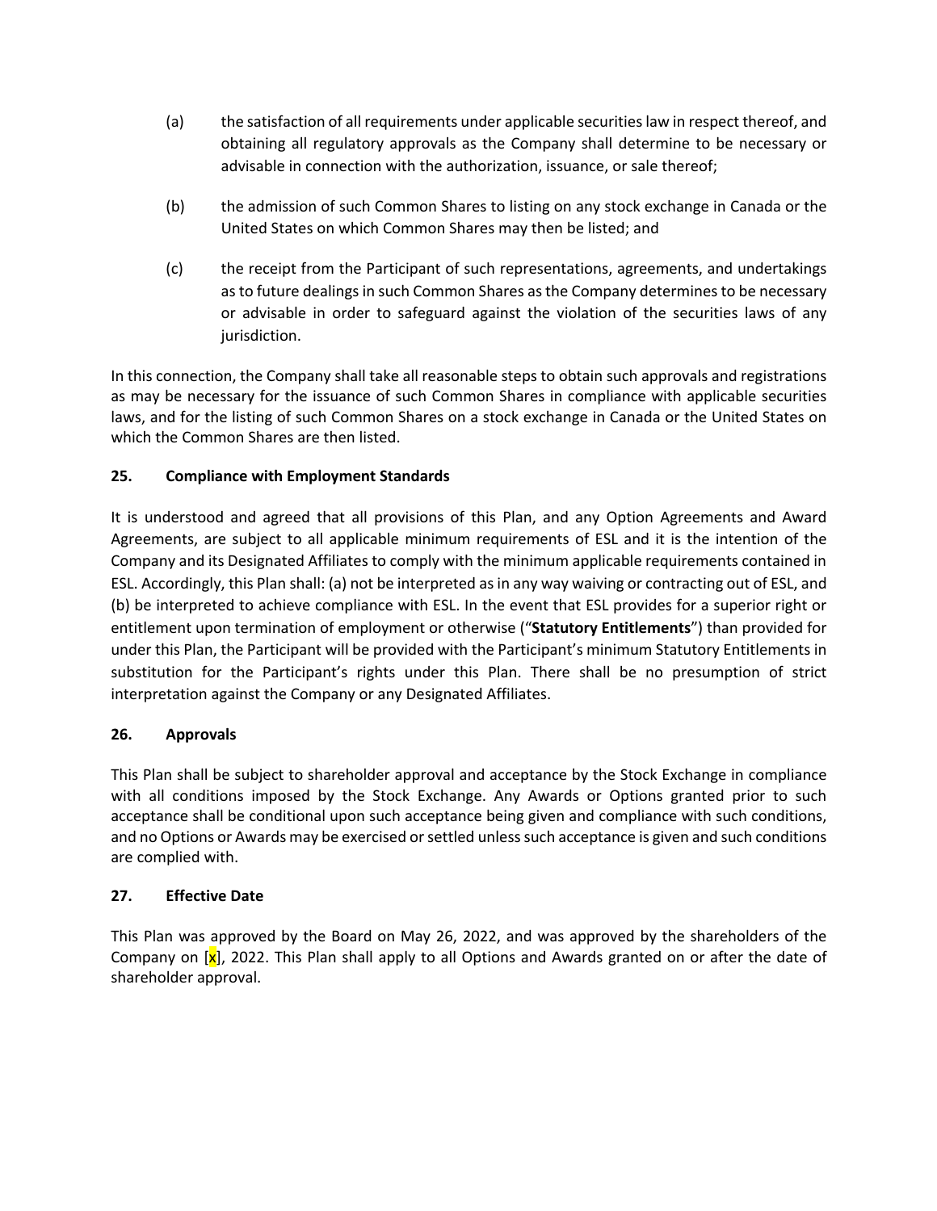(a) the satisfaction of all requirements under applicable securities law in respect thereof, and obtaining all regulatory approvals as the Company shall determine to be necessary or advisable in connection with the authorization, issuance, or sale thereof;

(b) the admission of such Common Shares to listing on any stock exchange in Canada or the United States on which Common Shares may then be listed; and

(c) the receipt from the Participant of such representations, agreements, and undertakings as to future dealings in such Common Shares as the Company determines to be necessary or advisable in order to safeguard against the violation of the securities laws of any jurisdiction.

In this connection, the Company shall take all reasonable steps to obtain such approvals and registrations as may be necessary for the issuance of such Common Shares in compliance with applicable securities laws, and for the listing of such Common Shares on a stock exchange in Canada or the United States on which the Common Shares are then listed.

## 25. Compliance with Employment Standards

It is understood and agreed that all provisions of this Plan, and any Option Agreements and Award Agreements, are subject to all applicable minimum requirements of ESL and it is the intention of the Company and its Designated Affiliates to comply with the minimum applicable requirements contained in ESL. Accordingly, this Plan shall: (a) not be interpreted as in any way waiving or contracting out of ESL, and (b) be interpreted to achieve compliance with ESL. In the event that ESL provides for a superior right or entitlement upon termination of employment or otherwise ("**Statutory Entitlements**") than provided for under this Plan, the Participant will be provided with the Participant's minimum Statutory Entitlements in substitution for the Participant's rights under this Plan. There shall be no presumption of strict interpretation against the Company or any Designated Affiliates.

## 26. Approvals

This Plan shall be subject to shareholder approval and acceptance by the Stock Exchange in compliance with all conditions imposed by the Stock Exchange. Any Awards or Options granted prior to such acceptance shall be conditional upon such acceptance being given and compliance with such conditions, and no Options or Awards may be exercised or settled unless such acceptance is given and such conditions are complied with.

## 27. Effective Date

This Plan was approved by the Board on May 26, 2022, and was approved by the shareholders of the Company on [x], 2022. This Plan shall apply to all Options and Awards granted on or after the date of shareholder approval.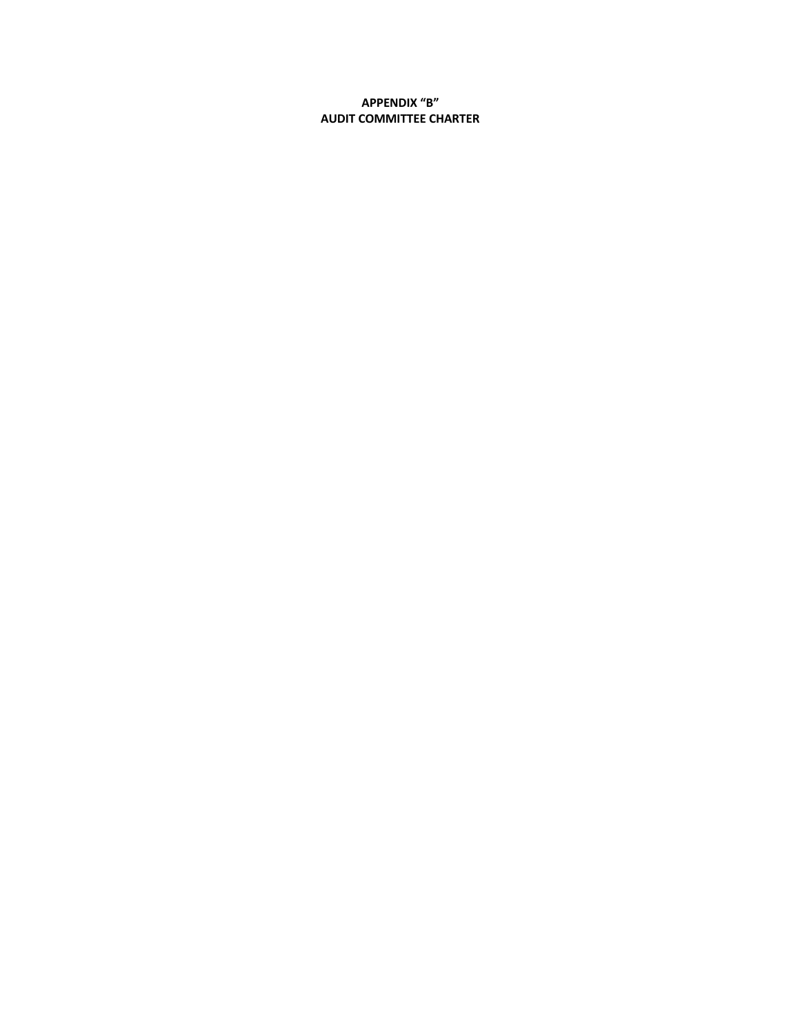**APPENDIX "B"**
**AUDIT COMMITTEE CHARTER**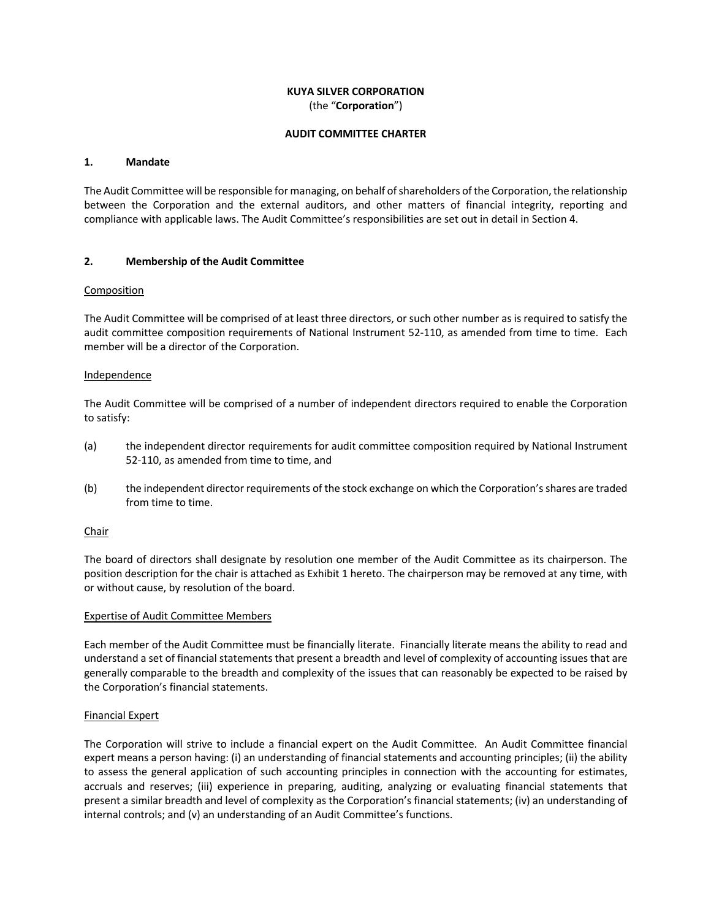**KUYA SILVER CORPORATION**
(the "**Corporation**")

**AUDIT COMMITTEE CHARTER**

## 1. Mandate

The Audit Committee will be responsible for managing, on behalf of shareholders of the Corporation, the relationship between the Corporation and the external auditors, and other matters of financial integrity, reporting and compliance with applicable laws. The Audit Committee's responsibilities are set out in detail in Section 4.

## 2. Membership of the Audit Committee

Composition

The Audit Committee will be comprised of at least three directors, or such other number as is required to satisfy the audit committee composition requirements of National Instrument 52-110, as amended from time to time. Each member will be a director of the Corporation.

Independence

The Audit Committee will be comprised of a number of independent directors required to enable the Corporation to satisfy:

(a) the independent director requirements for audit committee composition required by National Instrument 52-110, as amended from time to time, and

(b) the independent director requirements of the stock exchange on which the Corporation's shares are traded from time to time.

Chair

The board of directors shall designate by resolution one member of the Audit Committee as its chairperson. The position description for the chair is attached as Exhibit 1 hereto. The chairperson may be removed at any time, with or without cause, by resolution of the board.

Expertise of Audit Committee Members

Each member of the Audit Committee must be financially literate. Financially literate means the ability to read and understand a set of financial statements that present a breadth and level of complexity of accounting issues that are generally comparable to the breadth and complexity of the issues that can reasonably be expected to be raised by the Corporation's financial statements.

Financial Expert

The Corporation will strive to include a financial expert on the Audit Committee. An Audit Committee financial expert means a person having: (i) an understanding of financial statements and accounting principles; (ii) the ability to assess the general application of such accounting principles in connection with the accounting for estimates, accruals and reserves; (iii) experience in preparing, auditing, analyzing or evaluating financial statements that present a similar breadth and level of complexity as the Corporation's financial statements; (iv) an understanding of internal controls; and (v) an understanding of an Audit Committee's functions.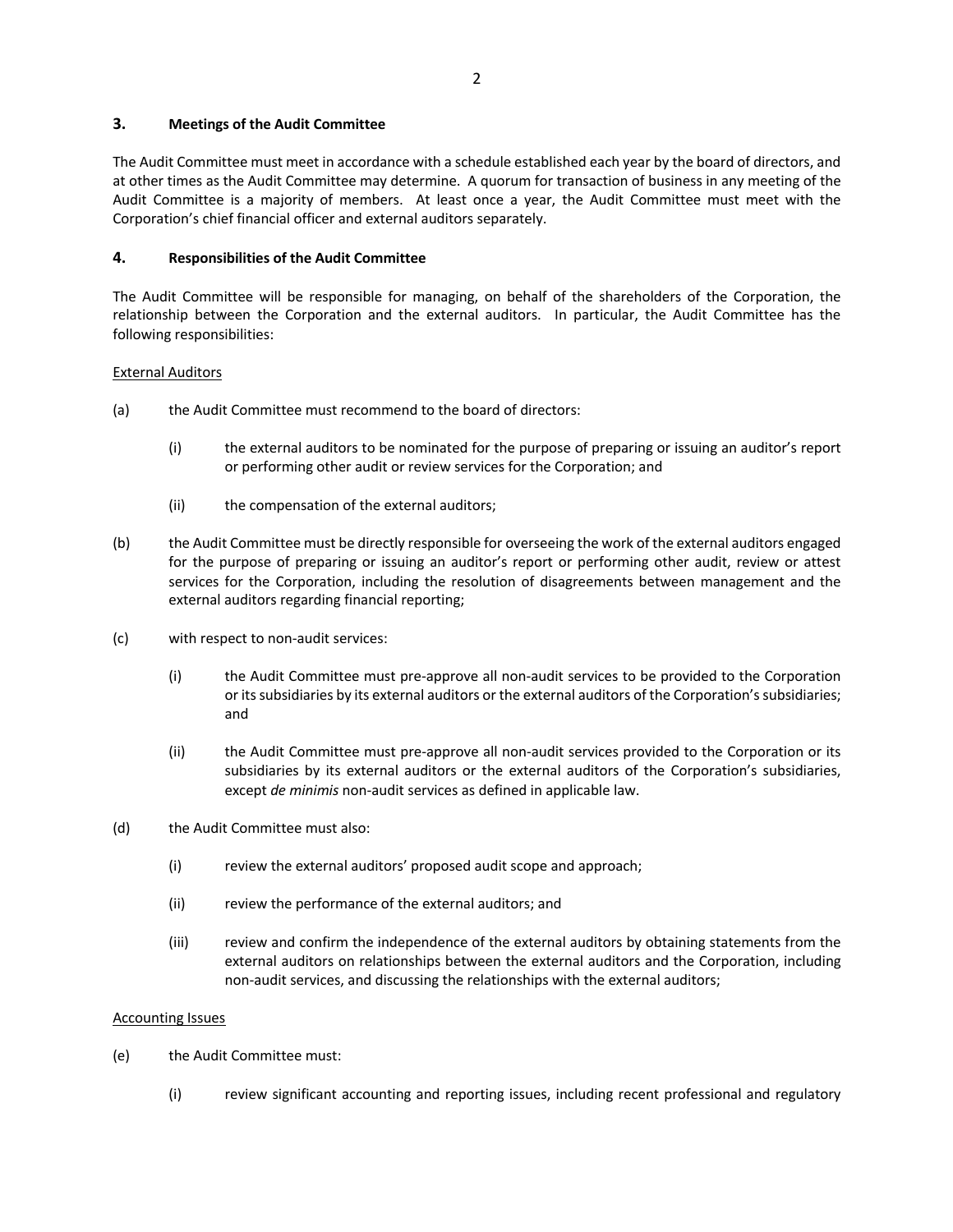### 3. Meetings of the Audit Committee

The Audit Committee must meet in accordance with a schedule established each year by the board of directors, and at other times as the Audit Committee may determine. A quorum for transaction of business in any meeting of the Audit Committee is a majority of members. At least once a year, the Audit Committee must meet with the Corporation's chief financial officer and external auditors separately.

### 4. Responsibilities of the Audit Committee

The Audit Committee will be responsible for managing, on behalf of the shareholders of the Corporation, the relationship between the Corporation and the external auditors. In particular, the Audit Committee has the following responsibilities:

<u>External Auditors</u>

(a) the Audit Committee must recommend to the board of directors:

   (i) the external auditors to be nominated for the purpose of preparing or issuing an auditor's report or performing other audit or review services for the Corporation; and

   (ii) the compensation of the external auditors;

(b) the Audit Committee must be directly responsible for overseeing the work of the external auditors engaged for the purpose of preparing or issuing an auditor's report or performing other audit, review or attest services for the Corporation, including the resolution of disagreements between management and the external auditors regarding financial reporting;

(c) with respect to non-audit services:

   (i) the Audit Committee must pre-approve all non-audit services to be provided to the Corporation or its subsidiaries by its external auditors or the external auditors of the Corporation's subsidiaries; and

   (ii) the Audit Committee must pre-approve all non-audit services provided to the Corporation or its subsidiaries by its external auditors or the external auditors of the Corporation's subsidiaries, except *de minimis* non-audit services as defined in applicable law.

(d) the Audit Committee must also:

   (i) review the external auditors' proposed audit scope and approach;

   (ii) review the performance of the external auditors; and

   (iii) review and confirm the independence of the external auditors by obtaining statements from the external auditors on relationships between the external auditors and the Corporation, including non-audit services, and discussing the relationships with the external auditors;

<u>Accounting Issues</u>

(e) the Audit Committee must:

   (i) review significant accounting and reporting issues, including recent professional and regulatory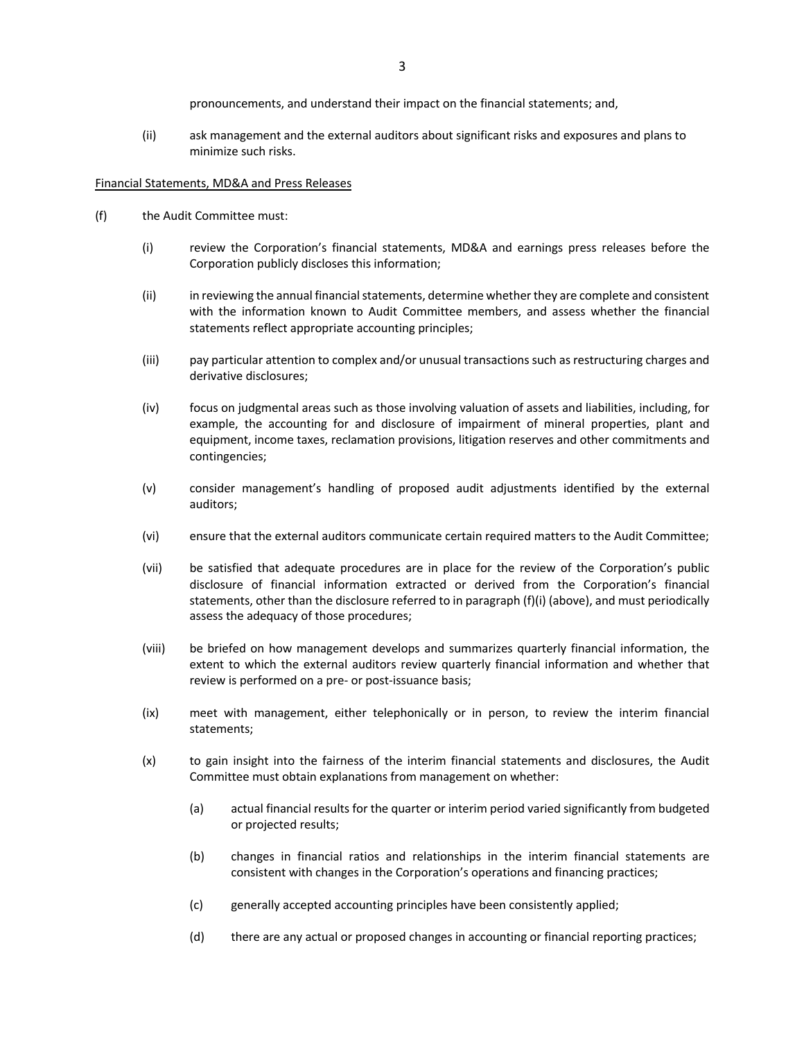pronouncements, and understand their impact on the financial statements; and,

(ii) ask management and the external auditors about significant risks and exposures and plans to minimize such risks.

<u>Financial Statements, MD&A and Press Releases</u>

(f) the Audit Committee must:

(i) review the Corporation's financial statements, MD&A and earnings press releases before the Corporation publicly discloses this information;

(ii) in reviewing the annual financial statements, determine whether they are complete and consistent with the information known to Audit Committee members, and assess whether the financial statements reflect appropriate accounting principles;

(iii) pay particular attention to complex and/or unusual transactions such as restructuring charges and derivative disclosures;

(iv) focus on judgmental areas such as those involving valuation of assets and liabilities, including, for example, the accounting for and disclosure of impairment of mineral properties, plant and equipment, income taxes, reclamation provisions, litigation reserves and other commitments and contingencies;

(v) consider management's handling of proposed audit adjustments identified by the external auditors;

(vi) ensure that the external auditors communicate certain required matters to the Audit Committee;

(vii) be satisfied that adequate procedures are in place for the review of the Corporation's public disclosure of financial information extracted or derived from the Corporation's financial statements, other than the disclosure referred to in paragraph (f)(i) (above), and must periodically assess the adequacy of those procedures;

(viii) be briefed on how management develops and summarizes quarterly financial information, the extent to which the external auditors review quarterly financial information and whether that review is performed on a pre- or post-issuance basis;

(ix) meet with management, either telephonically or in person, to review the interim financial statements;

(x) to gain insight into the fairness of the interim financial statements and disclosures, the Audit Committee must obtain explanations from management on whether:

(a) actual financial results for the quarter or interim period varied significantly from budgeted or projected results;

(b) changes in financial ratios and relationships in the interim financial statements are consistent with changes in the Corporation's operations and financing practices;

(c) generally accepted accounting principles have been consistently applied;

(d) there are any actual or proposed changes in accounting or financial reporting practices;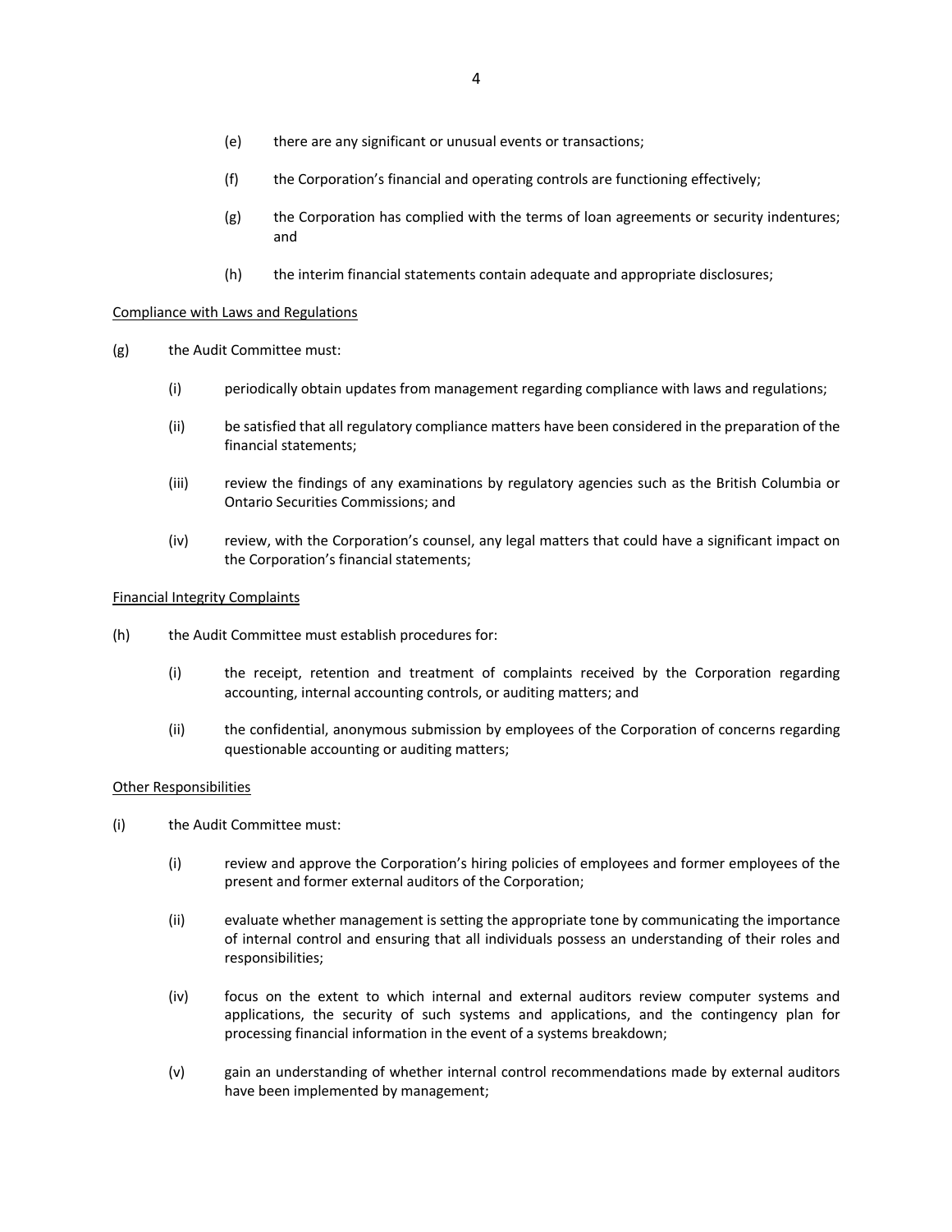(e) there are any significant or unusual events or transactions;

(f) the Corporation's financial and operating controls are functioning effectively;

(g) the Corporation has complied with the terms of loan agreements or security indentures; and

(h) the interim financial statements contain adequate and appropriate disclosures;

<u>Compliance with Laws and Regulations</u>

(g) the Audit Committee must:

(i) periodically obtain updates from management regarding compliance with laws and regulations;

(ii) be satisfied that all regulatory compliance matters have been considered in the preparation of the financial statements;

(iii) review the findings of any examinations by regulatory agencies such as the British Columbia or Ontario Securities Commissions; and

(iv) review, with the Corporation's counsel, any legal matters that could have a significant impact on the Corporation's financial statements;

<u>Financial Integrity Complaints</u>

(h) the Audit Committee must establish procedures for:

(i) the receipt, retention and treatment of complaints received by the Corporation regarding accounting, internal accounting controls, or auditing matters; and

(ii) the confidential, anonymous submission by employees of the Corporation of concerns regarding questionable accounting or auditing matters;

<u>Other Responsibilities</u>

(i) the Audit Committee must:

(i) review and approve the Corporation's hiring policies of employees and former employees of the present and former external auditors of the Corporation;

(ii) evaluate whether management is setting the appropriate tone by communicating the importance of internal control and ensuring that all individuals possess an understanding of their roles and responsibilities;

(iv) focus on the extent to which internal and external auditors review computer systems and applications, the security of such systems and applications, and the contingency plan for processing financial information in the event of a systems breakdown;

(v) gain an understanding of whether internal control recommendations made by external auditors have been implemented by management;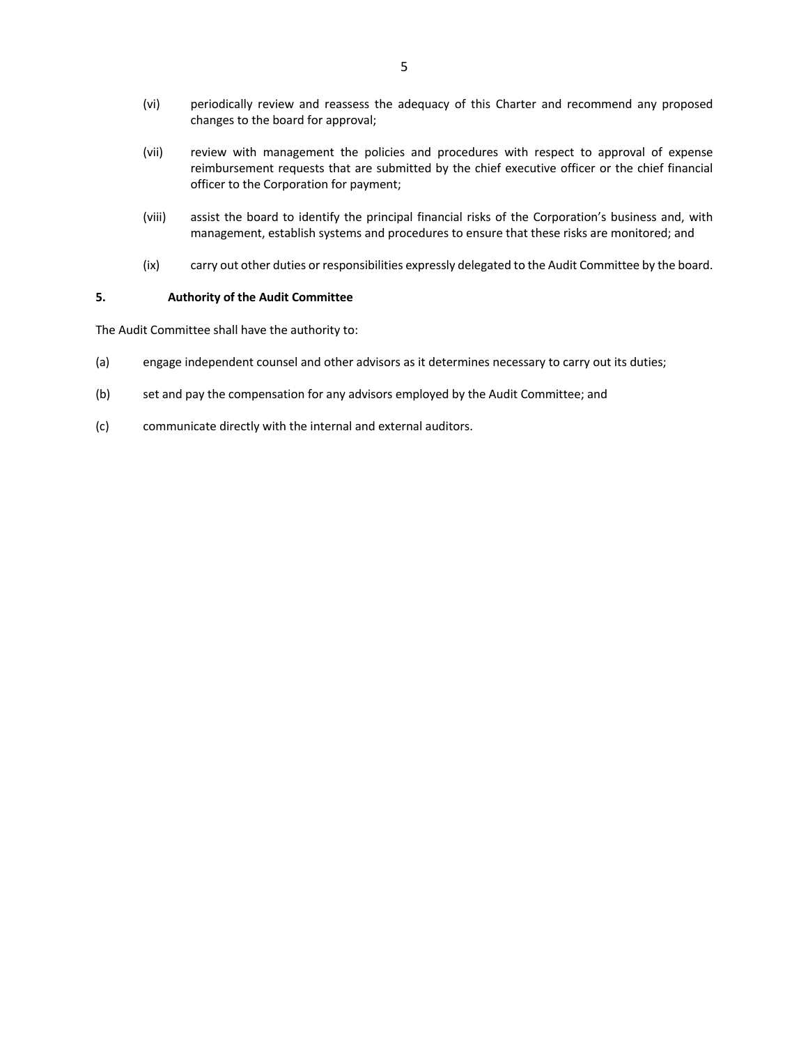(vi) periodically review and reassess the adequacy of this Charter and recommend any proposed changes to the board for approval;

(vii) review with management the policies and procedures with respect to approval of expense reimbursement requests that are submitted by the chief executive officer or the chief financial officer to the Corporation for payment;

(viii) assist the board to identify the principal financial risks of the Corporation's business and, with management, establish systems and procedures to ensure that these risks are monitored; and

(ix) carry out other duties or responsibilities expressly delegated to the Audit Committee by the board.

**5. Authority of the Audit Committee**

The Audit Committee shall have the authority to:

(a) engage independent counsel and other advisors as it determines necessary to carry out its duties;

(b) set and pay the compensation for any advisors employed by the Audit Committee; and

(c) communicate directly with the internal and external auditors.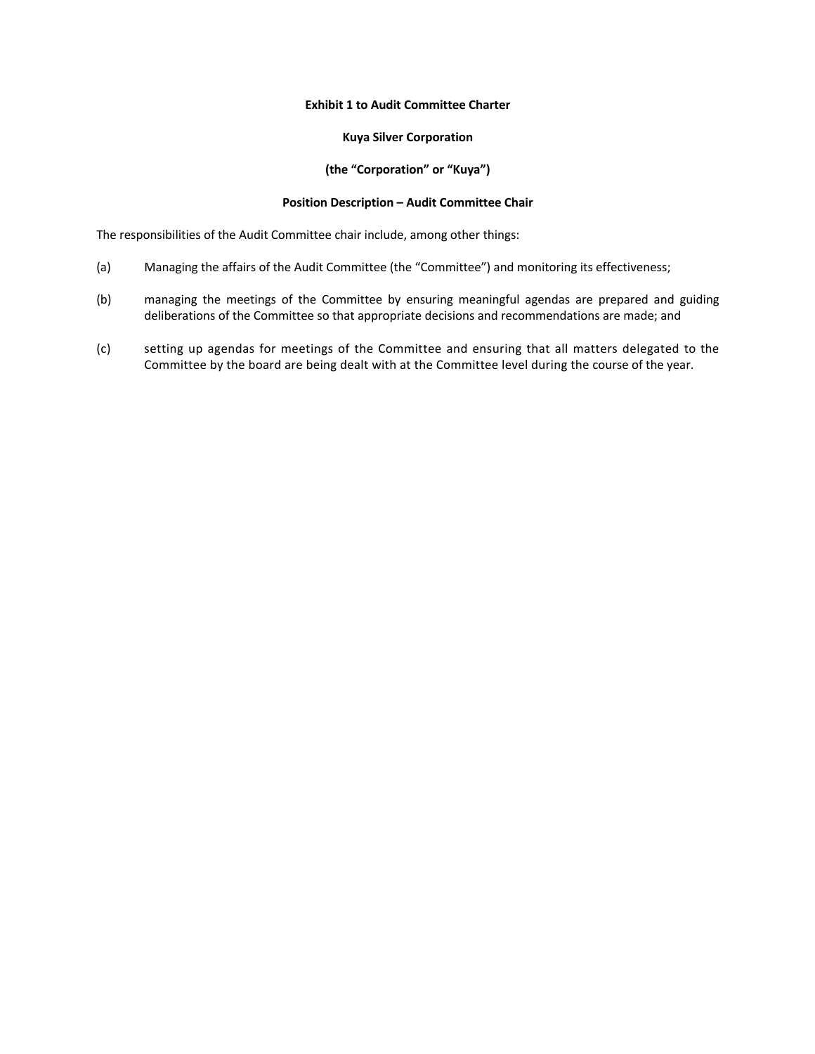**Exhibit 1 to Audit Committee Charter**

**Kuya Silver Corporation**

**(the "Corporation" or "Kuya")**

**Position Description – Audit Committee Chair**

The responsibilities of the Audit Committee chair include, among other things:

(a) Managing the affairs of the Audit Committee (the "Committee") and monitoring its effectiveness;

(b) managing the meetings of the Committee by ensuring meaningful agendas are prepared and guiding deliberations of the Committee so that appropriate decisions and recommendations are made; and

(c) setting up agendas for meetings of the Committee and ensuring that all matters delegated to the Committee by the board are being dealt with at the Committee level during the course of the year.